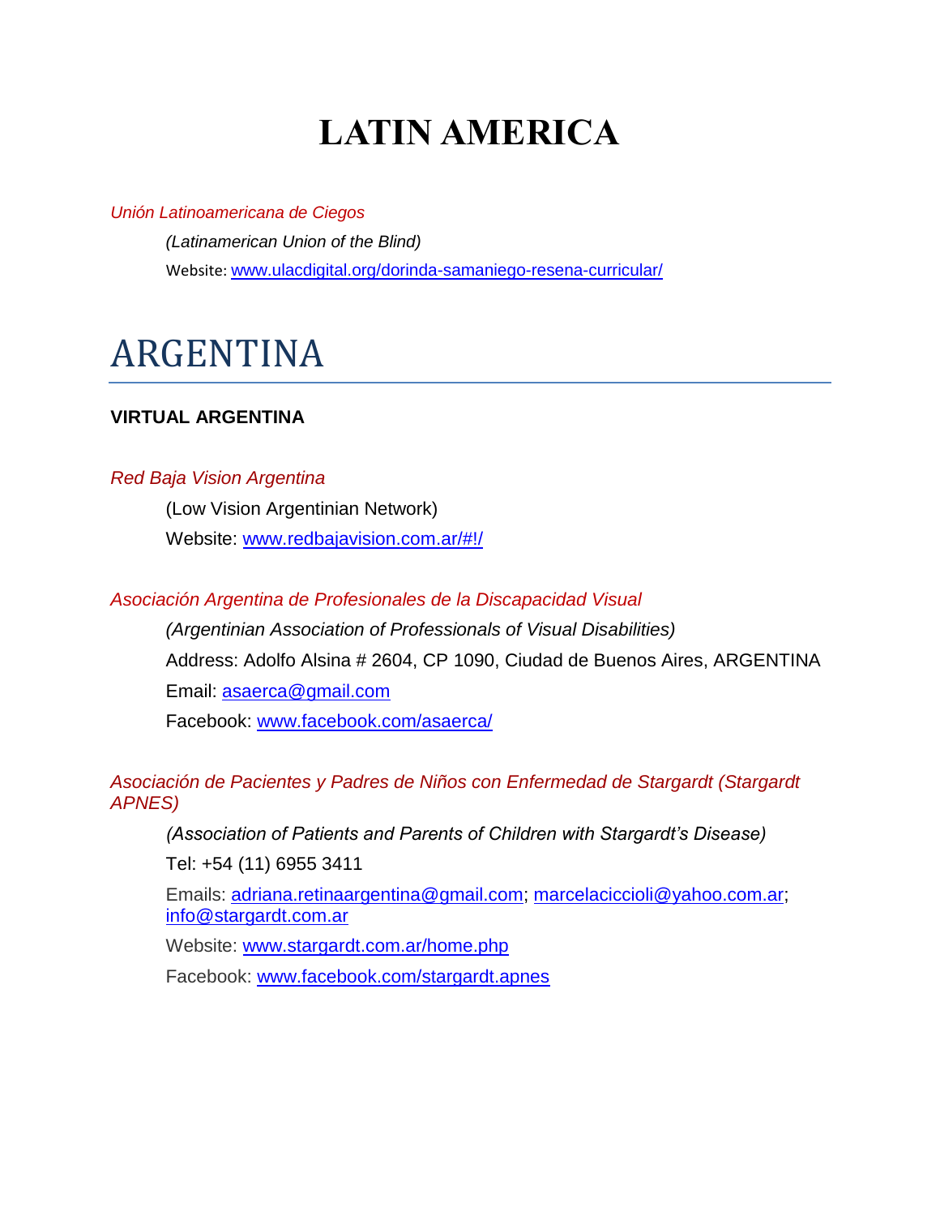# LATIN AMERICA

*Unión Latinoamericana de Ciegos*

*(Latinamerican Union of the Blind)*

Website: www.ulacdigital.org/dorinda-samaniego-resena-curricular/

# ARGENTINA

**VIRTUAL ARGENTINA**

*Red Baja Vision Argentina*

(Low Vision Argentinian Network)

Website: www.redbajavision.com.ar/#!/

*Asociación Argentina de Profesionales de la Discapacidad Visual*

*(Argentinian Association of Professionals of Visual Disabilities)*

Address: Adolfo Alsina # 2604, CP 1090, Ciudad de Buenos Aires, ARGENTINA

Email: asaerca@gmail.com

Facebook: www.facebook.com/asaerca/

*Asociación de Pacientes y Padres de Niños con Enfermedad de Stargardt (Stargardt APNES)*

*(Association of Patients and Parents of Children with Stargardt's Disease)*

Tel: +54 (11) 6955 3411

Emails: adriana.retinaargentina@gmail.com; marcelaciccioli@yahoo.com.ar; info@stargardt.com.ar

Website: www.stargardt.com.ar/home.php

Facebook: www.facebook.com/stargardt.apnes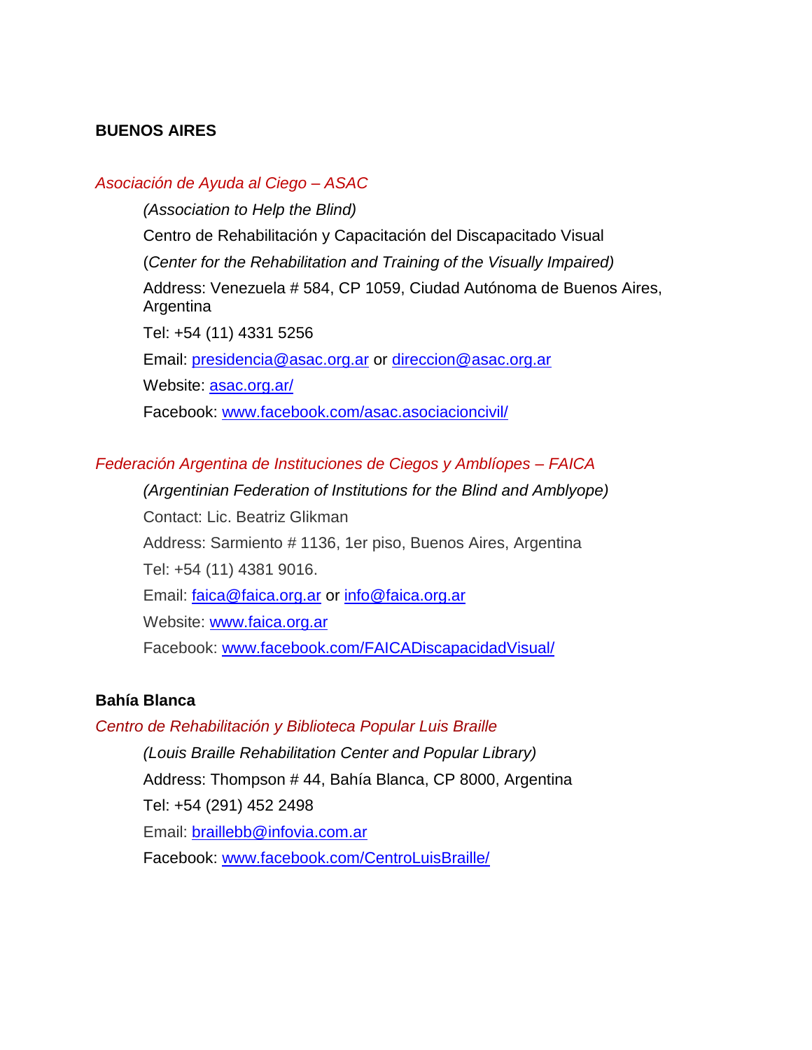## BUENOS AIRES

*Asociación de Ayuda al Ciego – ASAC*

*(Association to Help the Blind)*

Centro de Rehabilitación y Capacitación del Discapacitado Visual

(*Center for the Rehabilitation and Training of the Visually Impaired)*

Address: Venezuela # 584, CP 1059, Ciudad Autónoma de Buenos Aires, Argentina

Tel: +54 (11) 4331 5256

Email: presidencia@asac.org.ar or direccion@asac.org.ar

Website: asac.org.ar/

Facebook: www.facebook.com/asac.asociacioncivil/

*Federación Argentina de Instituciones de Ciegos y Amblíopes – FAICA*

*(Argentinian Federation of Institutions for the Blind and Amblyope)*

Contact: Lic. Beatriz Glikman

Address: Sarmiento # 1136, 1er piso, Buenos Aires, Argentina

Tel: +54 (11) 4381 9016.

Email: faica@faica.org.ar or info@faica.org.ar

Website: www.faica.org.ar

Facebook: www.facebook.com/FAICADiscapacidadVisual/

### Bahía Blanca

*Centro de Rehabilitación y Biblioteca Popular Luis Braille*

*(Louis Braille Rehabilitation Center and Popular Library)*

Address: Thompson # 44, Bahía Blanca, CP 8000, Argentina

Tel: +54 (291) 452 2498

Email: braillebb@infovia.com.ar

Facebook: www.facebook.com/CentroLuisBraille/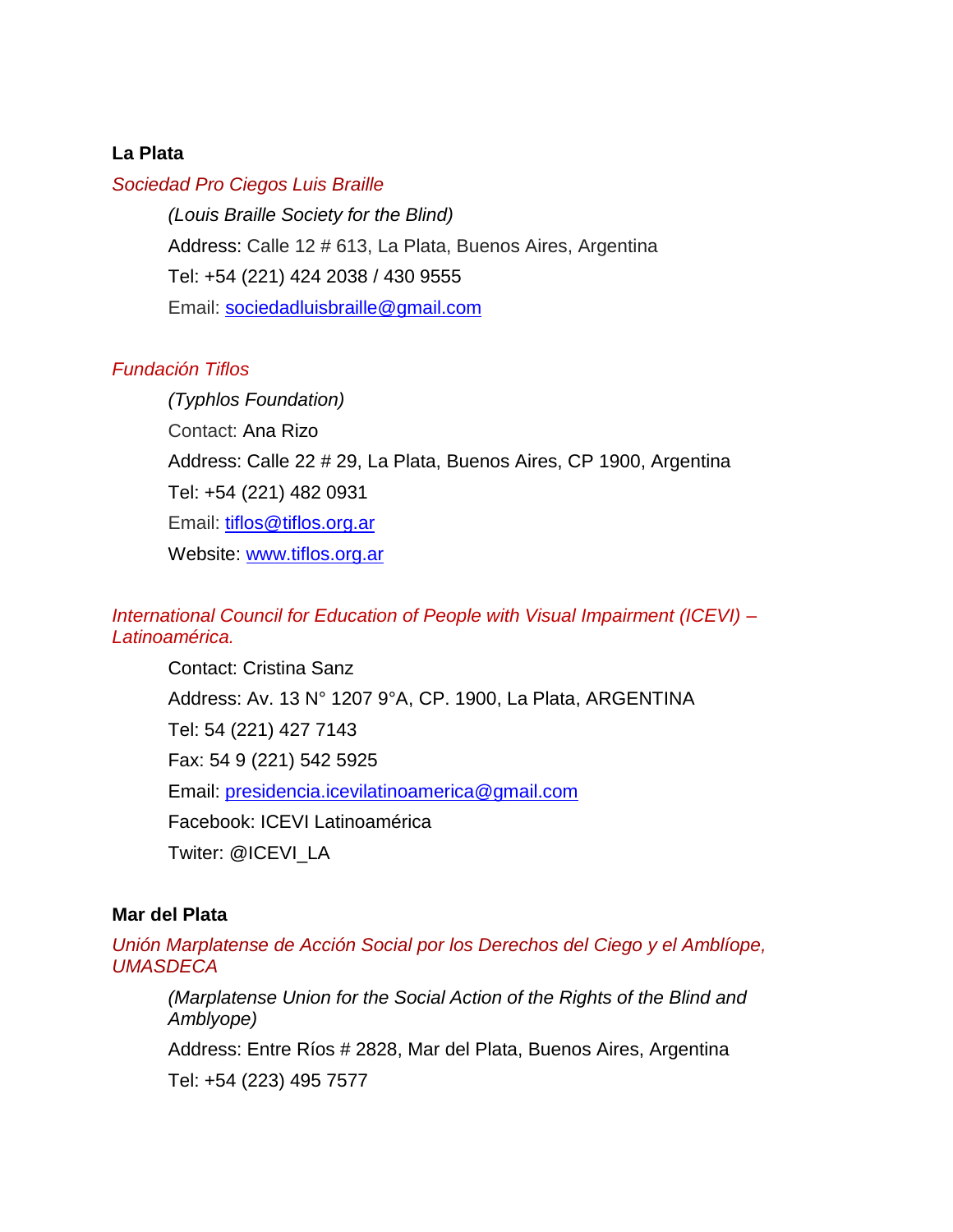**La Plata**

*Sociedad Pro Ciegos Luis Braille*

*(Louis Braille Society for the Blind)*

Address: Calle 12 # 613, La Plata, Buenos Aires, Argentina

Tel: +54 (221) 424 2038 / 430 9555

Email: sociedadluisbraille@gmail.com

*Fundación Tiflos*

*(Typhlos Foundation)*

Contact: Ana Rizo

Address: Calle 22 # 29, La Plata, Buenos Aires, CP 1900, Argentina

Tel: +54 (221) 482 0931

Email: tiflos@tiflos.org.ar

Website: www.tiflos.org.ar

*International Council for Education of People with Visual Impairment (ICEVI) – Latinoamérica.*

Contact: Cristina Sanz

Address: Av. 13 N° 1207 9°A, CP. 1900, La Plata, ARGENTINA

Tel: 54 (221) 427 7143

Fax: 54 9 (221) 542 5925

Email: presidencia.icevilatinoamerica@gmail.com

Facebook: ICEVI Latinoamérica

Twiter: @ICEVI_LA

**Mar del Plata**

*Unión Marplatense de Acción Social por los Derechos del Ciego y el Amblíope, UMASDECA*

*(Marplatense Union for the Social Action of the Rights of the Blind and Amblyope)*

Address: Entre Ríos # 2828, Mar del Plata, Buenos Aires, Argentina

Tel: +54 (223) 495 7577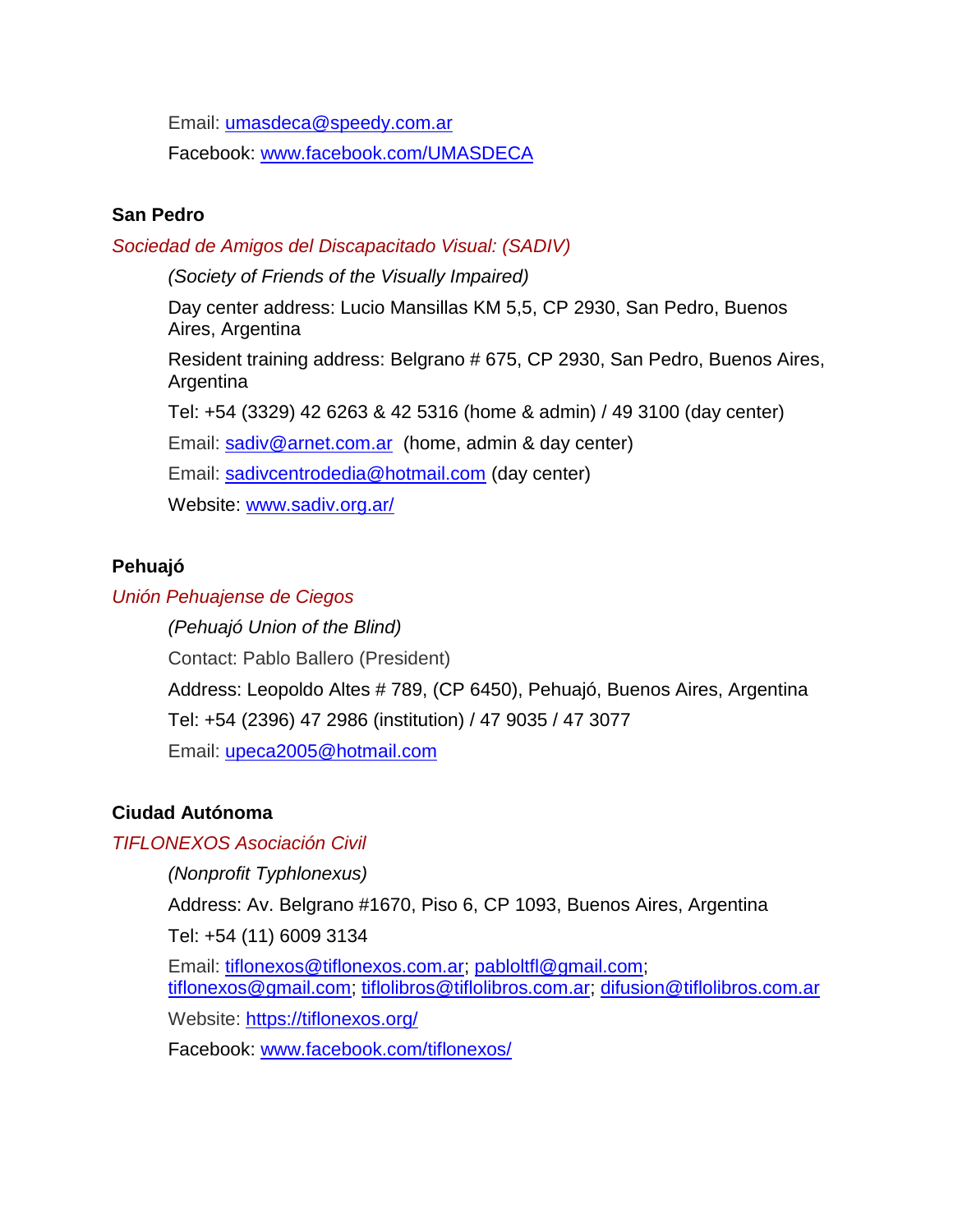Email: umasdeca@speedy.com.ar

Facebook: www.facebook.com/UMASDECA

**San Pedro**

*Sociedad de Amigos del Discapacitado Visual: (SADIV)*

*(Society of Friends of the Visually Impaired)*

Day center address: Lucio Mansillas KM 5,5, CP 2930, San Pedro, Buenos Aires, Argentina

Resident training address: Belgrano # 675, CP 2930, San Pedro, Buenos Aires, Argentina

Tel: +54 (3329) 42 6263 & 42 5316 (home & admin) / 49 3100 (day center)

Email: sadiv@arnet.com.ar (home, admin & day center)

Email: sadivcentrodedia@hotmail.com (day center)

Website: www.sadiv.org.ar/

**Pehuajó**

*Unión Pehuajense de Ciegos*

*(Pehuajó Union of the Blind)*

Contact: Pablo Ballero (President)

Address: Leopoldo Altes # 789, (CP 6450), Pehuajó, Buenos Aires, Argentina

Tel: +54 (2396) 47 2986 (institution) / 47 9035 / 47 3077

Email: upeca2005@hotmail.com

**Ciudad Autónoma**

*TIFLONEXOS Asociación Civil*

*(Nonprofit Typhlonexus)*

Address: Av. Belgrano #1670, Piso 6, CP 1093, Buenos Aires, Argentina

Tel: +54 (11) 6009 3134

Email: tiflonexos@tiflonexos.com.ar; pabloltfl@gmail.com; tiflonexos@gmail.com; tiflolibros@tiflolibros.com.ar; difusion@tiflolibros.com.ar

Website: https://tiflonexos.org/

Facebook: www.facebook.com/tiflonexos/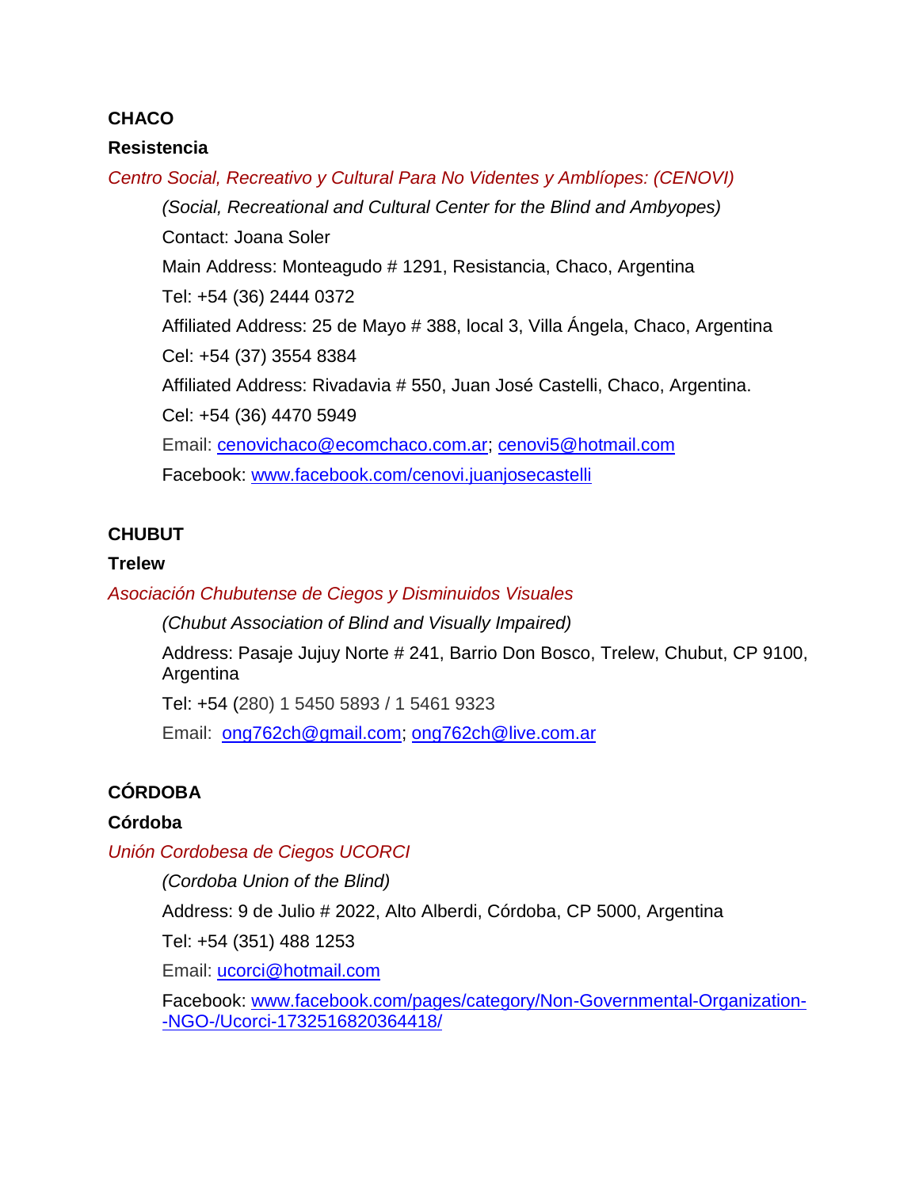**CHACO**

**Resistencia**

*Centro Social, Recreativo y Cultural Para No Videntes y Amblíopes: (CENOVI)*

*(Social, Recreational and Cultural Center for the Blind and Ambyopes)*

Contact: Joana Soler

Main Address: Monteagudo # 1291, Resistancia, Chaco, Argentina

Tel: +54 (36) 2444 0372

Affiliated Address: 25 de Mayo # 388, local 3, Villa Ángela, Chaco, Argentina

Cel: +54 (37) 3554 8384

Affiliated Address: Rivadavia # 550, Juan José Castelli, Chaco, Argentina.

Cel: +54 (36) 4470 5949

Email: cenovichaco@ecomchaco.com.ar; cenovi5@hotmail.com

Facebook: www.facebook.com/cenovi.juanjosecastelli

**CHUBUT**

**Trelew**

*Asociación Chubutense de Ciegos y Disminuidos Visuales*

*(Chubut Association of Blind and Visually Impaired)*

Address: Pasaje Jujuy Norte # 241, Barrio Don Bosco, Trelew, Chubut, CP 9100, Argentina

Tel: +54 (280) 1 5450 5893 / 1 5461 9323

Email: ong762ch@gmail.com; ong762ch@live.com.ar

**CÓRDOBA**

**Córdoba**

*Unión Cordobesa de Ciegos UCORCI*

*(Cordoba Union of the Blind)*

Address: 9 de Julio # 2022, Alto Alberdi, Córdoba, CP 5000, Argentina

Tel: +54 (351) 488 1253

Email: ucorci@hotmail.com

Facebook: www.facebook.com/pages/category/Non-Governmental-Organization--NGO-/Ucorci-1732516820364418/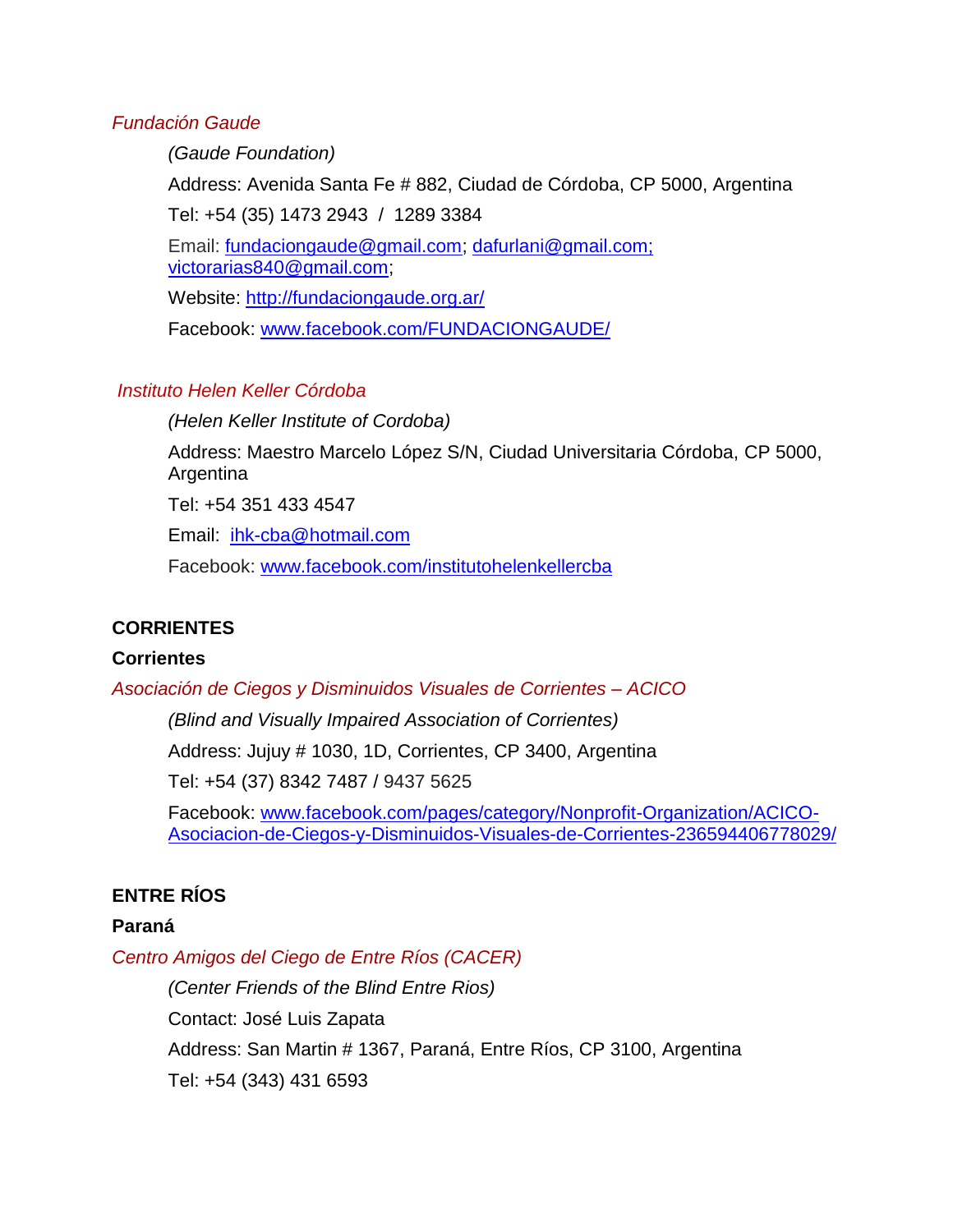*Fundación Gaude*

*(Gaude Foundation)*

Address: Avenida Santa Fe # 882, Ciudad de Córdoba, CP 5000, Argentina

Tel: +54 (35) 1473 2943 / 1289 3384

Email: fundaciongaude@gmail.com; dafurlani@gmail.com; victorarias840@gmail.com;

Website: http://fundaciongaude.org.ar/

Facebook: www.facebook.com/FUNDACIONGAUDE/

*Instituto Helen Keller Córdoba*

*(Helen Keller Institute of Cordoba)*

Address: Maestro Marcelo López S/N, Ciudad Universitaria Córdoba, CP 5000, Argentina

Tel: +54 351 433 4547

Email: ihk-cba@hotmail.com

Facebook: www.facebook.com/institutohelenkellercba

## CORRIENTES

### Corrientes

*Asociación de Ciegos y Disminuidos Visuales de Corrientes – ACICO*

*(Blind and Visually Impaired Association of Corrientes)*

Address: Jujuy # 1030, 1D, Corrientes, CP 3400, Argentina

Tel: +54 (37) 8342 7487 / 9437 5625

Facebook: www.facebook.com/pages/category/Nonprofit-Organization/ACICO-Asociacion-de-Ciegos-y-Disminuidos-Visuales-de-Corrientes-236594406778029/

## ENTRE RÍOS

### Paraná

*Centro Amigos del Ciego de Entre Ríos (CACER)*

*(Center Friends of the Blind Entre Rios)*

Contact: José Luis Zapata

Address: San Martin # 1367, Paraná, Entre Ríos, CP 3100, Argentina

Tel: +54 (343) 431 6593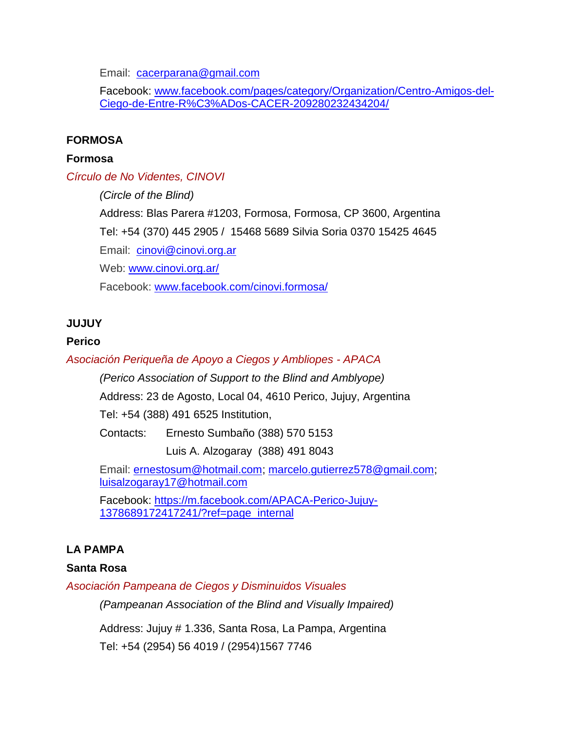Email: cacerparana@gmail.com

Facebook: www.facebook.com/pages/category/Organization/Centro-Amigos-del-Ciego-de-Entre-R%C3%ADos-CACER-209280232434204/

## FORMOSA

### Formosa

*Círculo de No Videntes, CINOVI*

*(Circle of the Blind)*

Address: Blas Parera #1203, Formosa, Formosa, CP 3600, Argentina

Tel: +54 (370) 445 2905 / 15468 5689 Silvia Soria 0370 15425 4645

Email: cinovi@cinovi.org.ar

Web: www.cinovi.org.ar/

Facebook: www.facebook.com/cinovi.formosa/

## JUJUY

### Perico

*Asociación Periqueña de Apoyo a Ciegos y Ambliopes - APACA*

*(Perico Association of Support to the Blind and Amblyope)*

Address: 23 de Agosto, Local 04, 4610 Perico, Jujuy, Argentina

Tel: +54 (388) 491 6525 Institution,

Contacts: Ernesto Sumbaño (388) 570 5153

Luis A. Alzogaray (388) 491 8043

Email: ernestosum@hotmail.com; marcelo.gutierrez578@gmail.com; luisalzogaray17@hotmail.com

Facebook: https://m.facebook.com/APACA-Perico-Jujuy-1378689172417241/?ref=page_internal

## LA PAMPA

### Santa Rosa

*Asociación Pampeana de Ciegos y Disminuidos Visuales*

*(Pampeanan Association of the Blind and Visually Impaired)*

Address: Jujuy # 1.336, Santa Rosa, La Pampa, Argentina

Tel: +54 (2954) 56 4019 / (2954)1567 7746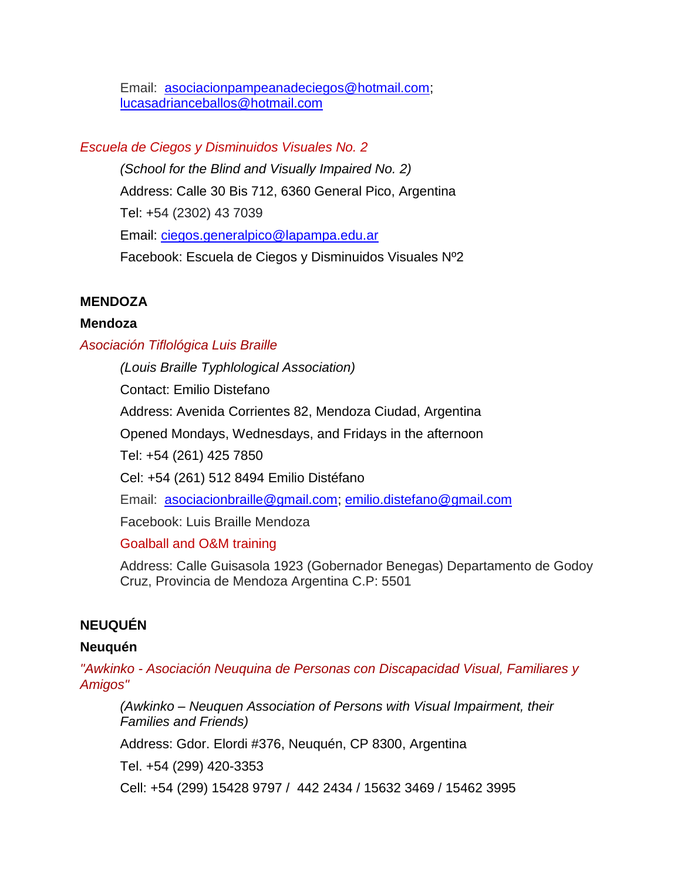Email: asociacionpampeanadeciegos@hotmail.com; lucasadrianceballos@hotmail.com

*Escuela de Ciegos y Disminuidos Visuales No. 2*

*(School for the Blind and Visually Impaired No. 2)*

Address: Calle 30 Bis 712, 6360 General Pico, Argentina

Tel: +54 (2302) 43 7039

Email: ciegos.generalpico@lapampa.edu.ar

Facebook: Escuela de Ciegos y Disminuidos Visuales Nº2

## MENDOZA

### Mendoza

*Asociación Tiflológica Luis Braille*

*(Louis Braille Typhlological Association)*

Contact: Emilio Distefano

Address: Avenida Corrientes 82, Mendoza Ciudad, Argentina

Opened Mondays, Wednesdays, and Fridays in the afternoon

Tel: +54 (261) 425 7850

Cel: +54 (261) 512 8494 Emilio Distéfano

Email: asociacionbraille@gmail.com; emilio.distefano@gmail.com

Facebook: Luis Braille Mendoza

Goalball and O&M training

Address: Calle Guisasola 1923 (Gobernador Benegas) Departamento de Godoy Cruz, Provincia de Mendoza Argentina C.P: 5501

## NEUQUÉN

### Neuquén

*"Awkinko - Asociación Neuquina de Personas con Discapacidad Visual, Familiares y Amigos"*

*(Awkinko – Neuquen Association of Persons with Visual Impairment, their Families and Friends)*

Address: Gdor. Elordi #376, Neuquén, CP 8300, Argentina

Tel. +54 (299) 420-3353

Cell: +54 (299) 15428 9797 / 442 2434 / 15632 3469 / 15462 3995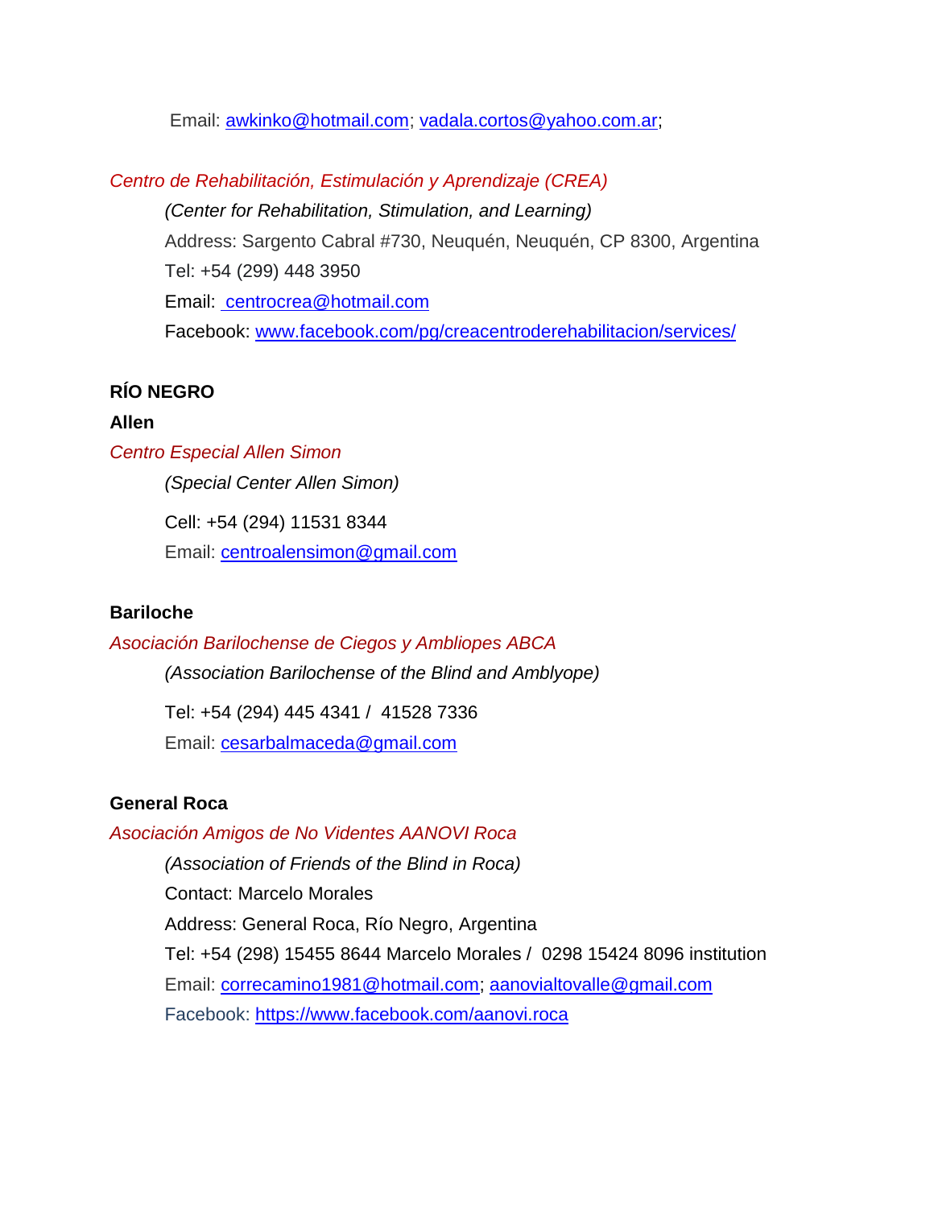Email: awkinko@hotmail.com; vadala.cortos@yahoo.com.ar;

*Centro de Rehabilitación, Estimulación y Aprendizaje (CREA)*

*(Center for Rehabilitation, Stimulation, and Learning)*

Address: Sargento Cabral #730, Neuquén, Neuquén, CP 8300, Argentina

Tel: +54 (299) 448 3950

Email: centrocrea@hotmail.com

Facebook: www.facebook.com/pg/creacentroderehabilitacion/services/

**RÍO NEGRO**

**Allen**

*Centro Especial Allen Simon*

*(Special Center Allen Simon)*

Cell: +54 (294) 11531 8344

Email: centroalensimon@gmail.com

**Bariloche**

*Asociación Barilochense de Ciegos y Ambliopes ABCA*

*(Association Barilochense of the Blind and Amblyope)*

Tel: +54 (294) 445 4341 / 41528 7336

Email: cesarbalmaceda@gmail.com

**General Roca**

*Asociación Amigos de No Videntes AANOVI Roca*

*(Association of Friends of the Blind in Roca)*

Contact: Marcelo Morales

Address: General Roca, Río Negro, Argentina

Tel: +54 (298) 15455 8644 Marcelo Morales / 0298 15424 8096 institution

Email: correcamino1981@hotmail.com; aanovialtovalle@gmail.com

Facebook: https://www.facebook.com/aanovi.roca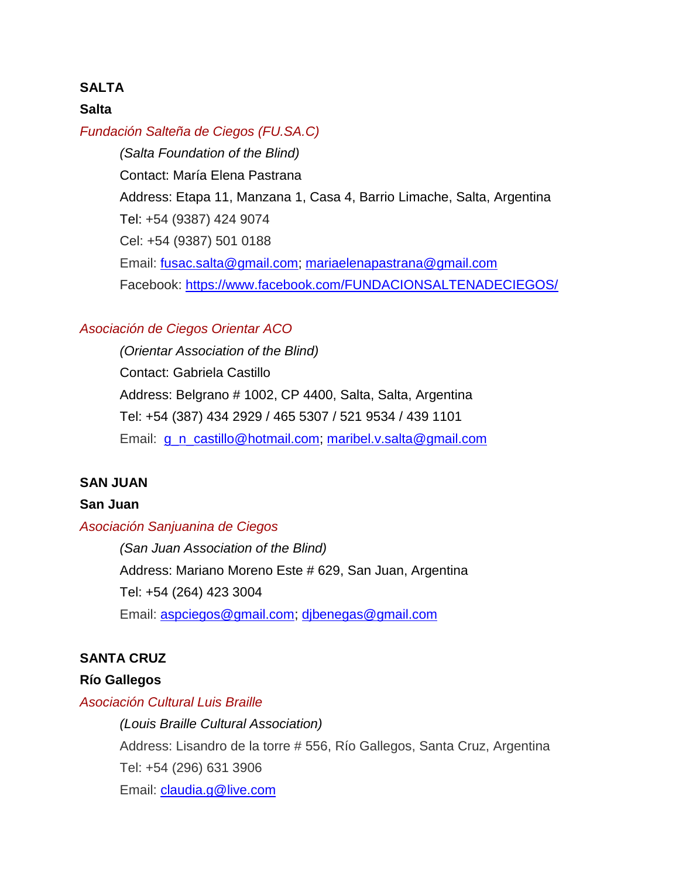**SALTA**

**Salta**

*Fundación Salteña de Ciegos (FU.SA.C)*

*(Salta Foundation of the Blind)*

Contact: María Elena Pastrana

Address: Etapa 11, Manzana 1, Casa 4, Barrio Limache, Salta, Argentina

Tel: +54 (9387) 424 9074

Cel: +54 (9387) 501 0188

Email: fusac.salta@gmail.com; mariaelenapastrana@gmail.com

Facebook: https://www.facebook.com/FUNDACIONSALTENADECIEGOS/

*Asociación de Ciegos Orientar ACO*

*(Orientar Association of the Blind)*

Contact: Gabriela Castillo

Address: Belgrano # 1002, CP 4400, Salta, Salta, Argentina

Tel: +54 (387) 434 2929 / 465 5307 / 521 9534 / 439 1101

Email: g_n_castillo@hotmail.com; maribel.v.salta@gmail.com

**SAN JUAN**

**San Juan**

*Asociación Sanjuanina de Ciegos*

*(San Juan Association of the Blind)*

Address: Mariano Moreno Este # 629, San Juan, Argentina

Tel: +54 (264) 423 3004

Email: aspciegos@gmail.com; djbenegas@gmail.com

**SANTA CRUZ**

**Río Gallegos**

*Asociación Cultural Luis Braille*

*(Louis Braille Cultural Association)*

Address: Lisandro de la torre # 556, Río Gallegos, Santa Cruz, Argentina

Tel: +54 (296) 631 3906

Email: claudia.g@live.com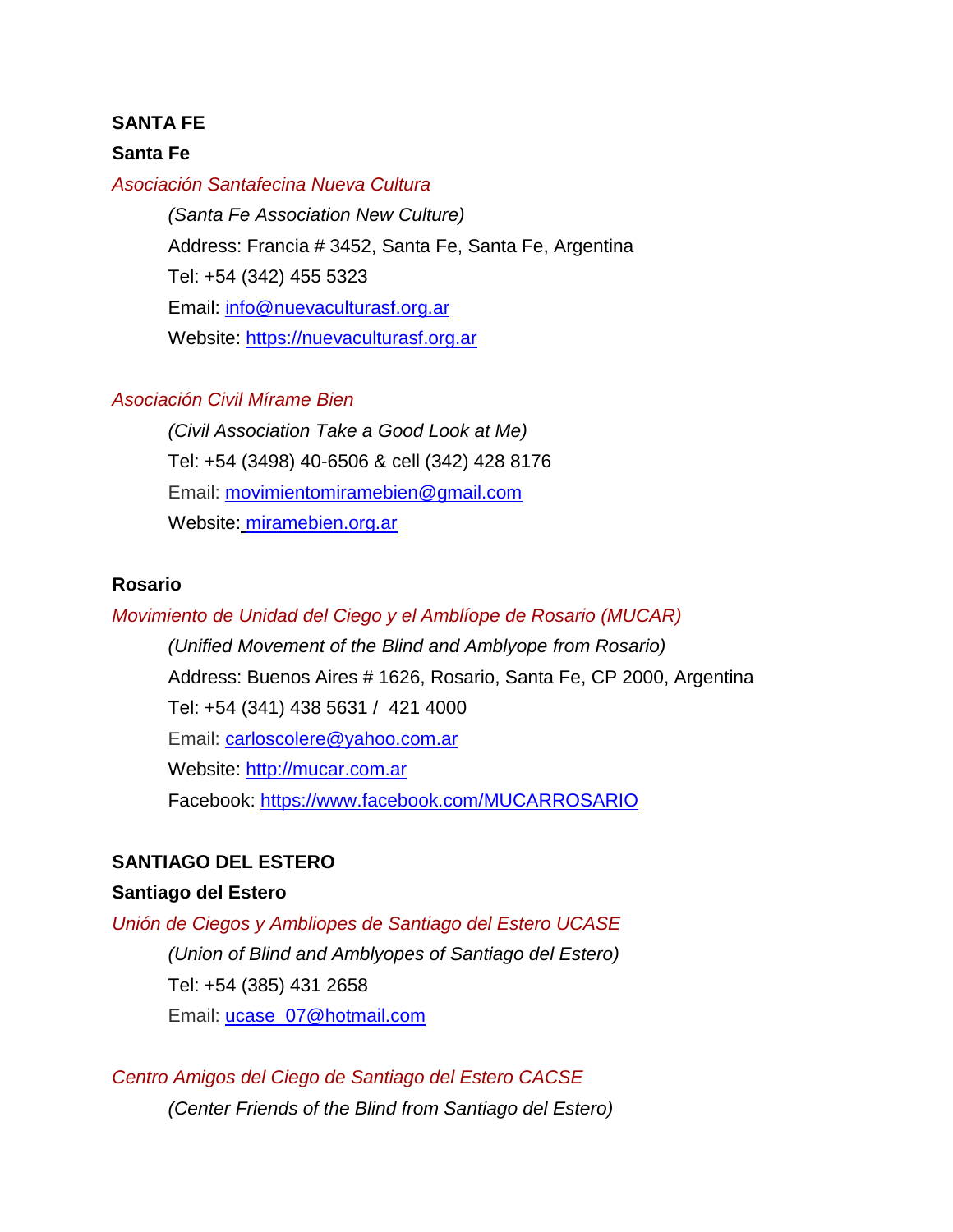## SANTA FE

### Santa Fe

*Asociación Santafecina Nueva Cultura*

*(Santa Fe Association New Culture)*

Address: Francia # 3452, Santa Fe, Santa Fe, Argentina

Tel: +54 (342) 455 5323

Email: info@nuevaculturasf.org.ar

Website: https://nuevaculturasf.org.ar

*Asociación Civil Mírame Bien*

*(Civil Association Take a Good Look at Me)*

Tel: +54 (3498) 40-6506 & cell (342) 428 8176

Email: movimientomiramebien@gmail.com

Website: miramebien.org.ar

### Rosario

*Movimiento de Unidad del Ciego y el Amblíope de Rosario (MUCAR)*

*(Unified Movement of the Blind and Amblyope from Rosario)*

Address: Buenos Aires # 1626, Rosario, Santa Fe, CP 2000, Argentina

Tel: +54 (341) 438 5631 / 421 4000

Email: carloscolere@yahoo.com.ar

Website: http://mucar.com.ar

Facebook: https://www.facebook.com/MUCARROSARIO

## SANTIAGO DEL ESTERO

### Santiago del Estero

*Unión de Ciegos y Ambliopes de Santiago del Estero UCASE*

*(Union of Blind and Amblyopes of Santiago del Estero)*

Tel: +54 (385) 431 2658

Email: ucase_07@hotmail.com

*Centro Amigos del Ciego de Santiago del Estero CACSE*

*(Center Friends of the Blind from Santiago del Estero)*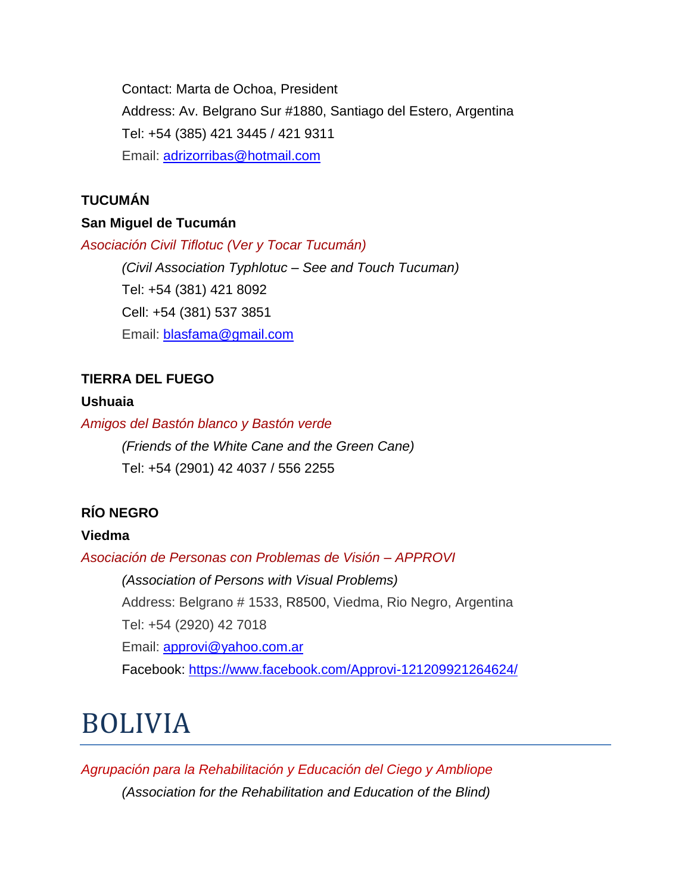Contact: Marta de Ochoa, President

Address: Av. Belgrano Sur #1880, Santiago del Estero, Argentina

Tel: +54 (385) 421 3445 / 421 9311

Email: adrizorribas@hotmail.com

**TUCUMÁN**

**San Miguel de Tucumán**

*Asociación Civil Tiflotuc (Ver y Tocar Tucumán)*

*(Civil Association Typhlotuc – See and Touch Tucuman)*

Tel: +54 (381) 421 8092

Cell: +54 (381) 537 3851

Email: blasfama@gmail.com

**TIERRA DEL FUEGO**

**Ushuaia**

*Amigos del Bastón blanco y Bastón verde*

*(Friends of the White Cane and the Green Cane)*

Tel: +54 (2901) 42 4037 / 556 2255

**RÍO NEGRO**

**Viedma**

*Asociación de Personas con Problemas de Visión – APPROVI*

*(Association of Persons with Visual Problems)*

Address: Belgrano # 1533, R8500, Viedma, Rio Negro, Argentina

Tel: +54 (2920) 42 7018

Email: approvi@yahoo.com.ar

Facebook: https://www.facebook.com/Approvi-121209921264624/

# BOLIVIA

*Agrupación para la Rehabilitación y Educación del Ciego y Ambliope*

*(Association for the Rehabilitation and Education of the Blind)*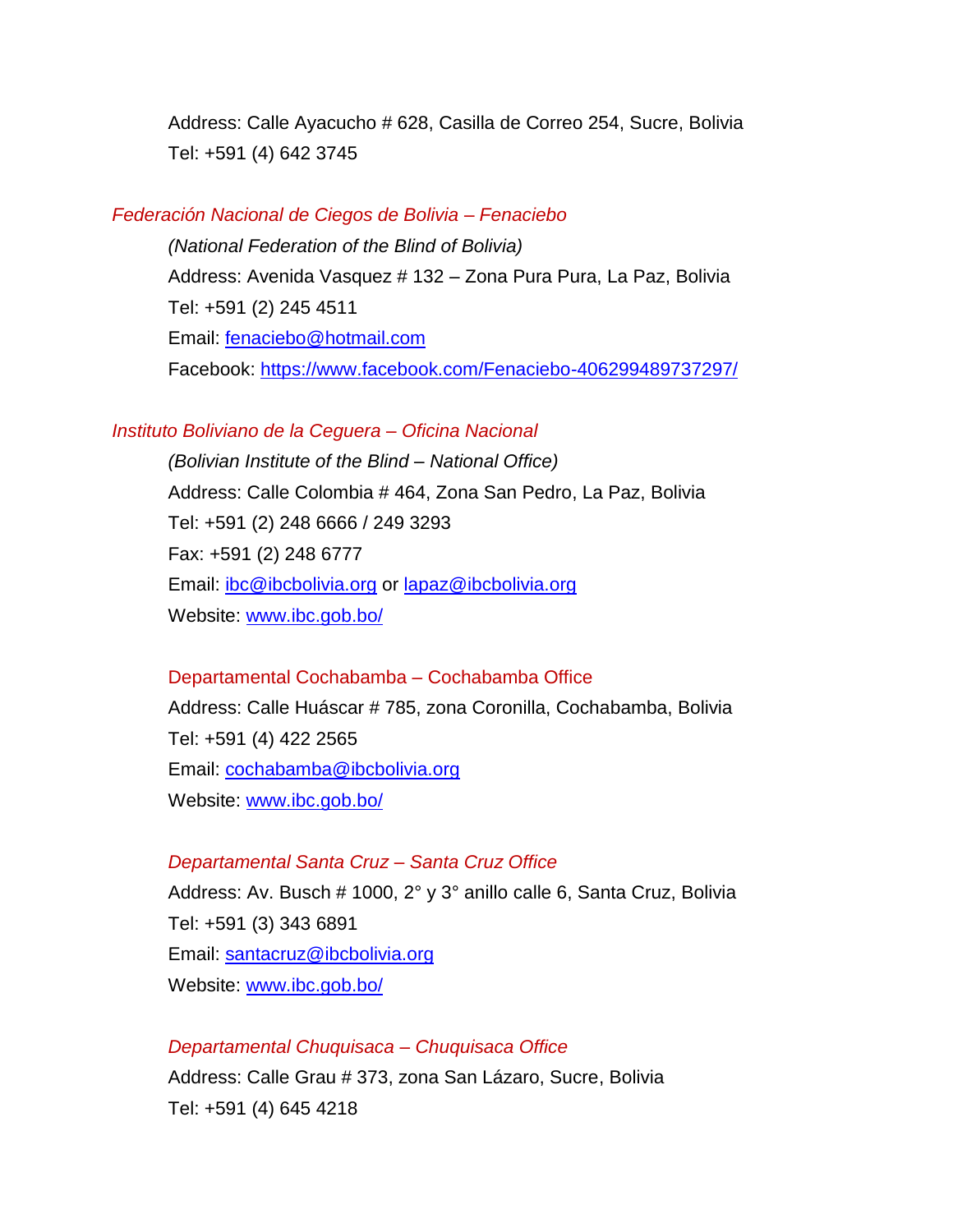Address: Calle Ayacucho # 628, Casilla de Correo 254, Sucre, Bolivia
Tel: +591 (4) 642 3745

### *Federación Nacional de Ciegos de Bolivia – Fenaciebo*

*(National Federation of the Blind of Bolivia)*
Address: Avenida Vasquez # 132 – Zona Pura Pura, La Paz, Bolivia
Tel: +591 (2) 245 4511
Email: [fenaciebo@hotmail.com](mailto:fenaciebo@hotmail.com)
Facebook: [https://www.facebook.com/Fenaciebo-406299489737297/](https://www.facebook.com/Fenaciebo-406299489737297/)

### *Instituto Boliviano de la Ceguera – Oficina Nacional*

*(Bolivian Institute of the Blind – National Office)*
Address: Calle Colombia # 464, Zona San Pedro, La Paz, Bolivia
Tel: +591 (2) 248 6666 / 249 3293
Fax: +591 (2) 248 6777
Email: [ibc@ibcbolivia.org](mailto:ibc@ibcbolivia.org) or [lapaz@ibcbolivia.org](mailto:lapaz@ibcbolivia.org)
Website: [www.ibc.gob.bo/](http://www.ibc.gob.bo/)

#### Departamental Cochabamba – Cochabamba Office

Address: Calle Huáscar # 785, zona Coronilla, Cochabamba, Bolivia
Tel: +591 (4) 422 2565
Email: [cochabamba@ibcbolivia.org](mailto:cochabamba@ibcbolivia.org)
Website: [www.ibc.gob.bo/](http://www.ibc.gob.bo/)

#### *Departamental Santa Cruz – Santa Cruz Office*

Address: Av. Busch # 1000, 2° y 3° anillo calle 6, Santa Cruz, Bolivia
Tel: +591 (3) 343 6891
Email: [santacruz@ibcbolivia.org](mailto:santacruz@ibcbolivia.org)
Website: [www.ibc.gob.bo/](http://www.ibc.gob.bo/)

#### *Departamental Chuquisaca – Chuquisaca Office*

Address: Calle Grau # 373, zona San Lázaro, Sucre, Bolivia
Tel: +591 (4) 645 4218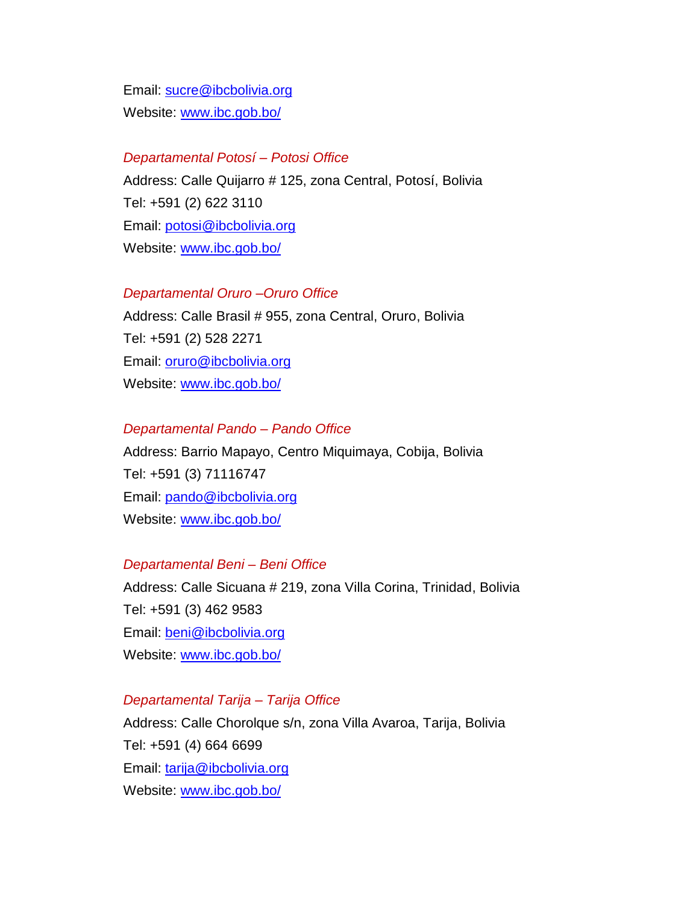Email: sucre@ibcbolivia.org
Website: www.ibc.gob.bo/

*Departamental Potosí – Potosi Office*
Address: Calle Quijarro # 125, zona Central, Potosí, Bolivia
Tel: +591 (2) 622 3110
Email: potosi@ibcbolivia.org
Website: www.ibc.gob.bo/

*Departamental Oruro –Oruro Office*
Address: Calle Brasil # 955, zona Central, Oruro, Bolivia
Tel: +591 (2) 528 2271
Email: oruro@ibcbolivia.org
Website: www.ibc.gob.bo/

*Departamental Pando – Pando Office*
Address: Barrio Mapayo, Centro Miquimaya, Cobija, Bolivia
Tel: +591 (3) 71116747
Email: pando@ibcbolivia.org
Website: www.ibc.gob.bo/

*Departamental Beni – Beni Office*
Address: Calle Sicuana # 219, zona Villa Corina, Trinidad, Bolivia
Tel: +591 (3) 462 9583
Email: beni@ibcbolivia.org
Website: www.ibc.gob.bo/

*Departamental Tarija – Tarija Office*
Address: Calle Chorolque s/n, zona Villa Avaroa, Tarija, Bolivia
Tel: +591 (4) 664 6699
Email: tarija@ibcbolivia.org
Website: www.ibc.gob.bo/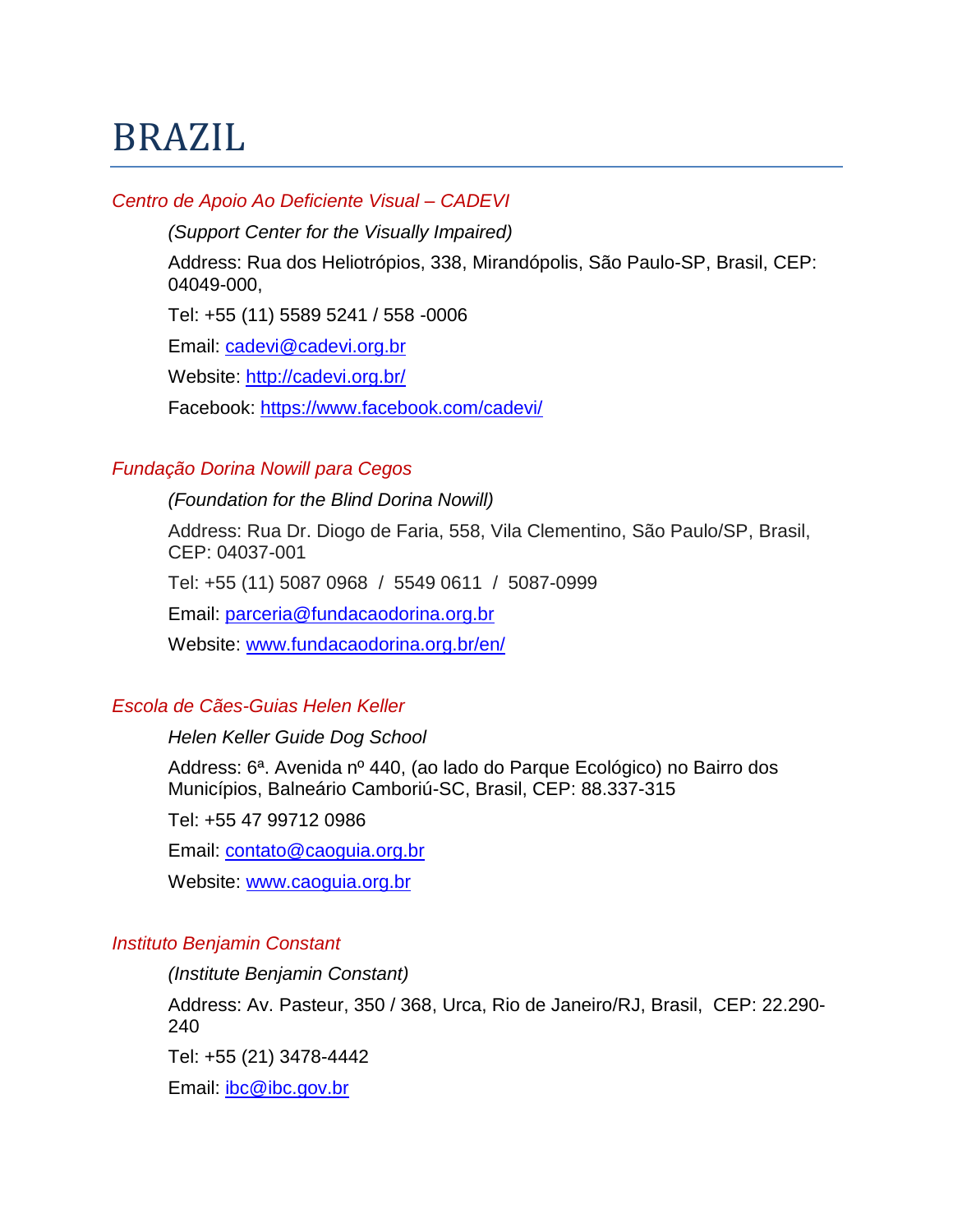# BRAZIL

### *Centro de Apoio Ao Deficiente Visual – CADEVI*

*(Support Center for the Visually Impaired)*

Address: Rua dos Heliotrópios, 338, Mirandópolis, São Paulo-SP, Brasil, CEP: 04049-000,

Tel: +55 (11) 5589 5241 / 558 -0006

Email: cadevi@cadevi.org.br

Website: http://cadevi.org.br/

Facebook: https://www.facebook.com/cadevi/

### *Fundação Dorina Nowill para Cegos*

*(Foundation for the Blind Dorina Nowill)*

Address: Rua Dr. Diogo de Faria, 558, Vila Clementino, São Paulo/SP, Brasil, CEP: 04037-001

Tel: +55 (11) 5087 0968 / 5549 0611 / 5087-0999

Email: parceria@fundacaodorina.org.br

Website: www.fundacaodorina.org.br/en/

### *Escola de Cães-Guias Helen Keller*

*Helen Keller Guide Dog School*

Address: 6ª. Avenida nº 440, (ao lado do Parque Ecológico) no Bairro dos Municípios, Balneário Camboriú-SC, Brasil, CEP: 88.337-315

Tel: +55 47 99712 0986

Email: contato@caoguia.org.br

Website: www.caoguia.org.br

### *Instituto Benjamin Constant*

*(Institute Benjamin Constant)*

Address: Av. Pasteur, 350 / 368, Urca, Rio de Janeiro/RJ, Brasil, CEP: 22.290-240

Tel: +55 (21) 3478-4442

Email: ibc@ibc.gov.br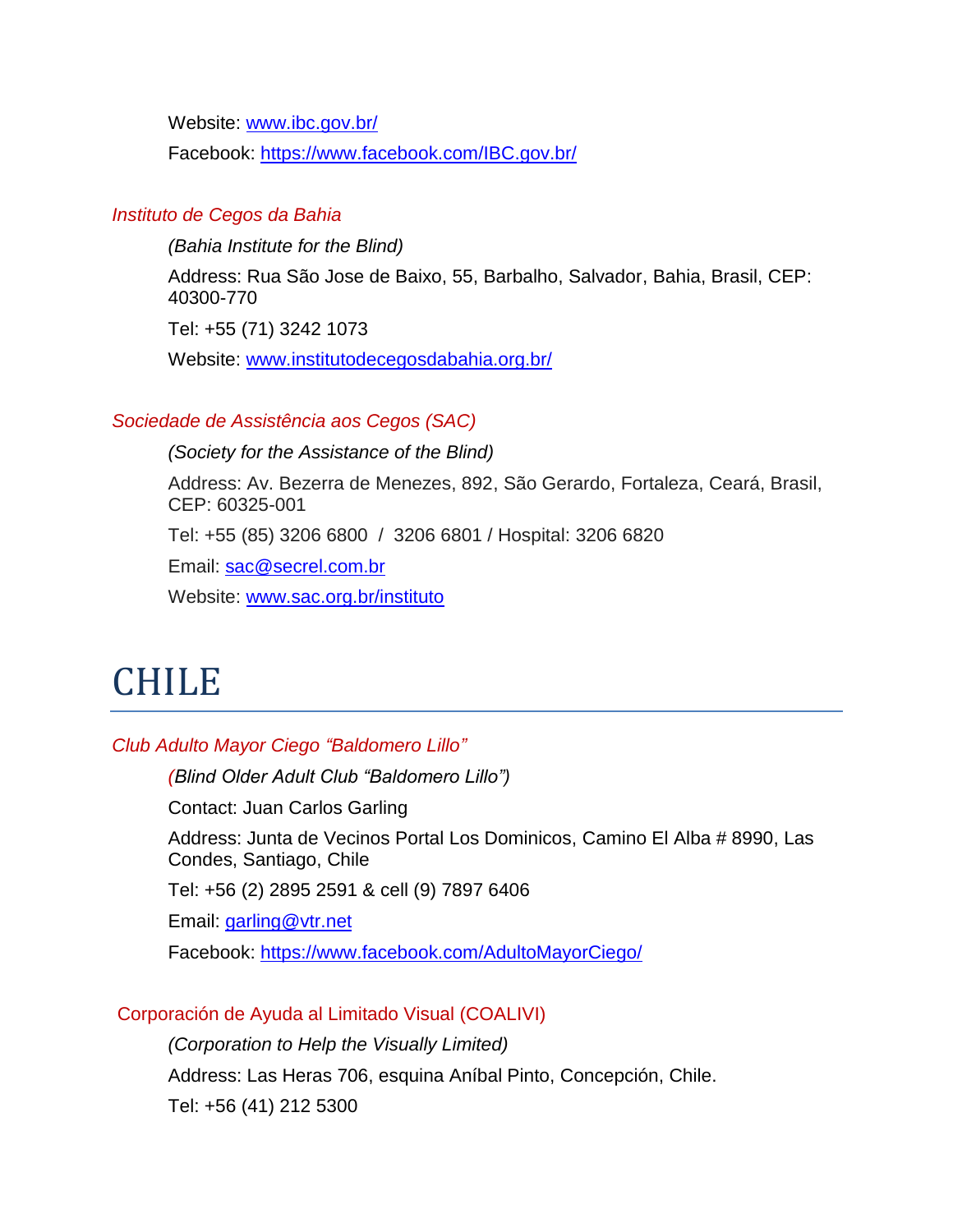Website: www.ibc.gov.br/

Facebook: https://www.facebook.com/IBC.gov.br/

### *Instituto de Cegos da Bahia*

*(Bahia Institute for the Blind)*

Address: Rua São Jose de Baixo, 55, Barbalho, Salvador, Bahia, Brasil, CEP: 40300-770

Tel: +55 (71) 3242 1073

Website: www.institutodecegosdabahia.org.br/

### *Sociedade de Assistência aos Cegos (SAC)*

*(Society for the Assistance of the Blind)*

Address: Av. Bezerra de Menezes, 892, São Gerardo, Fortaleza, Ceará, Brasil, CEP: 60325-001

Tel: +55 (85) 3206 6800 / 3206 6801 / Hospital: 3206 6820

Email: sac@secrel.com.br

Website: www.sac.org.br/instituto

# CHILE

### *Club Adulto Mayor Ciego "Baldomero Lillo"*

*(Blind Older Adult Club "Baldomero Lillo")*

Contact: Juan Carlos Garling

Address: Junta de Vecinos Portal Los Dominicos, Camino El Alba # 8990, Las Condes, Santiago, Chile

Tel: +56 (2) 2895 2591 & cell (9) 7897 6406

Email: garling@vtr.net

Facebook: https://www.facebook.com/AdultoMayorCiego/

### Corporación de Ayuda al Limitado Visual (COALIVI)

*(Corporation to Help the Visually Limited)*

Address: Las Heras 706, esquina Aníbal Pinto, Concepción, Chile.

Tel: +56 (41) 212 5300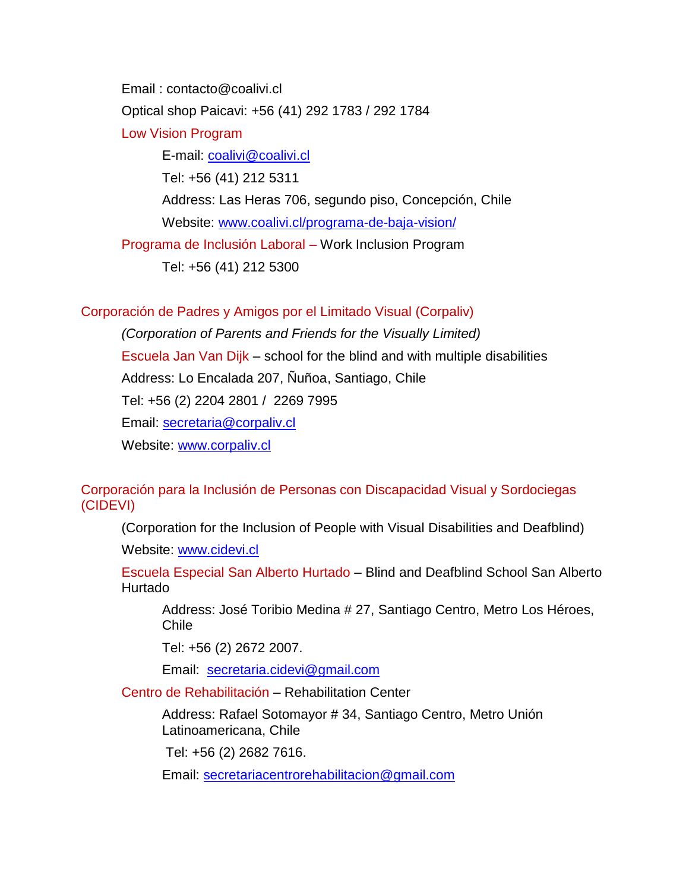Email : contacto@coalivi.cl

Optical shop Paicavi: +56 (41) 292 1783 / 292 1784

Low Vision Program

E-mail: [coalivi@coalivi.cl](mailto:coalivi@coalivi.cl)

Tel: +56 (41) 212 5311

Address: Las Heras 706, segundo piso, Concepción, Chile

Website: [www.coalivi.cl/programa-de-baja-vision/](http://www.coalivi.cl/programa-de-baja-vision/)

Programa de Inclusión Laboral – Work Inclusion Program

Tel: +56 (41) 212 5300

## Corporación de Padres y Amigos por el Limitado Visual (Corpaliv)

*(Corporation of Parents and Friends for the Visually Limited)*

Escuela Jan Van Dijk – school for the blind and with multiple disabilities

Address: Lo Encalada 207, Ñuñoa, Santiago, Chile

Tel: +56 (2) 2204 2801 / 2269 7995

Email: [secretaria@corpaliv.cl](mailto:secretaria@corpaliv.cl)

Website: [www.corpaliv.cl](http://www.corpaliv.cl)

## Corporación para la Inclusión de Personas con Discapacidad Visual y Sordociegas (CIDEVI)

(Corporation for the Inclusion of People with Visual Disabilities and Deafblind)

Website: [www.cidevi.cl](http://www.cidevi.cl)

Escuela Especial San Alberto Hurtado – Blind and Deafblind School San Alberto Hurtado

Address: José Toribio Medina # 27, Santiago Centro, Metro Los Héroes, Chile

Tel: +56 (2) 2672 2007.

Email: [secretaria.cidevi@gmail.com](mailto:secretaria.cidevi@gmail.com)

Centro de Rehabilitación – Rehabilitation Center

Address: Rafael Sotomayor # 34, Santiago Centro, Metro Unión Latinoamericana, Chile

Tel: +56 (2) 2682 7616.

Email: [secretariacentrorehabilitacion@gmail.com](mailto:secretariacentrorehabilitacion@gmail.com)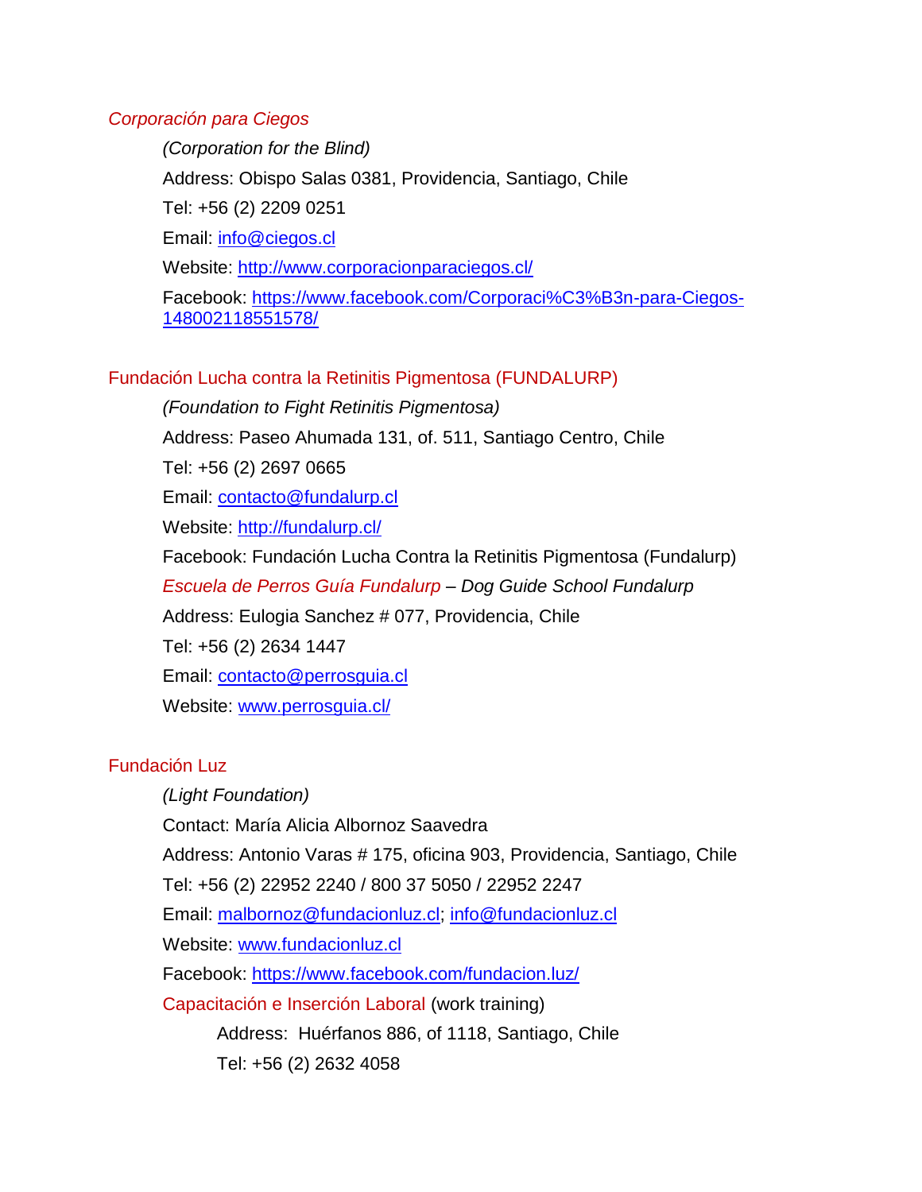### *Corporación para Ciegos*

*(Corporation for the Blind)*

Address: Obispo Salas 0381, Providencia, Santiago, Chile

Tel: +56 (2) 2209 0251

Email: [info@ciegos.cl](mailto:info@ciegos.cl)

Website: [http://www.corporacionparaciegos.cl/](http://www.corporacionparaciegos.cl/)

Facebook: [https://www.facebook.com/Corporaci%C3%B3n-para-Ciegos-148002118551578/](https://www.facebook.com/Corporaci%C3%B3n-para-Ciegos-148002118551578/)

### Fundación Lucha contra la Retinitis Pigmentosa (FUNDALURP)

*(Foundation to Fight Retinitis Pigmentosa)*

Address: Paseo Ahumada 131, of. 511, Santiago Centro, Chile

Tel: +56 (2) 2697 0665

Email: [contacto@fundalurp.cl](mailto:contacto@fundalurp.cl)

Website: [http://fundalurp.cl/](http://fundalurp.cl/)

Facebook: Fundación Lucha Contra la Retinitis Pigmentosa (Fundalurp)

*Escuela de Perros Guía Fundalurp – Dog Guide School Fundalurp*

Address: Eulogia Sanchez # 077, Providencia, Chile

Tel: +56 (2) 2634 1447

Email: [contacto@perrosguia.cl](mailto:contacto@perrosguia.cl)

Website: [www.perrosguia.cl/](http://www.perrosguia.cl/)

### Fundación Luz

*(Light Foundation)*

Contact: María Alicia Albornoz Saavedra

Address: Antonio Varas # 175, oficina 903, Providencia, Santiago, Chile

Tel: +56 (2) 22952 2240 / 800 37 5050 / 22952 2247

Email: [malbornoz@fundacionluz.cl](mailto:malbornoz@fundacionluz.cl); [info@fundacionluz.cl](mailto:info@fundacionluz.cl)

Website: [www.fundacionluz.cl](http://www.fundacionluz.cl)

Facebook: [https://www.facebook.com/fundacion.luz/](https://www.facebook.com/fundacion.luz/)

Capacitación e Inserción Laboral (work training)

Address: Huérfanos 886, of 1118, Santiago, Chile

Tel: +56 (2) 2632 4058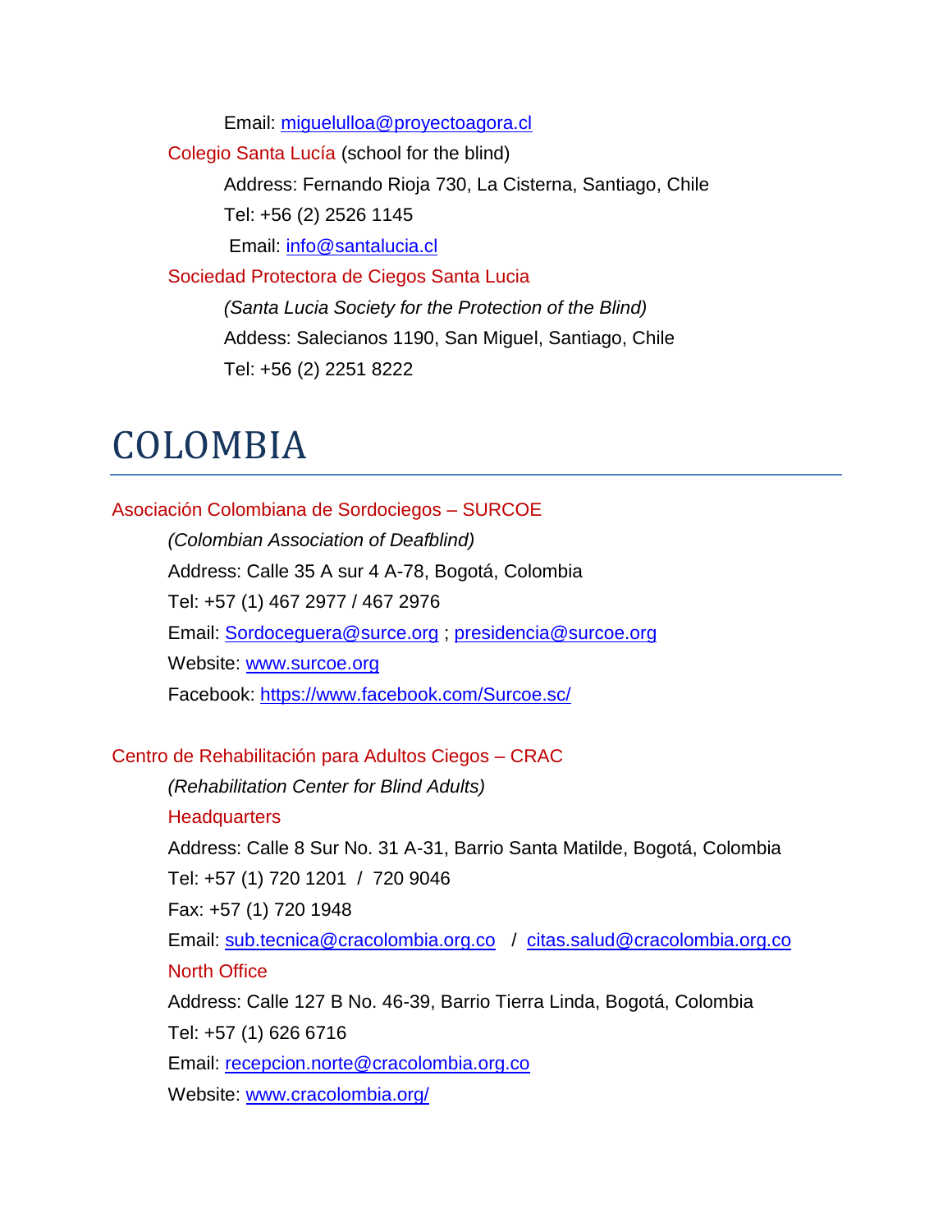Email: miguelulloa@proyectoagora.cl

Colegio Santa Lucía (school for the blind)

Address: Fernando Rioja 730, La Cisterna, Santiago, Chile

Tel: +56 (2) 2526 1145

Email: info@santalucia.cl

Sociedad Protectora de Ciegos Santa Lucia

*(Santa Lucia Society for the Protection of the Blind)*

Addess: Salecianos 1190, San Miguel, Santiago, Chile

Tel: +56 (2) 2251 8222

# COLOMBIA

Asociación Colombiana de Sordociegos – SURCOE

*(Colombian Association of Deafblind)*

Address: Calle 35 A sur 4 A-78, Bogotá, Colombia

Tel: +57 (1) 467 2977 / 467 2976

Email: Sordoceguera@surce.org ; presidencia@surcoe.org

Website: www.surcoe.org

Facebook: https://www.facebook.com/Surcoe.sc/

Centro de Rehabilitación para Adultos Ciegos – CRAC

*(Rehabilitation Center for Blind Adults)*

Headquarters

Address: Calle 8 Sur No. 31 A-31, Barrio Santa Matilde, Bogotá, Colombia

Tel: +57 (1) 720 1201 / 720 9046

Fax: +57 (1) 720 1948

Email: sub.tecnica@cracolombia.org.co / citas.salud@cracolombia.org.co

North Office

Address: Calle 127 B No. 46-39, Barrio Tierra Linda, Bogotá, Colombia

Tel: +57 (1) 626 6716

Email: recepcion.norte@cracolombia.org.co

Website: www.cracolombia.org/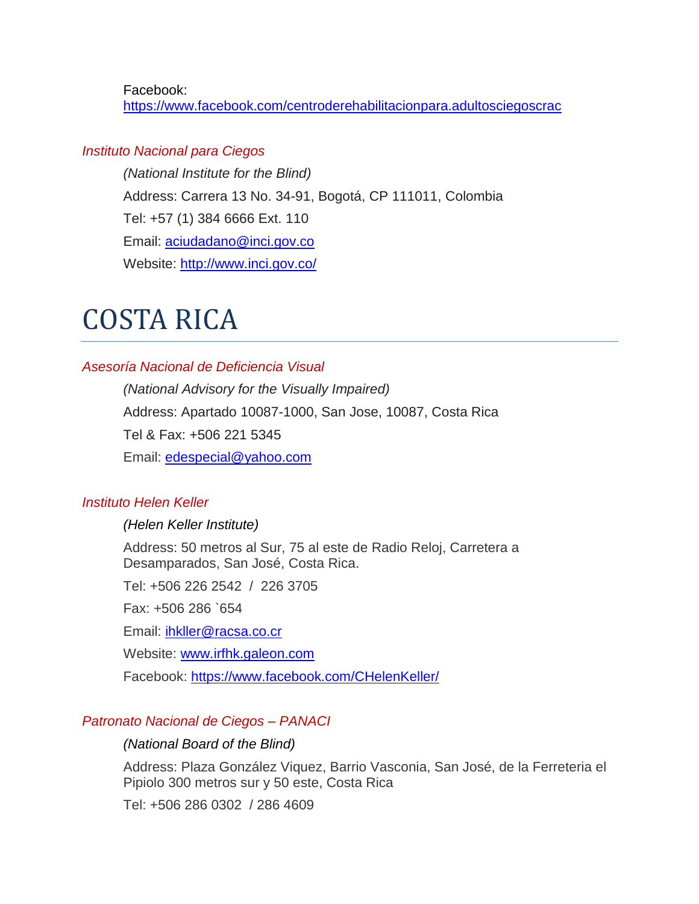Facebook: https://www.facebook.com/centroderehabilitacionpara.adultosciegoscrac

### *Instituto Nacional para Ciegos*

*(National Institute for the Blind)*

Address: Carrera 13 No. 34-91, Bogotá, CP 111011, Colombia

Tel: +57 (1) 384 6666 Ext. 110

Email: aciudadano@inci.gov.co

Website: http://www.inci.gov.co/

# COSTA RICA

### *Asesoría Nacional de Deficiencia Visual*

*(National Advisory for the Visually Impaired)*

Address: Apartado 10087-1000, San Jose, 10087, Costa Rica

Tel & Fax: +506 221 5345

Email: edespecial@yahoo.com

### *Instituto Helen Keller*

*(Helen Keller Institute)*

Address: 50 metros al Sur, 75 al este de Radio Reloj, Carretera a Desamparados, San José, Costa Rica.

Tel: +506 226 2542 / 226 3705

Fax: +506 286 `654

Email: ihkller@racsa.co.cr

Website: www.irfhk.galeon.com

Facebook: https://www.facebook.com/CHelenKeller/

### *Patronato Nacional de Ciegos – PANACI*

*(National Board of the Blind)*

Address: Plaza González Viquez, Barrio Vasconia, San José, de la Ferreteria el Pipiolo 300 metros sur y 50 este, Costa Rica

Tel: +506 286 0302 / 286 4609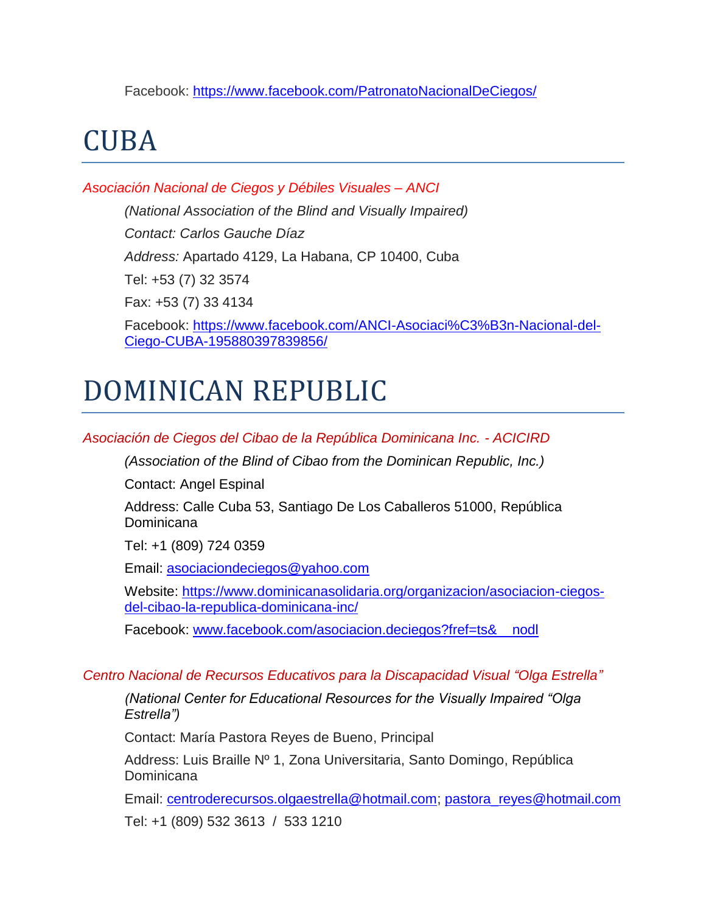Facebook: https://www.facebook.com/PatronatoNacionalDeCiegos/

# CUBA

*Asociación Nacional de Ciegos y Débiles Visuales – ANCI*

*(National Association of the Blind and Visually Impaired)*

*Contact: Carlos Gauche Díaz*

*Address:* Apartado 4129, La Habana, CP 10400, Cuba

Tel: +53 (7) 32 3574

Fax: +53 (7) 33 4134

Facebook: https://www.facebook.com/ANCI-Asociaci%C3%B3n-Nacional-del-Ciego-CUBA-195880397839856/

# DOMINICAN REPUBLIC

*Asociación de Ciegos del Cibao de la República Dominicana Inc. - ACICIRD*

*(Association of the Blind of Cibao from the Dominican Republic, Inc.)*

Contact: Angel Espinal

Address: Calle Cuba 53, Santiago De Los Caballeros 51000, República Dominicana

Tel: +1 (809) 724 0359

Email: asociaciondeciegos@yahoo.com

Website: https://www.dominicanasolidaria.org/organizacion/asociacion-ciegos-del-cibao-la-republica-dominicana-inc/

Facebook: www.facebook.com/asociacion.deciegos?fref=ts&__nodl

*Centro Nacional de Recursos Educativos para la Discapacidad Visual "Olga Estrella"*

*(National Center for Educational Resources for the Visually Impaired "Olga Estrella")*

Contact: María Pastora Reyes de Bueno, Principal

Address: Luis Braille Nº 1, Zona Universitaria, Santo Domingo, República Dominicana

Email: centroderecursos.olgaestrella@hotmail.com; pastora_reyes@hotmail.com

Tel: +1 (809) 532 3613 / 533 1210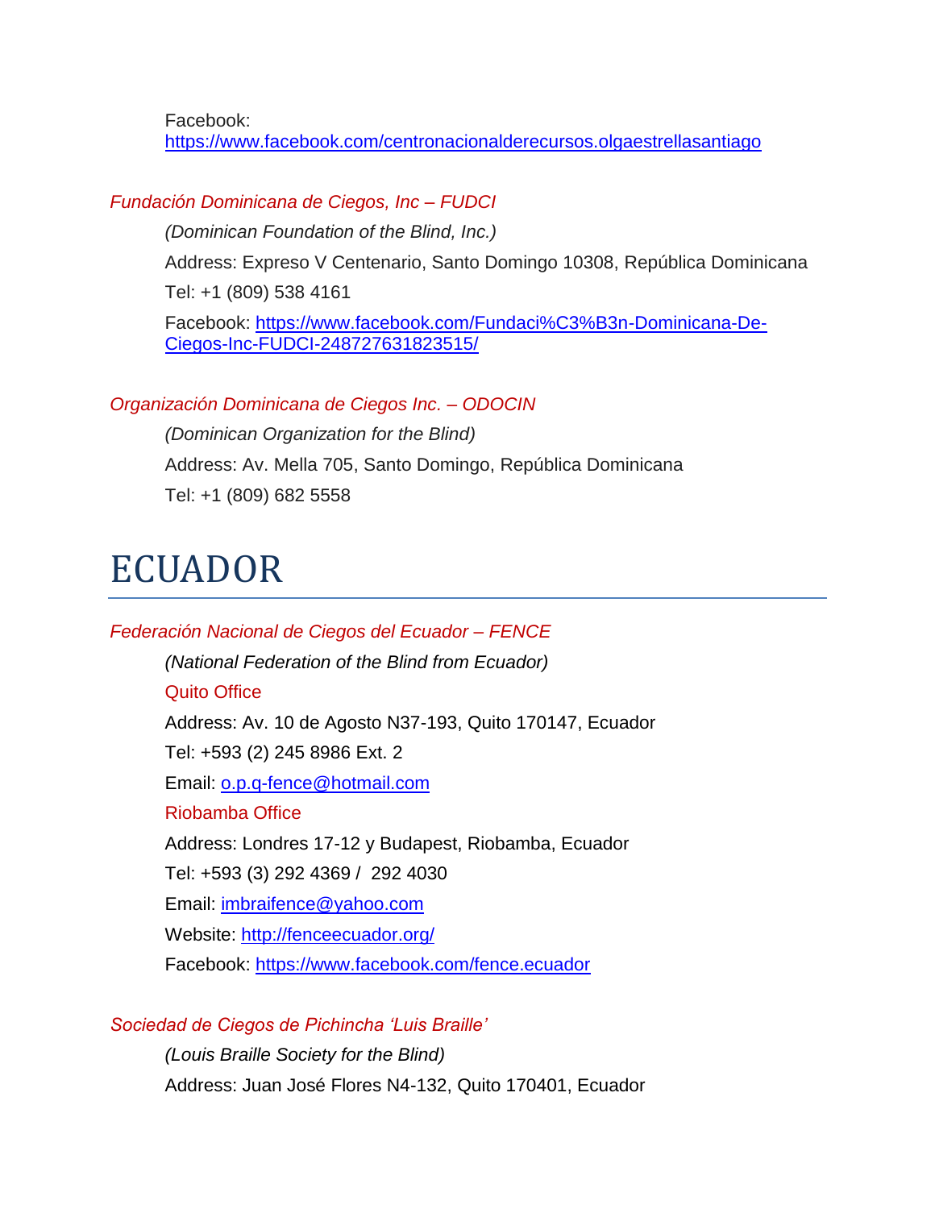Facebook: https://www.facebook.com/centronacionalderecursos.olgaestrellasantiago

### *Fundación Dominicana de Ciegos, Inc – FUDCI*

*(Dominican Foundation of the Blind, Inc.)*

Address: Expreso V Centenario, Santo Domingo 10308, República Dominicana

Tel: +1 (809) 538 4161

Facebook: https://www.facebook.com/Fundaci%C3%B3n-Dominicana-De-Ciegos-Inc-FUDCI-248727631823515/

### *Organización Dominicana de Ciegos Inc. – ODOCIN*

*(Dominican Organization for the Blind)*

Address: Av. Mella 705, Santo Domingo, República Dominicana

Tel: +1 (809) 682 5558

# ECUADOR

### *Federación Nacional de Ciegos del Ecuador – FENCE*

*(National Federation of the Blind from Ecuador)*

Quito Office

Address: Av. 10 de Agosto N37-193, Quito 170147, Ecuador

Tel: +593 (2) 245 8986 Ext. 2

Email: o.p.q-fence@hotmail.com

Riobamba Office

Address: Londres 17-12 y Budapest, Riobamba, Ecuador

Tel: +593 (3) 292 4369 /  292 4030

Email: imbraifence@yahoo.com

Website: http://fenceecuador.org/

Facebook: https://www.facebook.com/fence.ecuador

### *Sociedad de Ciegos de Pichincha 'Luis Braille'*

*(Louis Braille Society for the Blind)*

Address: Juan José Flores N4-132, Quito 170401, Ecuador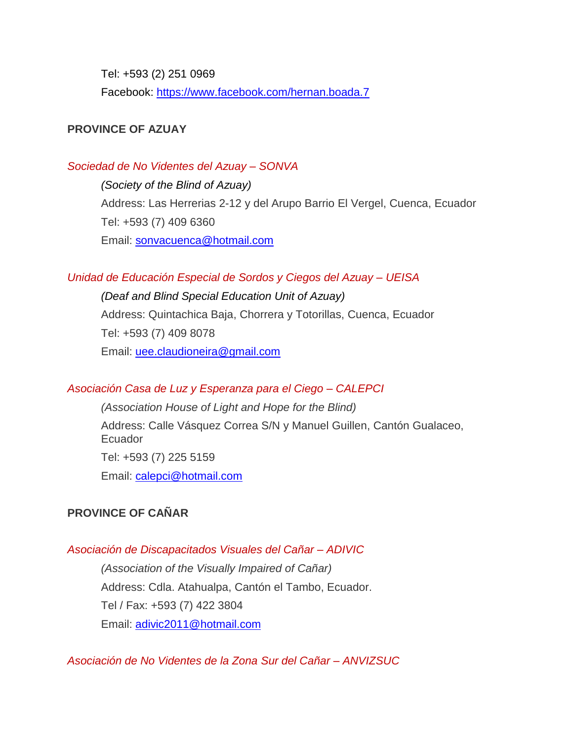Tel: +593 (2) 251 0969

Facebook: [https://www.facebook.com/hernan.boada.7](https://www.facebook.com/hernan.boada.7)

**PROVINCE OF AZUAY**

*Sociedad de No Videntes del Azuay – SONVA*

*(Society of the Blind of Azuay)*

Address: Las Herrerias 2-12 y del Arupo Barrio El Vergel, Cuenca, Ecuador

Tel: +593 (7) 409 6360

Email: [sonvacuenca@hotmail.com](mailto:sonvacuenca@hotmail.com)

*Unidad de Educación Especial de Sordos y Ciegos del Azuay – UEISA*

*(Deaf and Blind Special Education Unit of Azuay)*

Address: Quintachica Baja, Chorrera y Totorillas, Cuenca, Ecuador

Tel: +593 (7) 409 8078

Email: [uee.claudioneira@gmail.com](mailto:uee.claudioneira@gmail.com)

*Asociación Casa de Luz y Esperanza para el Ciego – CALEPCI*

*(Association House of Light and Hope for the Blind)*

Address: Calle Vásquez Correa S/N y Manuel Guillen, Cantón Gualaceo, Ecuador

Tel: +593 (7) 225 5159

Email: [calepci@hotmail.com](mailto:calepci@hotmail.com)

**PROVINCE OF CAÑAR**

*Asociación de Discapacitados Visuales del Cañar – ADIVIC*

*(Association of the Visually Impaired of Cañar)*

Address: Cdla. Atahualpa, Cantón el Tambo, Ecuador.

Tel / Fax: +593 (7) 422 3804

Email: [adivic2011@hotmail.com](mailto:adivic2011@hotmail.com)

*Asociación de No Videntes de la Zona Sur del Cañar – ANVIZSUC*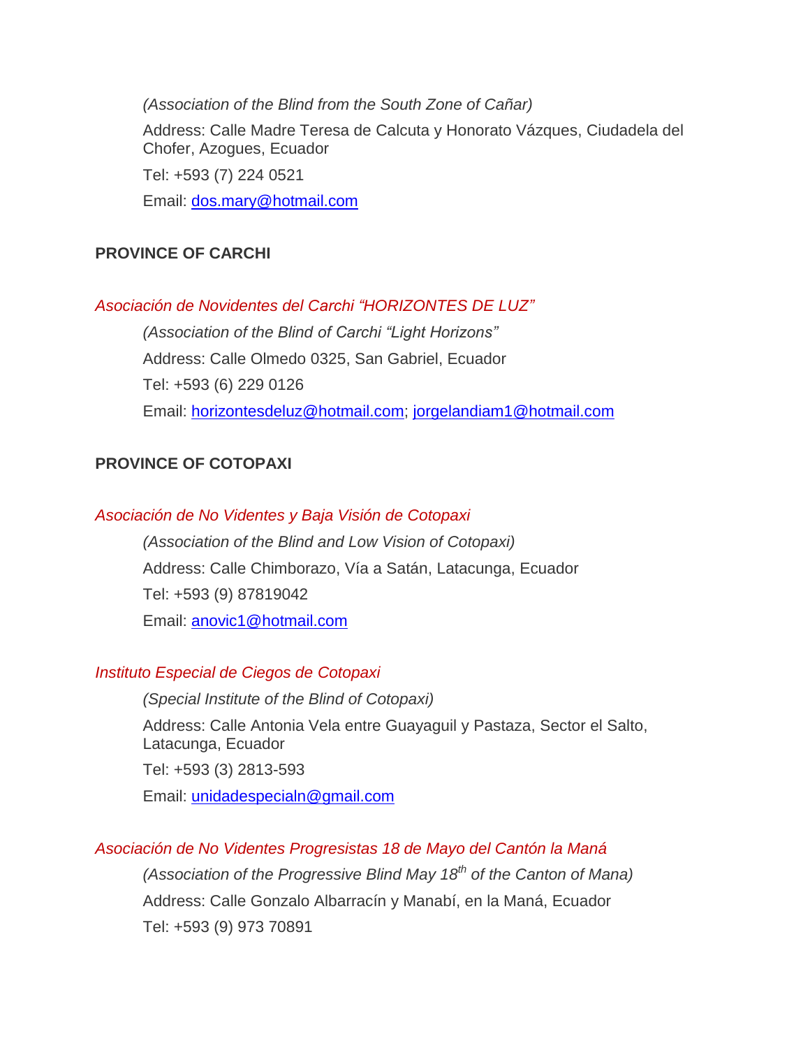*(Association of the Blind from the South Zone of Cañar)*

Address: Calle Madre Teresa de Calcuta y Honorato Vázques, Ciudadela del Chofer, Azogues, Ecuador

Tel: +593 (7) 224 0521

Email: dos.mary@hotmail.com

**PROVINCE OF CARCHI**

*Asociación de Novidentes del Carchi "HORIZONTES DE LUZ"*

*(Association of the Blind of Carchi "Light Horizons"*

Address: Calle Olmedo 0325, San Gabriel, Ecuador

Tel: +593 (6) 229 0126

Email: horizontesdeluz@hotmail.com; jorgelandiam1@hotmail.com

**PROVINCE OF COTOPAXI**

*Asociación de No Videntes y Baja Visión de Cotopaxi*

*(Association of the Blind and Low Vision of Cotopaxi)*

Address: Calle Chimborazo, Vía a Satán, Latacunga, Ecuador

Tel: +593 (9) 87819042

Email: anovic1@hotmail.com

*Instituto Especial de Ciegos de Cotopaxi*

*(Special Institute of the Blind of Cotopaxi)*

Address: Calle Antonia Vela entre Guayaguil y Pastaza, Sector el Salto, Latacunga, Ecuador

Tel: +593 (3) 2813-593

Email: unidadespecialn@gmail.com

*Asociación de No Videntes Progresistas 18 de Mayo del Cantón la Maná*

*(Association of the Progressive Blind May 18th of the Canton of Mana)*

Address: Calle Gonzalo Albarracín y Manabí, en la Maná, Ecuador

Tel: +593 (9) 973 70891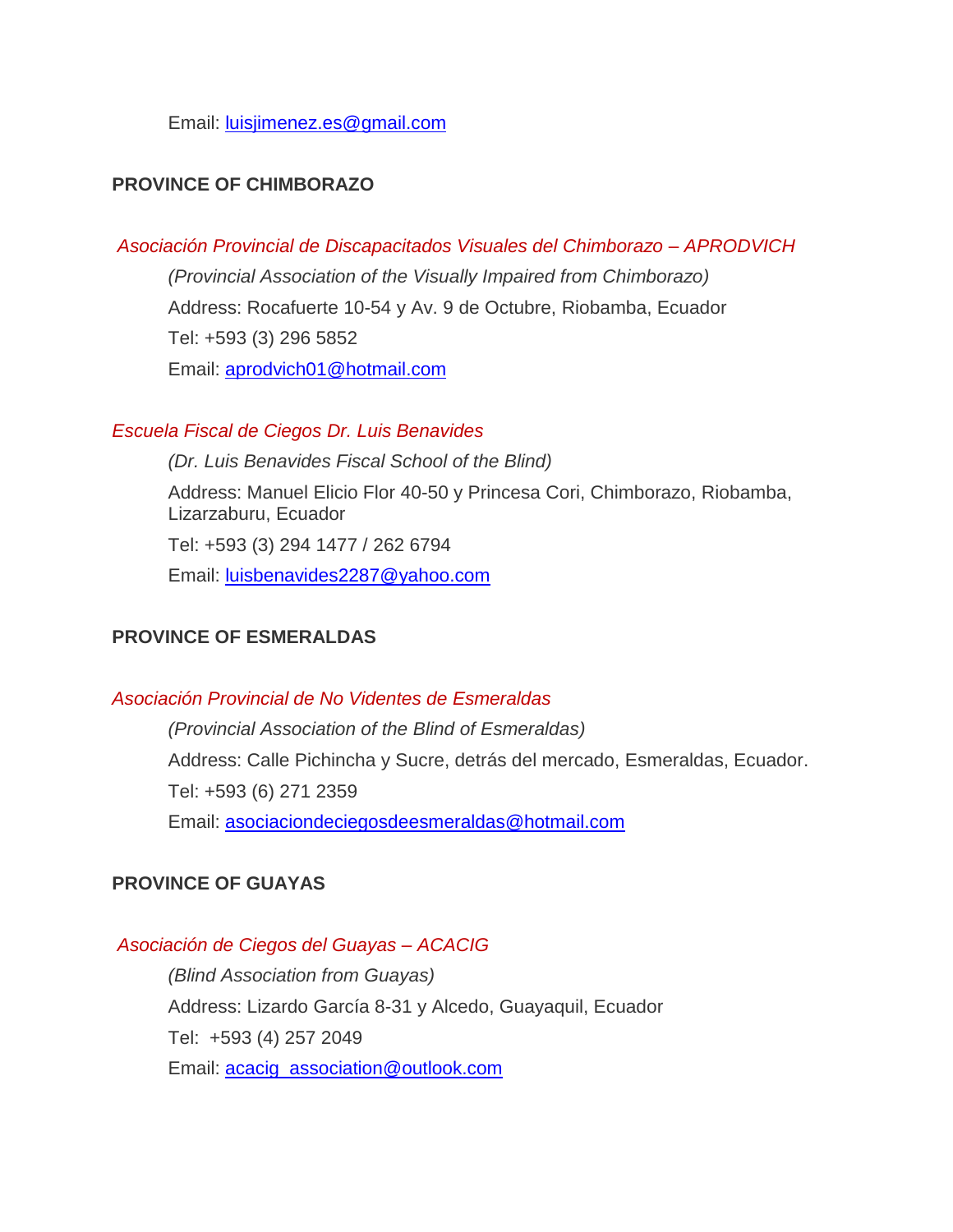Email: luisjimenez.es@gmail.com

## PROVINCE OF CHIMBORAZO

*Asociación Provincial de Discapacitados Visuales del Chimborazo – APRODVICH*

*(Provincial Association of the Visually Impaired from Chimborazo)*

Address: Rocafuerte 10-54 y Av. 9 de Octubre, Riobamba, Ecuador

Tel: +593 (3) 296 5852

Email: aprodvich01@hotmail.com

*Escuela Fiscal de Ciegos Dr. Luis Benavides*

*(Dr. Luis Benavides Fiscal School of the Blind)*

Address: Manuel Elicio Flor 40-50 y Princesa Cori, Chimborazo, Riobamba, Lizarzaburu, Ecuador

Tel: +593 (3) 294 1477 / 262 6794

Email: luisbenavides2287@yahoo.com

## PROVINCE OF ESMERALDAS

*Asociación Provincial de No Videntes de Esmeraldas*

*(Provincial Association of the Blind of Esmeraldas)*

Address: Calle Pichincha y Sucre, detrás del mercado, Esmeraldas, Ecuador.

Tel: +593 (6) 271 2359

Email: asociaciondeciegosdeesmeraldas@hotmail.com

## PROVINCE OF GUAYAS

*Asociación de Ciegos del Guayas – ACACIG*

*(Blind Association from Guayas)*

Address: Lizardo García 8-31 y Alcedo, Guayaquil, Ecuador

Tel: +593 (4) 257 2049

Email: acacig_association@outlook.com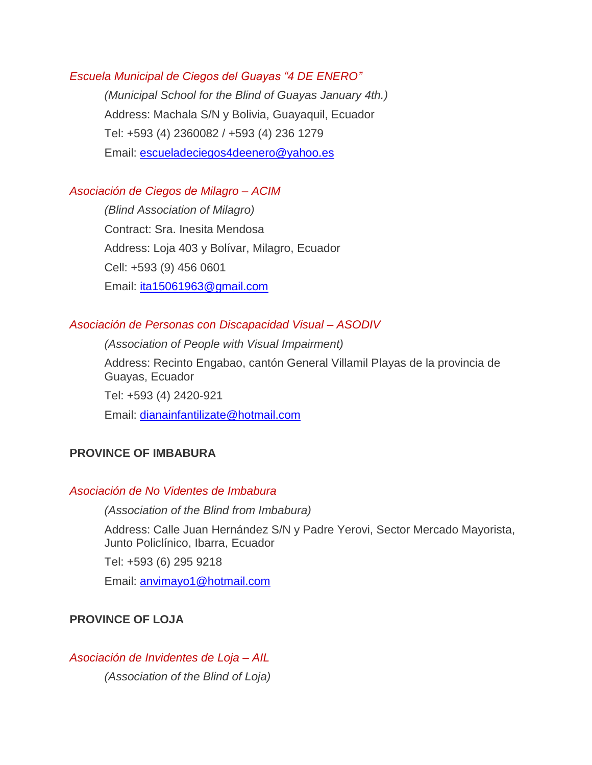*Escuela Municipal de Ciegos del Guayas "4 DE ENERO"*

*(Municipal School for the Blind of Guayas January 4th.)*

Address: Machala S/N y Bolivia, Guayaquil, Ecuador

Tel: +593 (4) 2360082 / +593 (4) 236 1279

Email: escueladeciegos4deenero@yahoo.es

*Asociación de Ciegos de Milagro – ACIM*

*(Blind Association of Milagro)*

Contract: Sra. Inesita Mendosa

Address: Loja 403 y Bolívar, Milagro, Ecuador

Cell: +593 (9) 456 0601

Email: ita15061963@gmail.com

*Asociación de Personas con Discapacidad Visual – ASODIV*

*(Association of People with Visual Impairment)*

Address: Recinto Engabao, cantón General Villamil Playas de la provincia de Guayas, Ecuador

Tel: +593 (4) 2420-921

Email: dianainfantilizate@hotmail.com

**PROVINCE OF IMBABURA**

*Asociación de No Videntes de Imbabura*

*(Association of the Blind from Imbabura)*

Address: Calle Juan Hernández S/N y Padre Yerovi, Sector Mercado Mayorista, Junto Policlínico, Ibarra, Ecuador

Tel: +593 (6) 295 9218

Email: anvimayo1@hotmail.com

**PROVINCE OF LOJA**

*Asociación de Invidentes de Loja – AIL*

*(Association of the Blind of Loja)*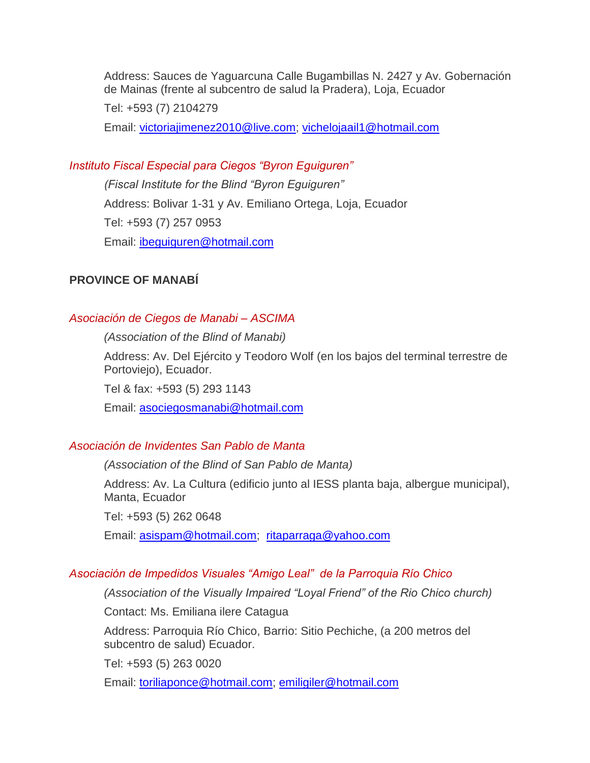Address: Sauces de Yaguarcuna Calle Bugambillas N. 2427 y Av. Gobernación de Mainas (frente al subcentro de salud la Pradera), Loja, Ecuador

Tel: +593 (7) 2104279

Email: victoriajimenez2010@live.com; vichelojaail1@hotmail.com

*Instituto Fiscal Especial para Ciegos "Byron Eguiguren"*

*(Fiscal Institute for the Blind "Byron Eguiguren"*

Address: Bolivar 1-31 y Av. Emiliano Ortega, Loja, Ecuador

Tel: +593 (7) 257 0953

Email: ibeguiguren@hotmail.com

**PROVINCE OF MANABÍ**

*Asociación de Ciegos de Manabi – ASCIMA*

*(Association of the Blind of Manabi)*

Address: Av. Del Ejército y Teodoro Wolf (en los bajos del terminal terrestre de Portoviejo), Ecuador.

Tel & fax: +593 (5) 293 1143

Email: asociegosmanabi@hotmail.com

*Asociación de Invidentes San Pablo de Manta*

*(Association of the Blind of San Pablo de Manta)*

Address: Av. La Cultura (edificio junto al IESS planta baja, albergue municipal), Manta, Ecuador

Tel: +593 (5) 262 0648

Email: asispam@hotmail.com; ritaparraga@yahoo.com

*Asociación de Impedidos Visuales "Amigo Leal" de la Parroquia Río Chico*

*(Association of the Visually Impaired "Loyal Friend" of the Rio Chico church)*

Contact: Ms. Emiliana ilere Catagua

Address: Parroquia Río Chico, Barrio: Sitio Pechiche, (a 200 metros del subcentro de salud) Ecuador.

Tel: +593 (5) 263 0020

Email: toriliaponce@hotmail.com; emiligiler@hotmail.com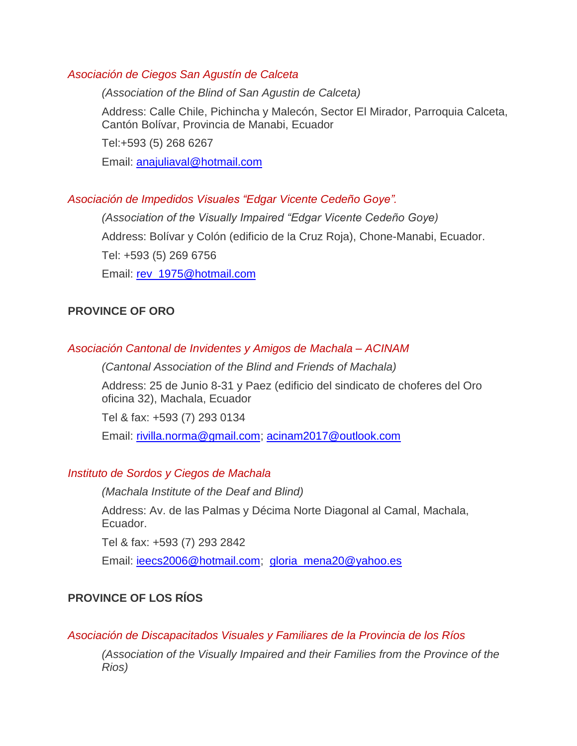*Asociación de Ciegos San Agustín de Calceta*

*(Association of the Blind of San Agustin de Calceta)*

Address: Calle Chile, Pichincha y Malecón, Sector El Mirador, Parroquia Calceta, Cantón Bolívar, Provincia de Manabi, Ecuador

Tel:+593 (5) 268 6267

Email: anajuliaval@hotmail.com

*Asociación de Impedidos Visuales "Edgar Vicente Cedeño Goye".*

*(Association of the Visually Impaired "Edgar Vicente Cedeño Goye)*

Address: Bolívar y Colón (edificio de la Cruz Roja), Chone-Manabi, Ecuador.

Tel: +593 (5) 269 6756

Email: rev_1975@hotmail.com

**PROVINCE OF ORO**

*Asociación Cantonal de Invidentes y Amigos de Machala – ACINAM*

*(Cantonal Association of the Blind and Friends of Machala)*

Address: 25 de Junio 8-31 y Paez (edificio del sindicato de choferes del Oro oficina 32), Machala, Ecuador

Tel & fax: +593 (7) 293 0134

Email: rivilla.norma@gmail.com; acinam2017@outlook.com

*Instituto de Sordos y Ciegos de Machala*

*(Machala Institute of the Deaf and Blind)*

Address: Av. de las Palmas y Décima Norte Diagonal al Camal, Machala, Ecuador.

Tel & fax: +593 (7) 293 2842

Email: ieecs2006@hotmail.com; gloria_mena20@yahoo.es

**PROVINCE OF LOS RÍOS**

*Asociación de Discapacitados Visuales y Familiares de la Provincia de los Ríos*

*(Association of the Visually Impaired and their Families from the Province of the Rios)*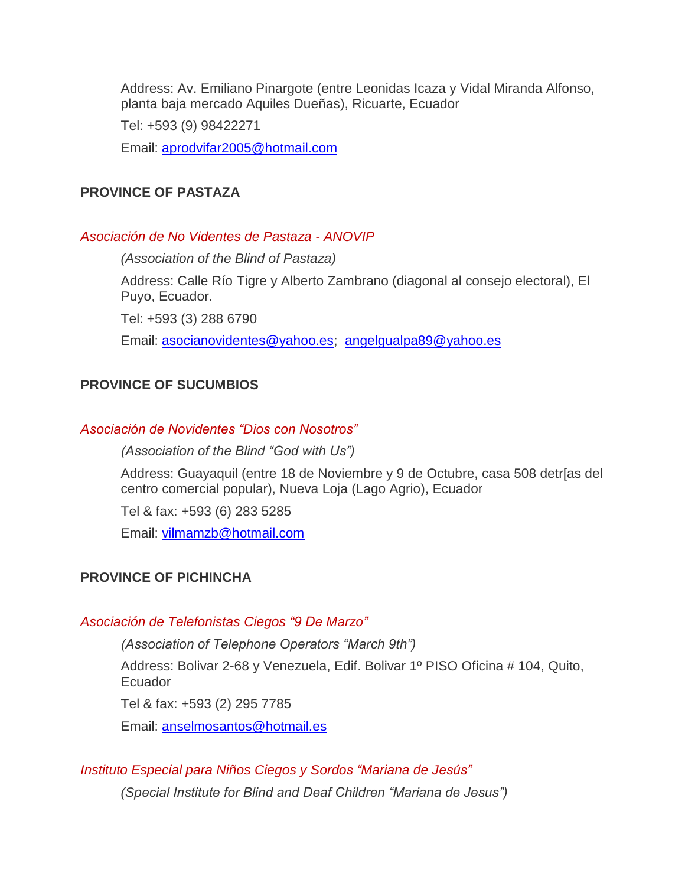Address: Av. Emiliano Pinargote (entre Leonidas Icaza y Vidal Miranda Alfonso, planta baja mercado Aquiles Dueñas), Ricuarte, Ecuador

Tel: +593 (9) 98422271

Email: aprodvifar2005@hotmail.com

## PROVINCE OF PASTAZA

### *Asociación de No Videntes de Pastaza - ANOVIP*

*(Association of the Blind of Pastaza)*

Address: Calle Río Tigre y Alberto Zambrano (diagonal al consejo electoral), El Puyo, Ecuador.

Tel: +593 (3) 288 6790

Email: asocianovidentes@yahoo.es; angelgualpa89@yahoo.es

## PROVINCE OF SUCUMBIOS

### *Asociación de Novidentes "Dios con Nosotros"*

*(Association of the Blind "God with Us")*

Address: Guayaquil (entre 18 de Noviembre y 9 de Octubre, casa 508 detr[as del centro comercial popular), Nueva Loja (Lago Agrio), Ecuador

Tel & fax: +593 (6) 283 5285

Email: vilmamzb@hotmail.com

## PROVINCE OF PICHINCHA

### *Asociación de Telefonistas Ciegos "9 De Marzo"*

*(Association of Telephone Operators "March 9th")*

Address: Bolivar 2-68 y Venezuela, Edif. Bolivar 1º PISO Oficina # 104, Quito, Ecuador

Tel & fax: +593 (2) 295 7785

Email: anselmosantos@hotmail.es

### *Instituto Especial para Niños Ciegos y Sordos "Mariana de Jesús"*

*(Special Institute for Blind and Deaf Children "Mariana de Jesus")*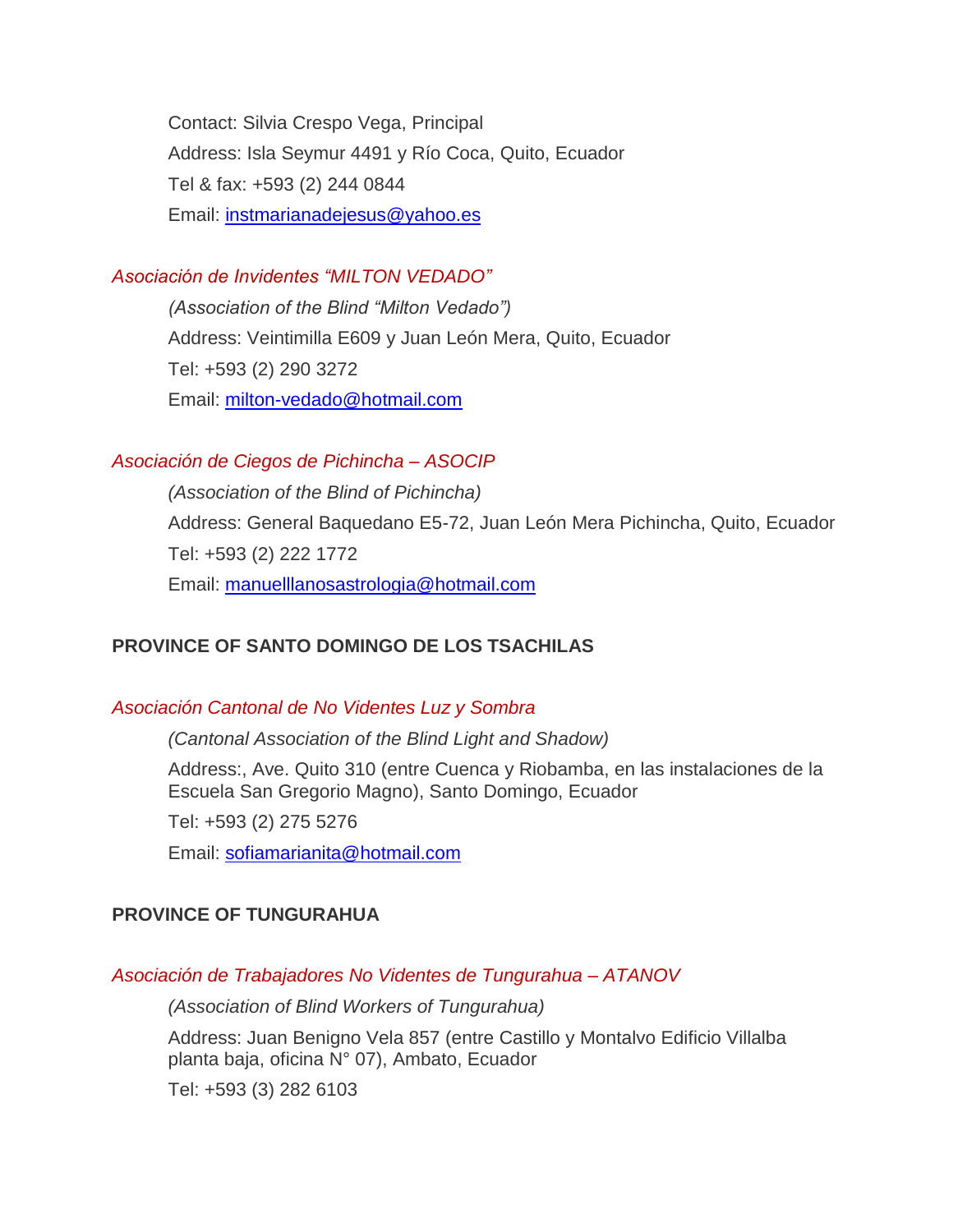Contact: Silvia Crespo Vega, Principal

Address: Isla Seymur 4491 y Río Coca, Quito, Ecuador

Tel & fax: +593 (2) 244 0844

Email: instmarianadejesus@yahoo.es

*Asociación de Invidentes "MILTON VEDADO"*

*(Association of the Blind "Milton Vedado")*

Address: Veintimilla E609 y Juan León Mera, Quito, Ecuador

Tel: +593 (2) 290 3272

Email: milton-vedado@hotmail.com

*Asociación de Ciegos de Pichincha – ASOCIP*

*(Association of the Blind of Pichincha)*

Address: General Baquedano E5-72, Juan León Mera Pichincha, Quito, Ecuador

Tel: +593 (2) 222 1772

Email: manuelllanosastrologia@hotmail.com

**PROVINCE OF SANTO DOMINGO DE LOS TSACHILAS**

*Asociación Cantonal de No Videntes Luz y Sombra*

*(Cantonal Association of the Blind Light and Shadow)*

Address:, Ave. Quito 310 (entre Cuenca y Riobamba, en las instalaciones de la Escuela San Gregorio Magno), Santo Domingo, Ecuador

Tel: +593 (2) 275 5276

Email: sofiamarianita@hotmail.com

**PROVINCE OF TUNGURAHUA**

*Asociación de Trabajadores No Videntes de Tungurahua – ATANOV*

*(Association of Blind Workers of Tungurahua)*

Address: Juan Benigno Vela 857 (entre Castillo y Montalvo Edificio Villalba planta baja, oficina N° 07), Ambato, Ecuador

Tel: +593 (3) 282 6103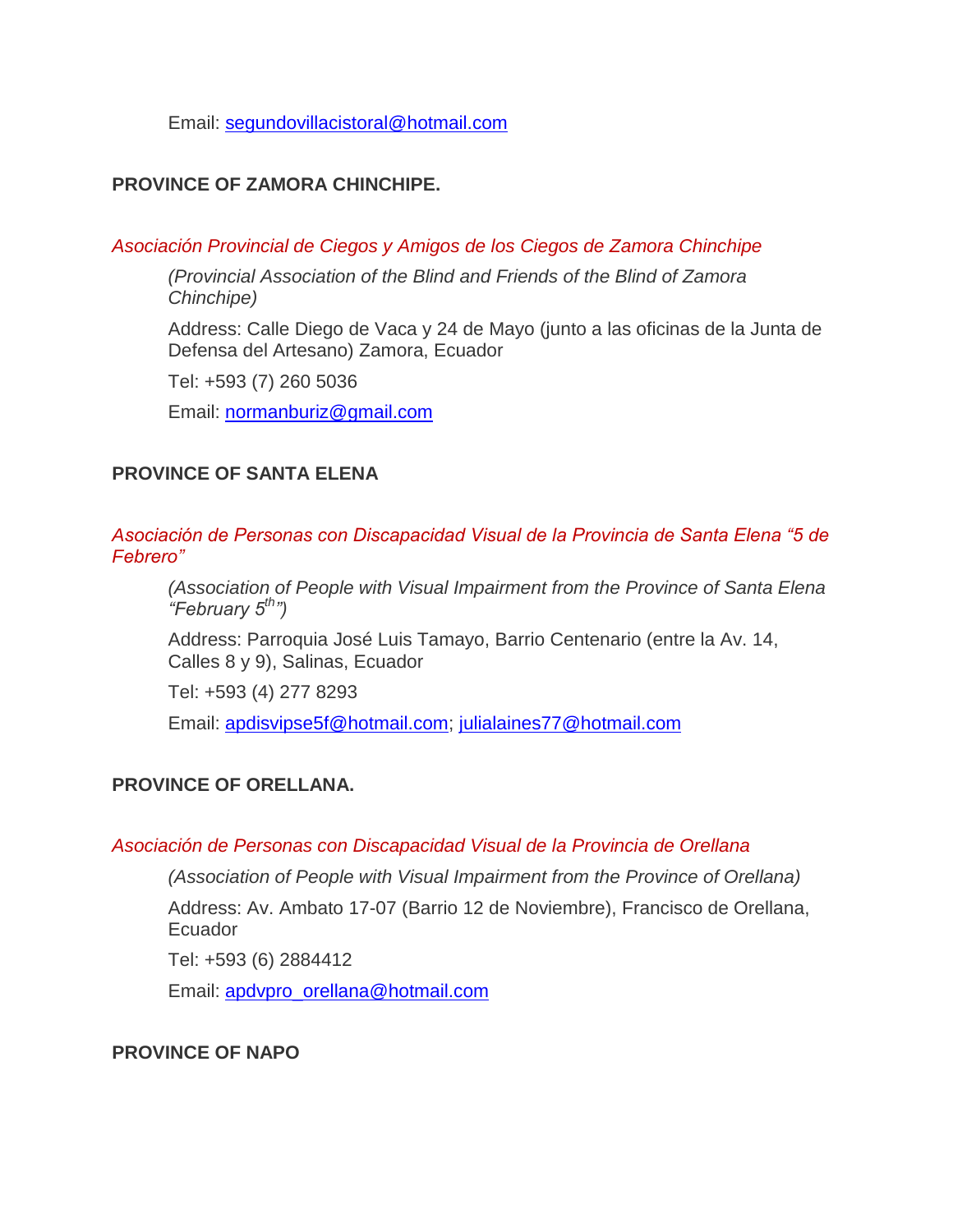Email: segundovillacistoral@hotmail.com

**PROVINCE OF ZAMORA CHINCHIPE.**

*Asociación Provincial de Ciegos y Amigos de los Ciegos de Zamora Chinchipe*

*(Provincial Association of the Blind and Friends of the Blind of Zamora Chinchipe)*

Address: Calle Diego de Vaca y 24 de Mayo (junto a las oficinas de la Junta de Defensa del Artesano) Zamora, Ecuador

Tel: +593 (7) 260 5036

Email: normanburiz@gmail.com

**PROVINCE OF SANTA ELENA**

*Asociación de Personas con Discapacidad Visual de la Provincia de Santa Elena “5 de Febrero”*

*(Association of People with Visual Impairment from the Province of Santa Elena “February 5th”)*

Address: Parroquia José Luis Tamayo, Barrio Centenario (entre la Av. 14, Calles 8 y 9), Salinas, Ecuador

Tel: +593 (4) 277 8293

Email: apdisvipse5f@hotmail.com; julialaines77@hotmail.com

**PROVINCE OF ORELLANA.**

*Asociación de Personas con Discapacidad Visual de la Provincia de Orellana*

*(Association of People with Visual Impairment from the Province of Orellana)*

Address: Av. Ambato 17-07 (Barrio 12 de Noviembre), Francisco de Orellana, Ecuador

Tel: +593 (6) 2884412

Email: apdvpro_orellana@hotmail.com

**PROVINCE OF NAPO**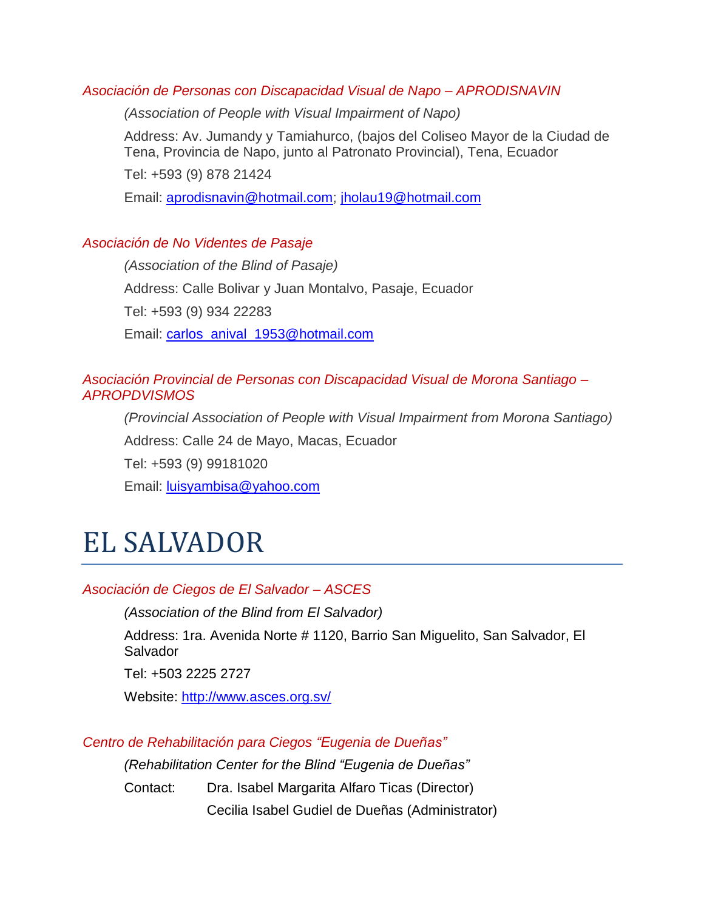### *Asociación de Personas con Discapacidad Visual de Napo – APRODISNAVIN*

*(Association of People with Visual Impairment of Napo)*

Address: Av. Jumandy y Tamiahurco, (bajos del Coliseo Mayor de la Ciudad de Tena, Provincia de Napo, junto al Patronato Provincial), Tena, Ecuador

Tel: +593 (9) 878 21424

Email: aprodisnavin@hotmail.com; jholau19@hotmail.com

### *Asociación de No Videntes de Pasaje*

*(Association of the Blind of Pasaje)*

Address: Calle Bolivar y Juan Montalvo, Pasaje, Ecuador

Tel: +593 (9) 934 22283

Email: carlos_anival_1953@hotmail.com

### *Asociación Provincial de Personas con Discapacidad Visual de Morona Santiago – APROPDVISMOS*

*(Provincial Association of People with Visual Impairment from Morona Santiago)*

Address: Calle 24 de Mayo, Macas, Ecuador

Tel: +593 (9) 99181020

Email: luisyambisa@yahoo.com

# EL SALVADOR

### *Asociación de Ciegos de El Salvador – ASCES*

*(Association of the Blind from El Salvador)*

Address: 1ra. Avenida Norte # 1120, Barrio San Miguelito, San Salvador, El Salvador

Tel: +503 2225 2727

Website: http://www.asces.org.sv/

### *Centro de Rehabilitación para Ciegos "Eugenia de Dueñas"*

*(Rehabilitation Center for the Blind "Eugenia de Dueñas"*

Contact: Dra. Isabel Margarita Alfaro Ticas (Director)
Cecilia Isabel Gudiel de Dueñas (Administrator)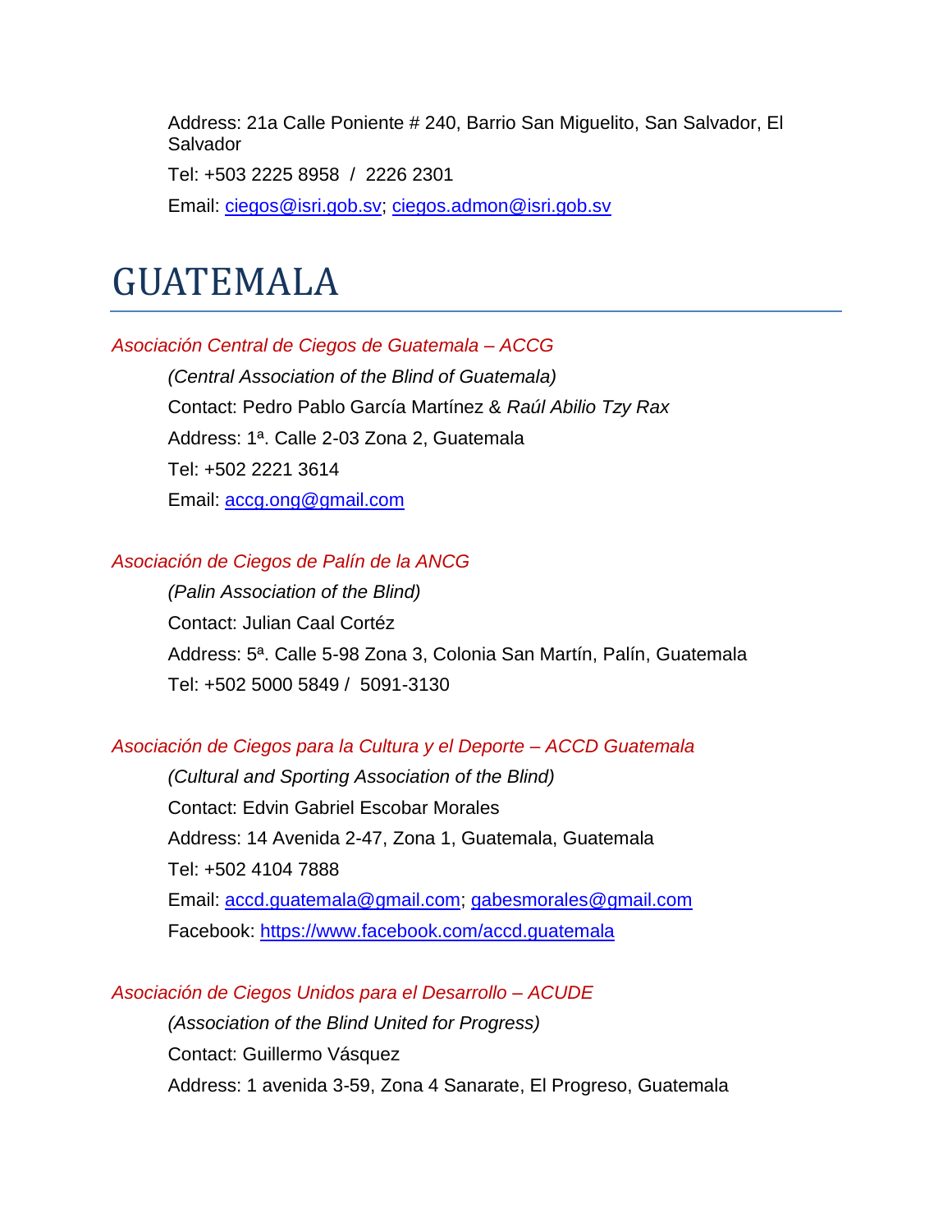Address: 21a Calle Poniente # 240, Barrio San Miguelito, San Salvador, El Salvador

Tel: +503 2225 8958 / 2226 2301

Email: ciegos@isri.gob.sv; ciegos.admon@isri.gob.sv

# GUATEMALA

*Asociación Central de Ciegos de Guatemala – ACCG*

*(Central Association of the Blind of Guatemala)*

Contact: Pedro Pablo García Martínez & *Raúl Abilio Tzy Rax*

Address: 1ª. Calle 2-03 Zona 2, Guatemala

Tel: +502 2221 3614

Email: accg.ong@gmail.com

*Asociación de Ciegos de Palín de la ANCG*

*(Palin Association of the Blind)*

Contact: Julian Caal Cortéz

Address: 5ª. Calle 5-98 Zona 3, Colonia San Martín, Palín, Guatemala

Tel: +502 5000 5849 / 5091-3130

*Asociación de Ciegos para la Cultura y el Deporte – ACCD Guatemala*

*(Cultural and Sporting Association of the Blind)*

Contact: Edvin Gabriel Escobar Morales

Address: 14 Avenida 2-47, Zona 1, Guatemala, Guatemala

Tel: +502 4104 7888

Email: accd.guatemala@gmail.com; gabesmorales@gmail.com

Facebook: https://www.facebook.com/accd.guatemala

*Asociación de Ciegos Unidos para el Desarrollo – ACUDE*

*(Association of the Blind United for Progress)*

Contact: Guillermo Vásquez

Address: 1 avenida 3-59, Zona 4 Sanarate, El Progreso, Guatemala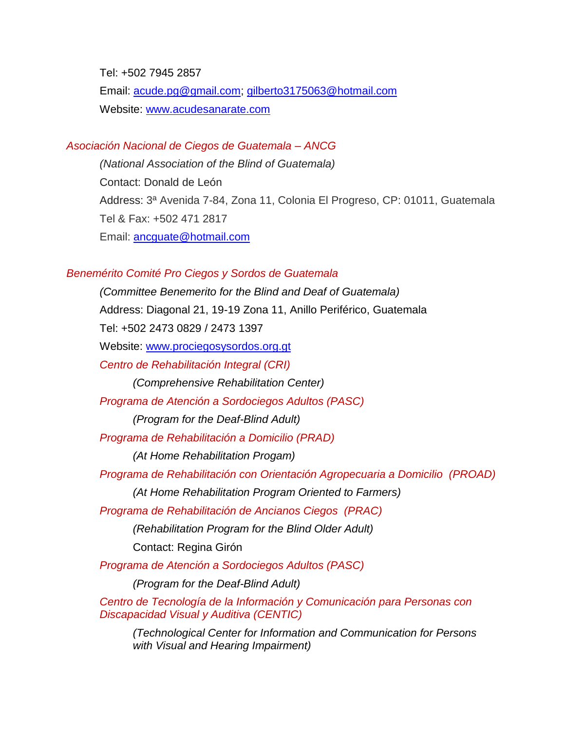Tel: +502 7945 2857

Email: acude.pg@gmail.com; gilberto3175063@hotmail.com

Website: www.acudesanarate.com

*Asociación Nacional de Ciegos de Guatemala – ANCG*

*(National Association of the Blind of Guatemala)*

Contact: Donald de León

Address: 3ª Avenida 7-84, Zona 11, Colonia El Progreso, CP: 01011, Guatemala

Tel & Fax: +502 471 2817

Email: ancguate@hotmail.com

*Benemérito Comité Pro Ciegos y Sordos de Guatemala*

*(Committee Benemerito for the Blind and Deaf of Guatemala)*

Address: Diagonal 21, 19-19 Zona 11, Anillo Periférico, Guatemala

Tel: +502 2473 0829 / 2473 1397

Website: www.prociegosysordos.org.gt

*Centro de Rehabilitación Integral (CRI)*

*(Comprehensive Rehabilitation Center)*

*Programa de Atención a Sordociegos Adultos (PASC)*

*(Program for the Deaf-Blind Adult)*

*Programa de Rehabilitación a Domicilio (PRAD)*

*(At Home Rehabilitation Progam)*

*Programa de Rehabilitación con Orientación Agropecuaria a Domicilio (PROAD)*

*(At Home Rehabilitation Program Oriented to Farmers)*

*Programa de Rehabilitación de Ancianos Ciegos (PRAC)*

*(Rehabilitation Program for the Blind Older Adult)*

Contact: Regina Girón

*Programa de Atención a Sordociegos Adultos (PASC)*

*(Program for the Deaf-Blind Adult)*

*Centro de Tecnología de la Información y Comunicación para Personas con Discapacidad Visual y Auditiva (CENTIC)*

*(Technological Center for Information and Communication for Persons with Visual and Hearing Impairment)*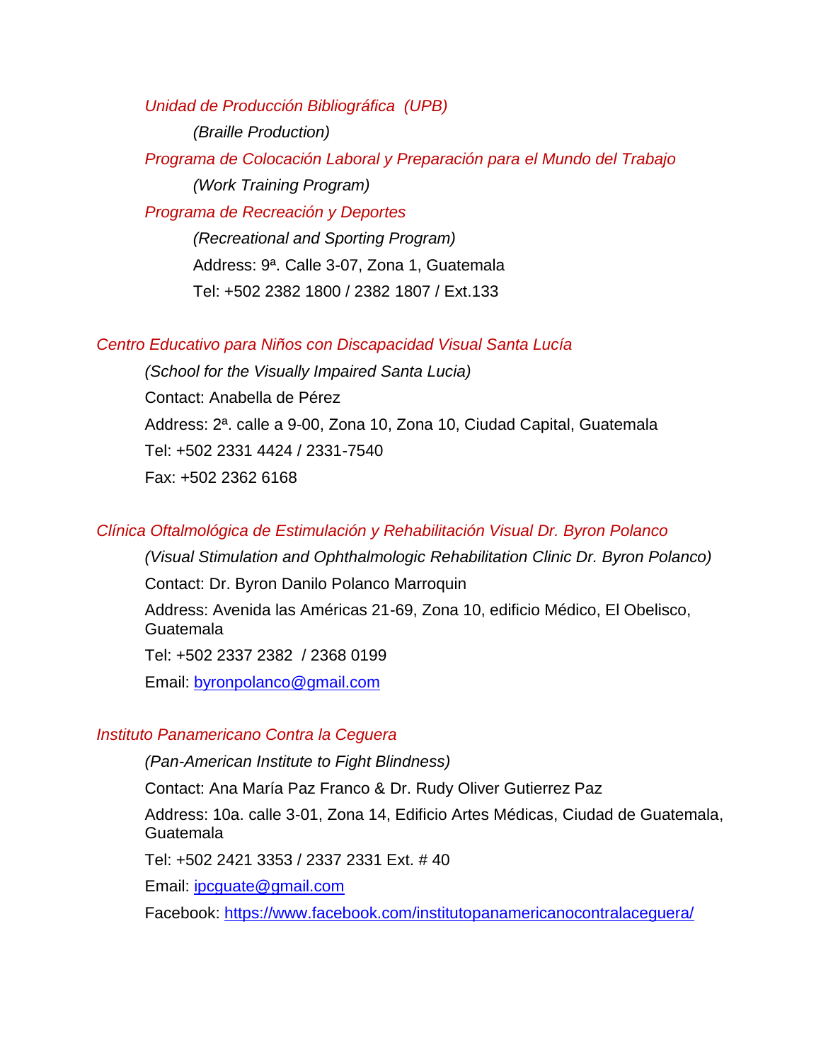*Unidad de Producción Bibliográfica (UPB)*

*(Braille Production)*

*Programa de Colocación Laboral y Preparación para el Mundo del Trabajo*

*(Work Training Program)*

*Programa de Recreación y Deportes*

*(Recreational and Sporting Program)*

Address: 9ª. Calle 3-07, Zona 1, Guatemala

Tel: +502 2382 1800 / 2382 1807 / Ext.133

*Centro Educativo para Niños con Discapacidad Visual Santa Lucía*

*(School for the Visually Impaired Santa Lucia)*

Contact: Anabella de Pérez

Address: 2ª. calle a 9-00, Zona 10, Zona 10, Ciudad Capital, Guatemala

Tel: +502 2331 4424 / 2331-7540

Fax: +502 2362 6168

*Clínica Oftalmológica de Estimulación y Rehabilitación Visual Dr. Byron Polanco*

*(Visual Stimulation and Ophthalmologic Rehabilitation Clinic Dr. Byron Polanco)*

Contact: Dr. Byron Danilo Polanco Marroquin

Address: Avenida las Américas 21-69, Zona 10, edificio Médico, El Obelisco, Guatemala

Tel: +502 2337 2382 / 2368 0199

Email: byronpolanco@gmail.com

*Instituto Panamericano Contra la Ceguera*

*(Pan-American Institute to Fight Blindness)*

Contact: Ana María Paz Franco & Dr. Rudy Oliver Gutierrez Paz

Address: 10a. calle 3-01, Zona 14, Edificio Artes Médicas, Ciudad de Guatemala, Guatemala

Tel: +502 2421 3353 / 2337 2331 Ext. # 40

Email: ipcguate@gmail.com

Facebook: https://www.facebook.com/institutopanamericanocontralaceguera/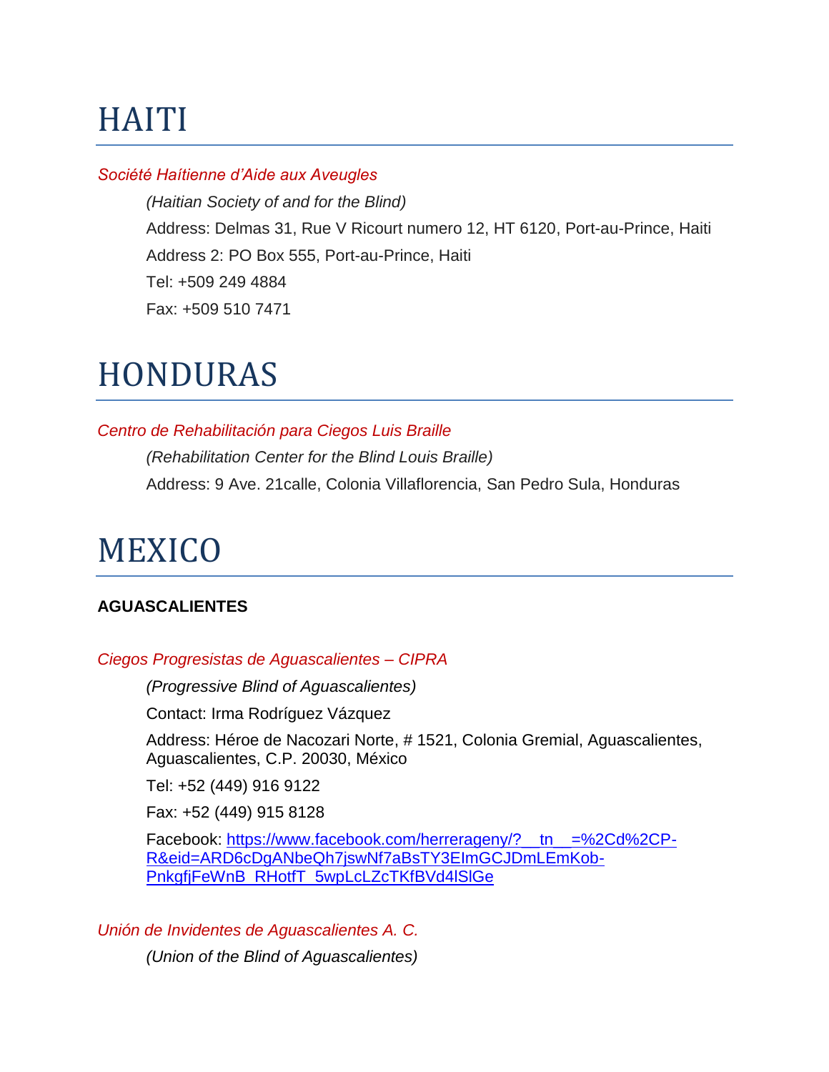# HAITI

*Société Haítienne d'Aide aux Aveugles*

*(Haitian Society of and for the Blind)*

Address: Delmas 31, Rue V Ricourt numero 12, HT 6120, Port-au-Prince, Haiti

Address 2: PO Box 555, Port-au-Prince, Haiti

Tel: +509 249 4884

Fax: +509 510 7471

# HONDURAS

*Centro de Rehabilitación para Ciegos Luis Braille*

*(Rehabilitation Center for the Blind Louis Braille)*

Address: 9 Ave. 21calle, Colonia Villaflorencia, San Pedro Sula, Honduras

# MEXICO

**AGUASCALIENTES**

*Ciegos Progresistas de Aguascalientes – CIPRA*

*(Progressive Blind of Aguascalientes)*

Contact: Irma Rodríguez Vázquez

Address: Héroe de Nacozari Norte, # 1521, Colonia Gremial, Aguascalientes, Aguascalientes, C.P. 20030, México

Tel: +52 (449) 916 9122

Fax: +52 (449) 915 8128

Facebook: https://www.facebook.com/herrerageny/?__tn__=%2Cd%2CP-R&eid=ARD6cDgANbeQh7jswNf7aBsTY3EImGCJDmLEmKob-PnkgfjFeWnB_RHotfT_5wpLcLZcTKfBVd4lSlGe

*Unión de Invidentes de Aguascalientes A. C.*

*(Union of the Blind of Aguascalientes)*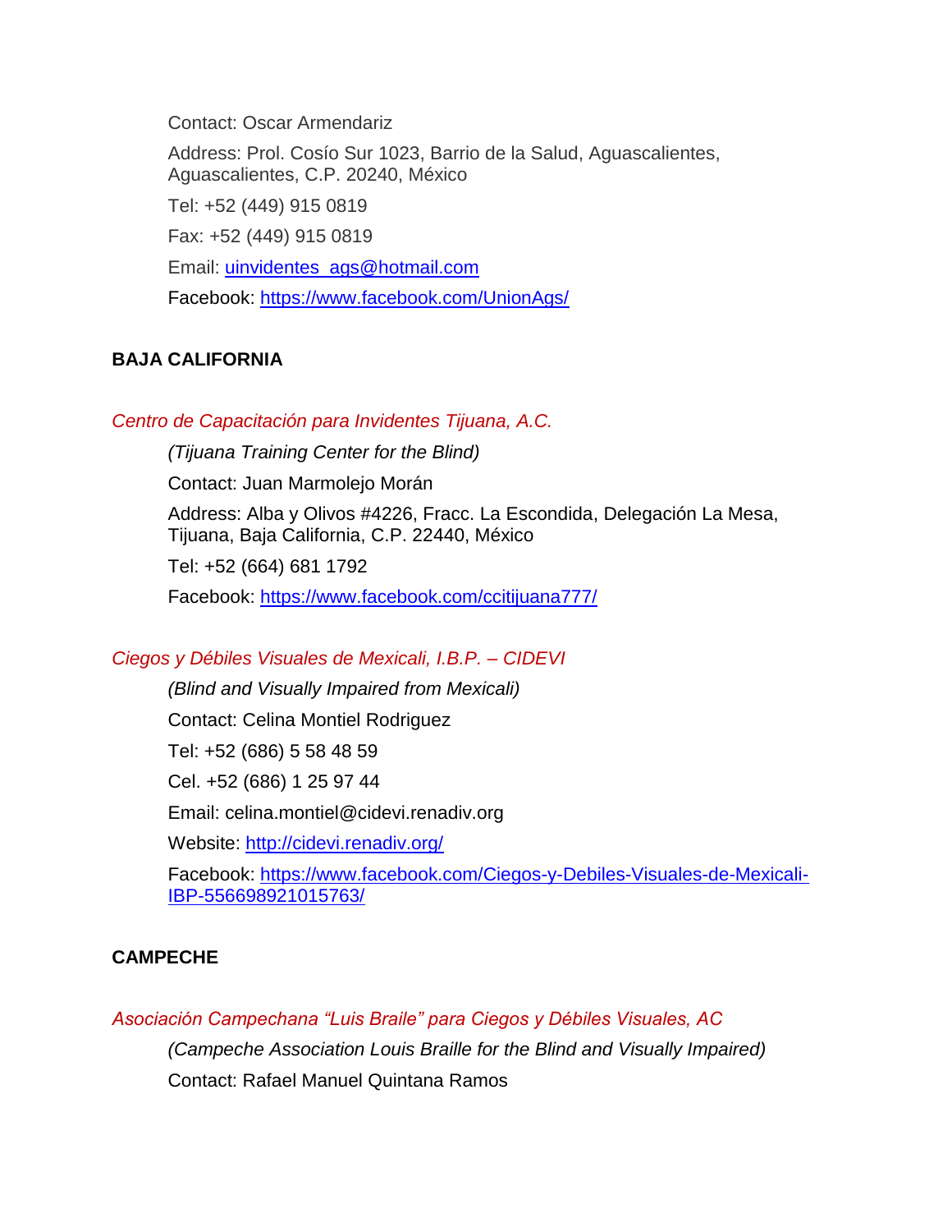Contact: Oscar Armendariz

Address: Prol. Cosío Sur 1023, Barrio de la Salud, Aguascalientes, Aguascalientes, C.P. 20240, México

Tel: +52 (449) 915 0819

Fax: +52 (449) 915 0819

Email: [uinvidentes_ags@hotmail.com](mailto:uinvidentes_ags@hotmail.com)

Facebook: [https://www.facebook.com/UnionAgs/](https://www.facebook.com/UnionAgs/)

## BAJA CALIFORNIA

### *Centro de Capacitación para Invidentes Tijuana, A.C.*

*(Tijuana Training Center for the Blind)*

Contact: Juan Marmolejo Morán

Address: Alba y Olivos #4226, Fracc. La Escondida, Delegación La Mesa, Tijuana, Baja California, C.P. 22440, México

Tel: +52 (664) 681 1792

Facebook: [https://www.facebook.com/ccitijuana777/](https://www.facebook.com/ccitijuana777/)

### *Ciegos y Débiles Visuales de Mexicali, I.B.P. – CIDEVI*

*(Blind and Visually Impaired from Mexicali)*

Contact: Celina Montiel Rodriguez

Tel: +52 (686) 5 58 48 59

Cel. +52 (686) 1 25 97 44

Email: celina.montiel@cidevi.renadiv.org

Website: [http://cidevi.renadiv.org/](http://cidevi.renadiv.org/)

Facebook: [https://www.facebook.com/Ciegos-y-Debiles-Visuales-de-Mexicali-IBP-556698921015763/](https://www.facebook.com/Ciegos-y-Debiles-Visuales-de-Mexicali-IBP-556698921015763/)

## CAMPECHE

### *Asociación Campechana "Luis Braile" para Ciegos y Débiles Visuales, AC*

*(Campeche Association Louis Braille for the Blind and Visually Impaired)*

Contact: Rafael Manuel Quintana Ramos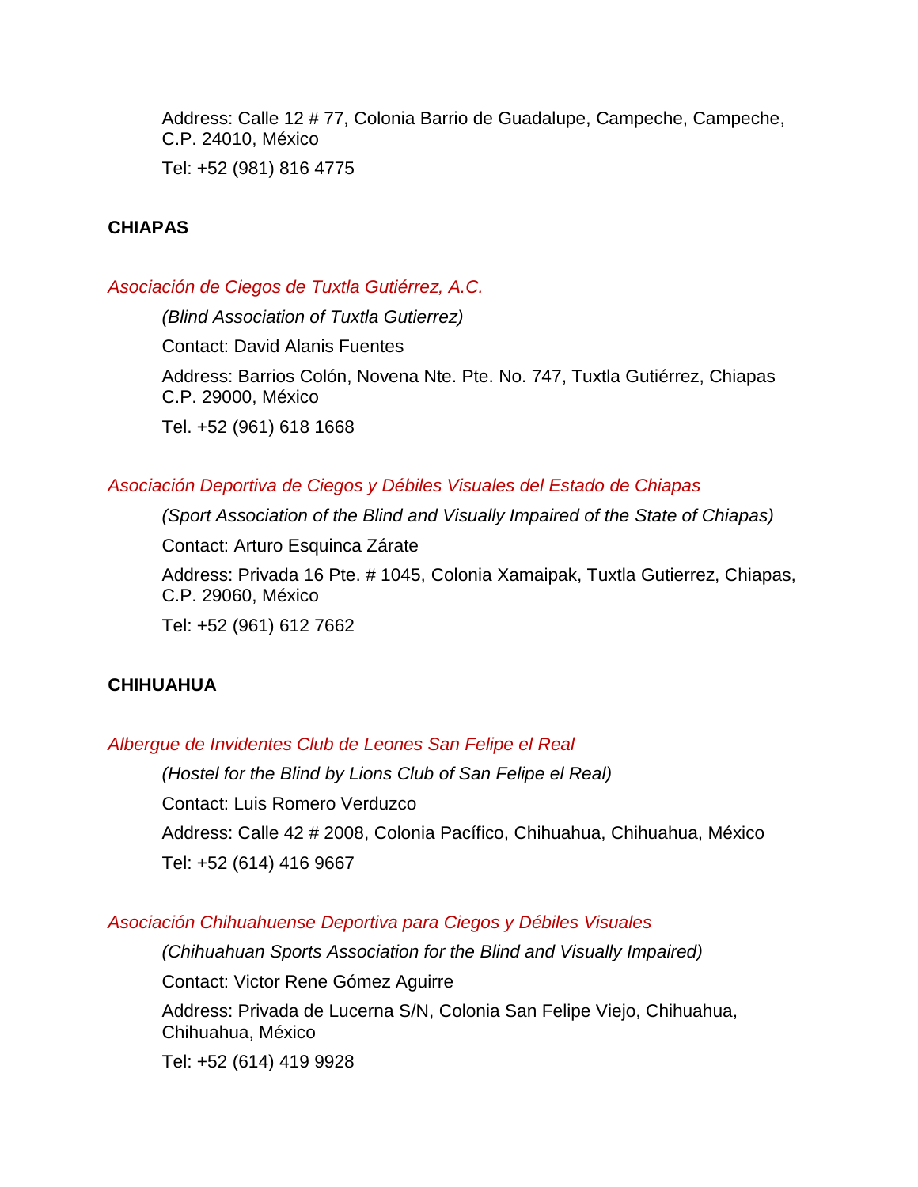Address: Calle 12 # 77, Colonia Barrio de Guadalupe, Campeche, Campeche, C.P. 24010, México

Tel: +52 (981) 816 4775

## CHIAPAS

### *Asociación de Ciegos de Tuxtla Gutiérrez, A.C.*

*(Blind Association of Tuxtla Gutierrez)*

Contact: David Alanis Fuentes

Address: Barrios Colón, Novena Nte. Pte. No. 747, Tuxtla Gutiérrez, Chiapas C.P. 29000, México

Tel. +52 (961) 618 1668

### *Asociación Deportiva de Ciegos y Débiles Visuales del Estado de Chiapas*

*(Sport Association of the Blind and Visually Impaired of the State of Chiapas)*

Contact: Arturo Esquinca Zárate

Address: Privada 16 Pte. # 1045, Colonia Xamaipak, Tuxtla Gutierrez, Chiapas, C.P. 29060, México

Tel: +52 (961) 612 7662

## CHIHUAHUA

### *Albergue de Invidentes Club de Leones San Felipe el Real*

*(Hostel for the Blind by Lions Club of San Felipe el Real)*

Contact: Luis Romero Verduzco

Address: Calle 42 # 2008, Colonia Pacífico, Chihuahua, Chihuahua, México

Tel: +52 (614) 416 9667

### *Asociación Chihuahuense Deportiva para Ciegos y Débiles Visuales*

*(Chihuahuan Sports Association for the Blind and Visually Impaired)*

Contact: Victor Rene Gómez Aguirre

Address: Privada de Lucerna S/N, Colonia San Felipe Viejo, Chihuahua, Chihuahua, México

Tel: +52 (614) 419 9928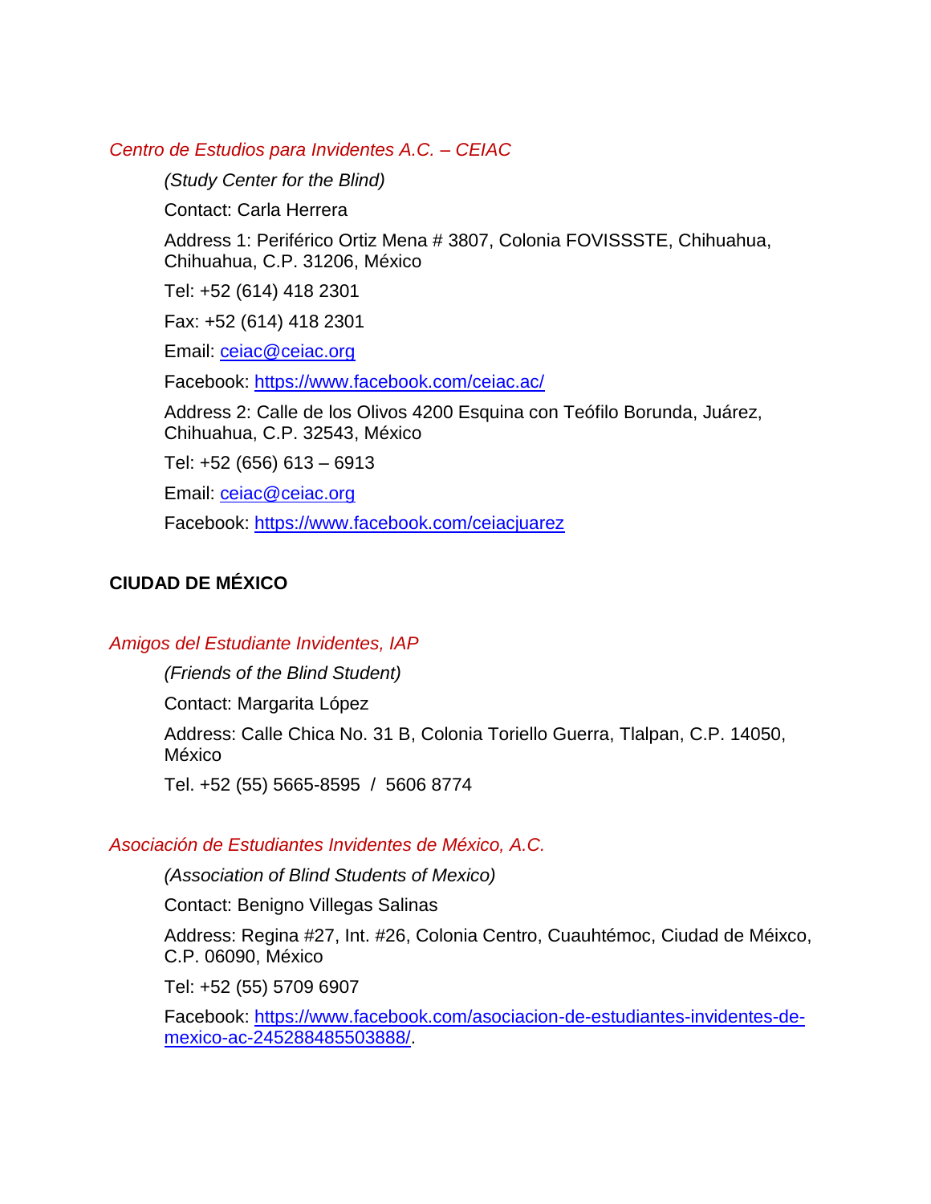*Centro de Estudios para Invidentes A.C. – CEIAC*

*(Study Center for the Blind)*

Contact: Carla Herrera

Address 1: Periférico Ortiz Mena # 3807, Colonia FOVISSSTE, Chihuahua, Chihuahua, C.P. 31206, México

Tel: +52 (614) 418 2301

Fax: +52 (614) 418 2301

Email: [ceiac@ceiac.org](mailto:ceiac@ceiac.org)

Facebook: [https://www.facebook.com/ceiac.ac/](https://www.facebook.com/ceiac.ac/)

Address 2: Calle de los Olivos 4200 Esquina con Teófilo Borunda, Juárez, Chihuahua, C.P. 32543, México

Tel: +52 (656) 613 – 6913

Email: [ceiac@ceiac.org](mailto:ceiac@ceiac.org)

Facebook: [https://www.facebook.com/ceiacjuarez](https://www.facebook.com/ceiacjuarez)

**CIUDAD DE MÉXICO**

*Amigos del Estudiante Invidentes, IAP*

*(Friends of the Blind Student)*

Contact: Margarita López

Address: Calle Chica No. 31 B, Colonia Toriello Guerra, Tlalpan, C.P. 14050, México

Tel. +52 (55) 5665-8595 / 5606 8774

*Asociación de Estudiantes Invidentes de México, A.C.*

*(Association of Blind Students of Mexico)*

Contact: Benigno Villegas Salinas

Address: Regina #27, Int. #26, Colonia Centro, Cuauhtémoc, Ciudad de Méixco, C.P. 06090, México

Tel: +52 (55) 5709 6907

Facebook: [https://www.facebook.com/asociacion-de-estudiantes-invidentes-de-mexico-ac-245288485503888/](https://www.facebook.com/asociacion-de-estudiantes-invidentes-de-mexico-ac-245288485503888/).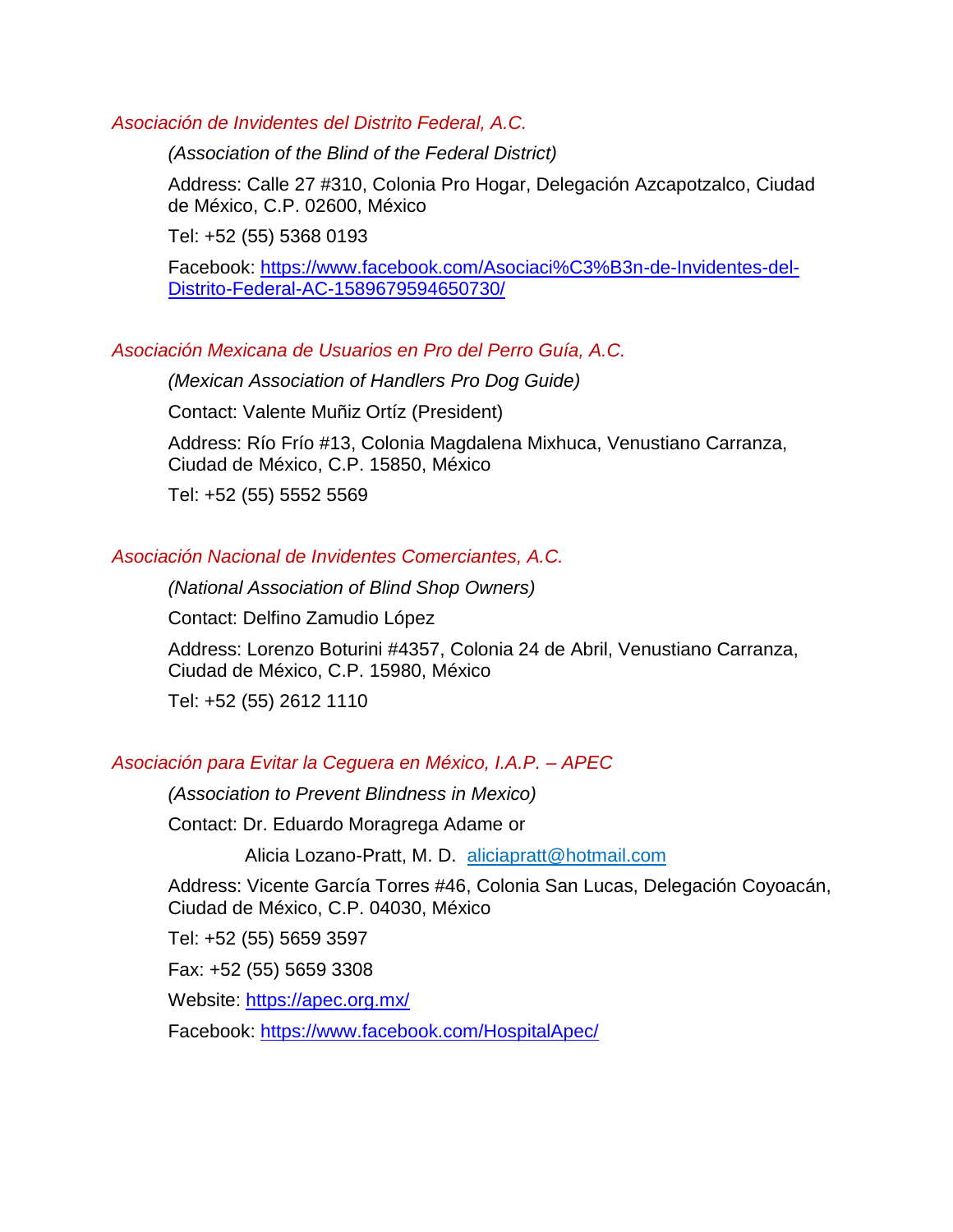*Asociación de Invidentes del Distrito Federal, A.C.*

*(Association of the Blind of the Federal District)*

Address: Calle 27 #310, Colonia Pro Hogar, Delegación Azcapotzalco, Ciudad de México, C.P. 02600, México

Tel: +52 (55) 5368 0193

Facebook: https://www.facebook.com/Asociaci%C3%B3n-de-Invidentes-del-Distrito-Federal-AC-1589679594650730/

*Asociación Mexicana de Usuarios en Pro del Perro Guía, A.C.*

*(Mexican Association of Handlers Pro Dog Guide)*

Contact: Valente Muñiz Ortíz (President)

Address: Río Frío #13, Colonia Magdalena Mixhuca, Venustiano Carranza, Ciudad de México, C.P. 15850, México

Tel: +52 (55) 5552 5569

*Asociación Nacional de Invidentes Comerciantes, A.C.*

*(National Association of Blind Shop Owners)*

Contact: Delfino Zamudio López

Address: Lorenzo Boturini #4357, Colonia 24 de Abril, Venustiano Carranza, Ciudad de México, C.P. 15980, México

Tel: +52 (55) 2612 1110

*Asociación para Evitar la Ceguera en México, I.A.P. – APEC*

*(Association to Prevent Blindness in Mexico)*

Contact: Dr. Eduardo Moragrega Adame or

Alicia Lozano-Pratt, M. D. aliciapratt@hotmail.com

Address: Vicente García Torres #46, Colonia San Lucas, Delegación Coyoacán, Ciudad de México, C.P. 04030, México

Tel: +52 (55) 5659 3597

Fax: +52 (55) 5659 3308

Website: https://apec.org.mx/

Facebook: https://www.facebook.com/HospitalApec/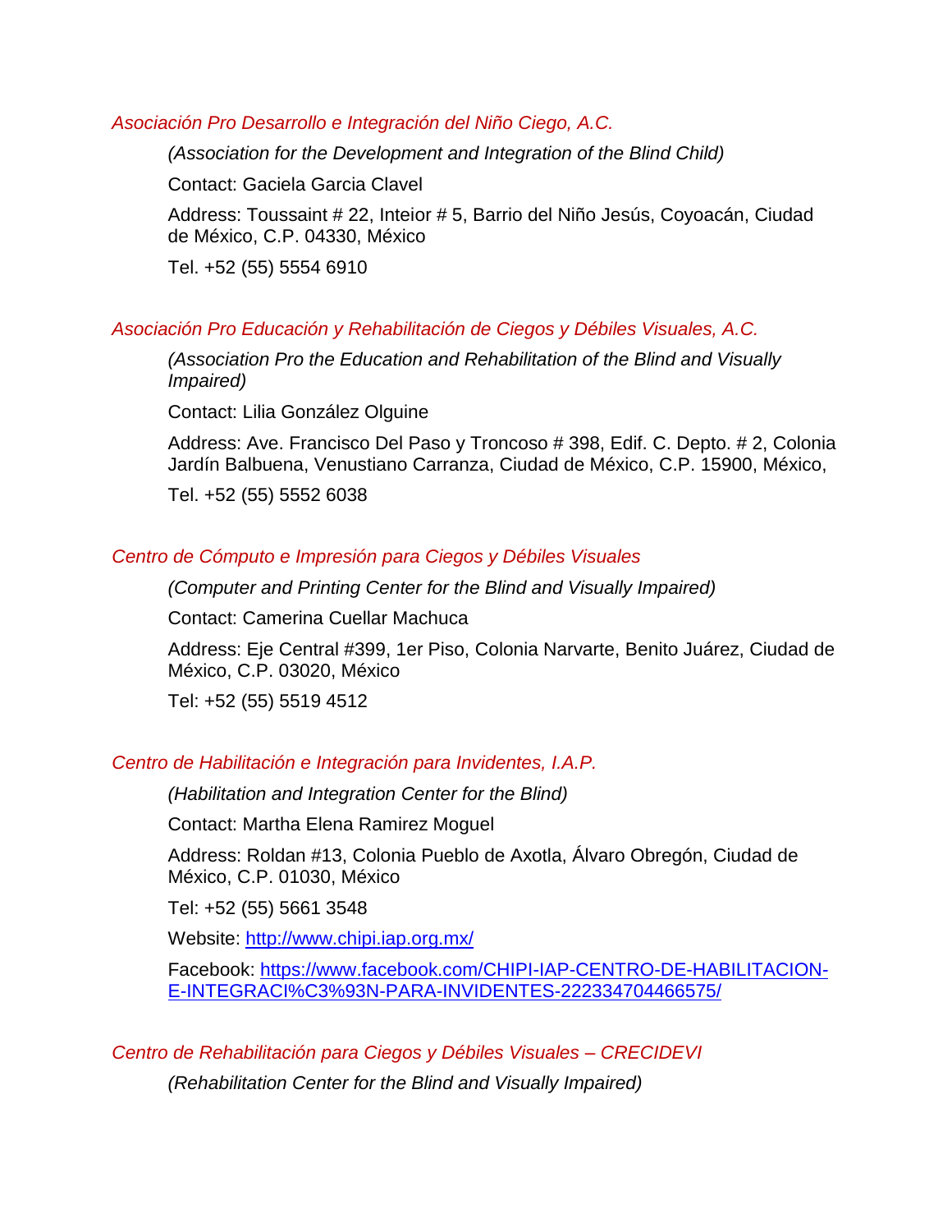### *Asociación Pro Desarrollo e Integración del Niño Ciego, A.C.*

*(Association for the Development and Integration of the Blind Child)*

Contact: Gaciela Garcia Clavel

Address: Toussaint # 22, Inteior # 5, Barrio del Niño Jesús, Coyoacán, Ciudad de México, C.P. 04330, México

Tel. +52 (55) 5554 6910

### *Asociación Pro Educación y Rehabilitación de Ciegos y Débiles Visuales, A.C.*

*(Association Pro the Education and Rehabilitation of the Blind and Visually Impaired)*

Contact: Lilia González Olguine

Address: Ave. Francisco Del Paso y Troncoso # 398, Edif. C. Depto. # 2, Colonia Jardín Balbuena, Venustiano Carranza, Ciudad de México, C.P. 15900, México,

Tel. +52 (55) 5552 6038

### *Centro de Cómputo e Impresión para Ciegos y Débiles Visuales*

*(Computer and Printing Center for the Blind and Visually Impaired)*

Contact: Camerina Cuellar Machuca

Address: Eje Central #399, 1er Piso, Colonia Narvarte, Benito Juárez, Ciudad de México, C.P. 03020, México

Tel: +52 (55) 5519 4512

### *Centro de Habilitación e Integración para Invidentes, I.A.P.*

*(Habilitation and Integration Center for the Blind)*

Contact: Martha Elena Ramirez Moguel

Address: Roldan #13, Colonia Pueblo de Axotla, Álvaro Obregón, Ciudad de México, C.P. 01030, México

Tel: +52 (55) 5661 3548

Website: [http://www.chipi.iap.org.mx/](http://www.chipi.iap.org.mx/)

Facebook: [https://www.facebook.com/CHIPI-IAP-CENTRO-DE-HABILITACION-E-INTEGRACI%C3%93N-PARA-INVIDENTES-222334704466575/](https://www.facebook.com/CHIPI-IAP-CENTRO-DE-HABILITACION-E-INTEGRACI%C3%93N-PARA-INVIDENTES-222334704466575/)

### *Centro de Rehabilitación para Ciegos y Débiles Visuales – CRECIDEVI*

*(Rehabilitation Center for the Blind and Visually Impaired)*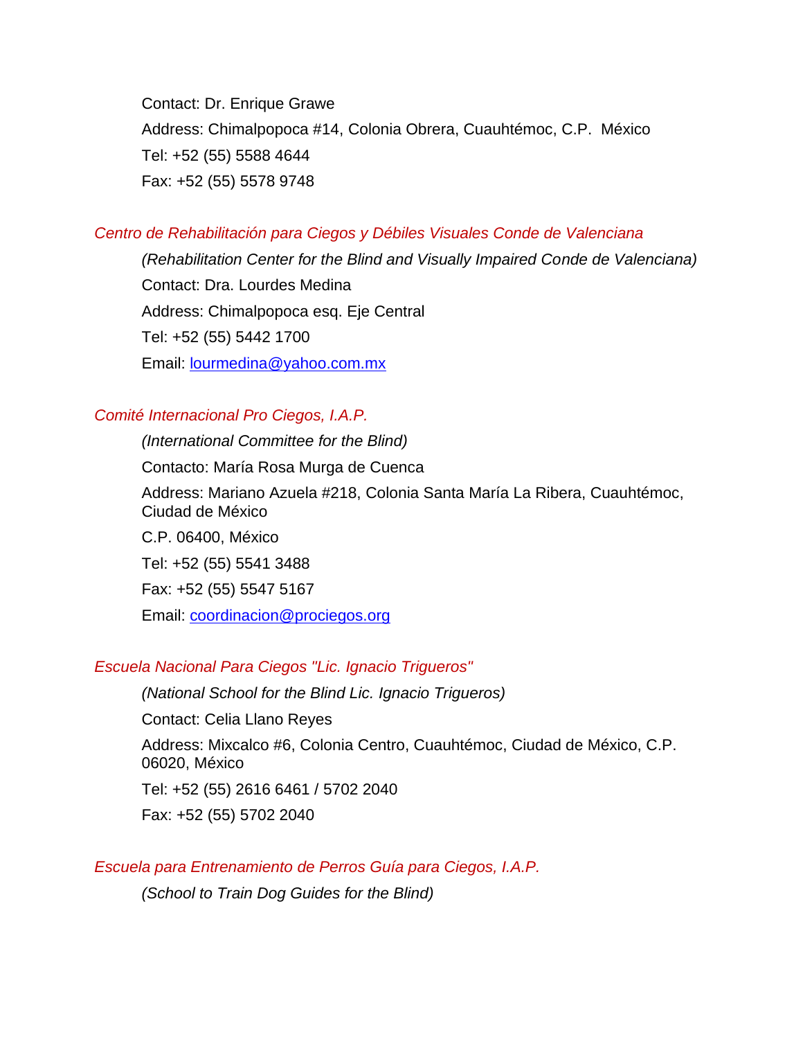Contact: Dr. Enrique Grawe

Address: Chimalpopoca #14, Colonia Obrera, Cuauhtémoc, C.P. México

Tel: +52 (55) 5588 4644

Fax: +52 (55) 5578 9748

*Centro de Rehabilitación para Ciegos y Débiles Visuales Conde de Valenciana*

*(Rehabilitation Center for the Blind and Visually Impaired Conde de Valenciana)*

Contact: Dra. Lourdes Medina

Address: Chimalpopoca esq. Eje Central

Tel: +52 (55) 5442 1700

Email: lourmedina@yahoo.com.mx

*Comité Internacional Pro Ciegos, I.A.P.*

*(International Committee for the Blind)*

Contacto: María Rosa Murga de Cuenca

Address: Mariano Azuela #218, Colonia Santa María La Ribera, Cuauhtémoc, Ciudad de México

C.P. 06400, México

Tel: +52 (55) 5541 3488

Fax: +52 (55) 5547 5167

Email: coordinacion@prociegos.org

*Escuela Nacional Para Ciegos "Lic. Ignacio Trigueros"*

*(National School for the Blind Lic. Ignacio Trigueros)*

Contact: Celia Llano Reyes

Address: Mixcalco #6, Colonia Centro, Cuauhtémoc, Ciudad de México, C.P. 06020, México

Tel: +52 (55) 2616 6461 / 5702 2040

Fax: +52 (55) 5702 2040

*Escuela para Entrenamiento de Perros Guía para Ciegos, I.A.P.*

*(School to Train Dog Guides for the Blind)*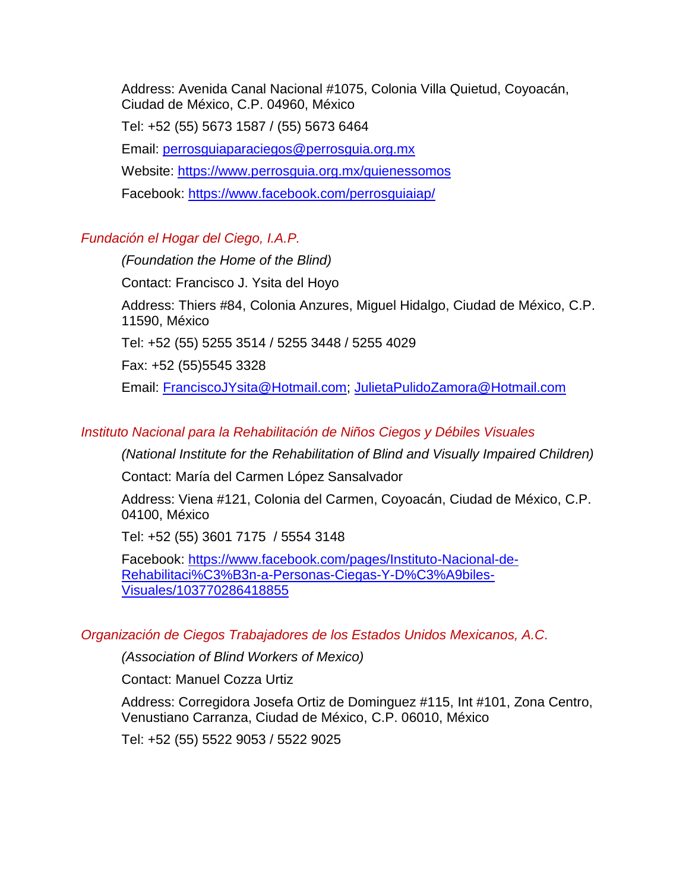Address: Avenida Canal Nacional #1075, Colonia Villa Quietud, Coyoacán, Ciudad de México, C.P. 04960, México

Tel: +52 (55) 5673 1587 / (55) 5673 6464

Email: [perrosguiaparaciegos@perrosguia.org.mx](mailto:perrosguiaparaciegos@perrosguia.org.mx)

Website: [https://www.perrosguia.org.mx/quienessomos](https://www.perrosguia.org.mx/quienessomos)

Facebook: [https://www.facebook.com/perrosguiaiap/](https://www.facebook.com/perrosguiaiap/)

### *Fundación el Hogar del Ciego, I.A.P.*

*(Foundation the Home of the Blind)*

Contact: Francisco J. Ysita del Hoyo

Address: Thiers #84, Colonia Anzures, Miguel Hidalgo, Ciudad de México, C.P. 11590, México

Tel: +52 (55) 5255 3514 / 5255 3448 / 5255 4029

Fax: +52 (55)5545 3328

Email: [FranciscoJYsita@Hotmail.com](mailto:FranciscoJYsita@Hotmail.com); [JulietaPulidoZamora@Hotmail.com](mailto:JulietaPulidoZamora@Hotmail.com)

### *Instituto Nacional para la Rehabilitación de Niños Ciegos y Débiles Visuales*

*(National Institute for the Rehabilitation of Blind and Visually Impaired Children)*

Contact: María del Carmen López Sansalvador

Address: Viena #121, Colonia del Carmen, Coyoacán, Ciudad de México, C.P. 04100, México

Tel: +52 (55) 3601 7175 / 5554 3148

Facebook: [https://www.facebook.com/pages/Instituto-Nacional-de-Rehabilitaci%C3%B3n-a-Personas-Ciegas-Y-D%C3%A9biles-Visuales/103770286418855](https://www.facebook.com/pages/Instituto-Nacional-de-Rehabilitaci%C3%B3n-a-Personas-Ciegas-Y-D%C3%A9biles-Visuales/103770286418855)

### *Organización de Ciegos Trabajadores de los Estados Unidos Mexicanos, A.C.*

*(Association of Blind Workers of Mexico)*

Contact: Manuel Cozza Urtiz

Address: Corregidora Josefa Ortiz de Dominguez #115, Int #101, Zona Centro, Venustiano Carranza, Ciudad de México, C.P. 06010, México

Tel: +52 (55) 5522 9053 / 5522 9025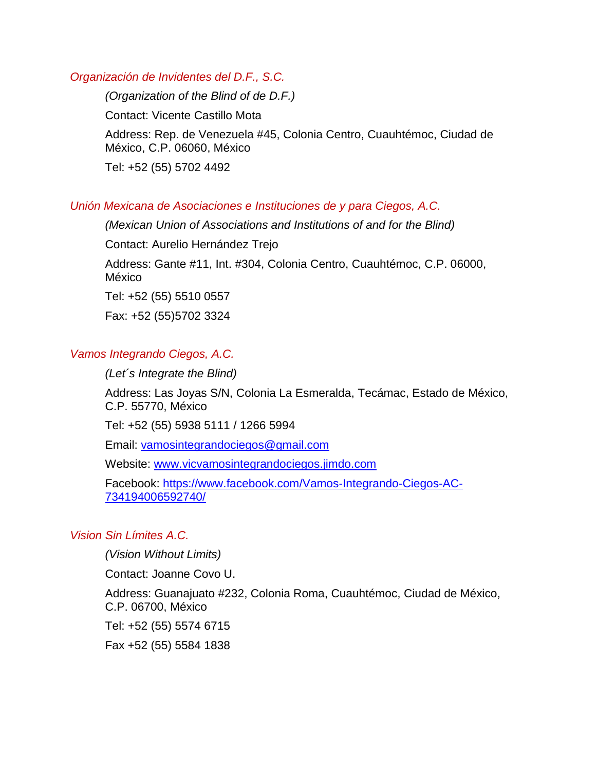*Organización de Invidentes del D.F., S.C.*

*(Organization of the Blind of de D.F.)*

Contact: Vicente Castillo Mota

Address: Rep. de Venezuela #45, Colonia Centro, Cuauhtémoc, Ciudad de México, C.P. 06060, México

Tel: +52 (55) 5702 4492

*Unión Mexicana de Asociaciones e Instituciones de y para Ciegos, A.C.*

*(Mexican Union of Associations and Institutions of and for the Blind)*

Contact: Aurelio Hernández Trejo

Address: Gante #11, Int. #304, Colonia Centro, Cuauhtémoc, C.P. 06000, México

Tel: +52 (55) 5510 0557

Fax: +52 (55)5702 3324

*Vamos Integrando Ciegos, A.C.*

*(Let´s Integrate the Blind)*

Address: Las Joyas S/N, Colonia La Esmeralda, Tecámac, Estado de México, C.P. 55770, México

Tel: +52 (55) 5938 5111 / 1266 5994

Email: vamosintegrandociegos@gmail.com

Website: www.vicvamosintegrandociegos.jimdo.com

Facebook: https://www.facebook.com/Vamos-Integrando-Ciegos-AC-734194006592740/

*Vision Sin Límites A.C.*

*(Vision Without Limits)*

Contact: Joanne Covo U.

Address: Guanajuato #232, Colonia Roma, Cuauhtémoc, Ciudad de México, C.P. 06700, México

Tel: +52 (55) 5574 6715

Fax +52 (55) 5584 1838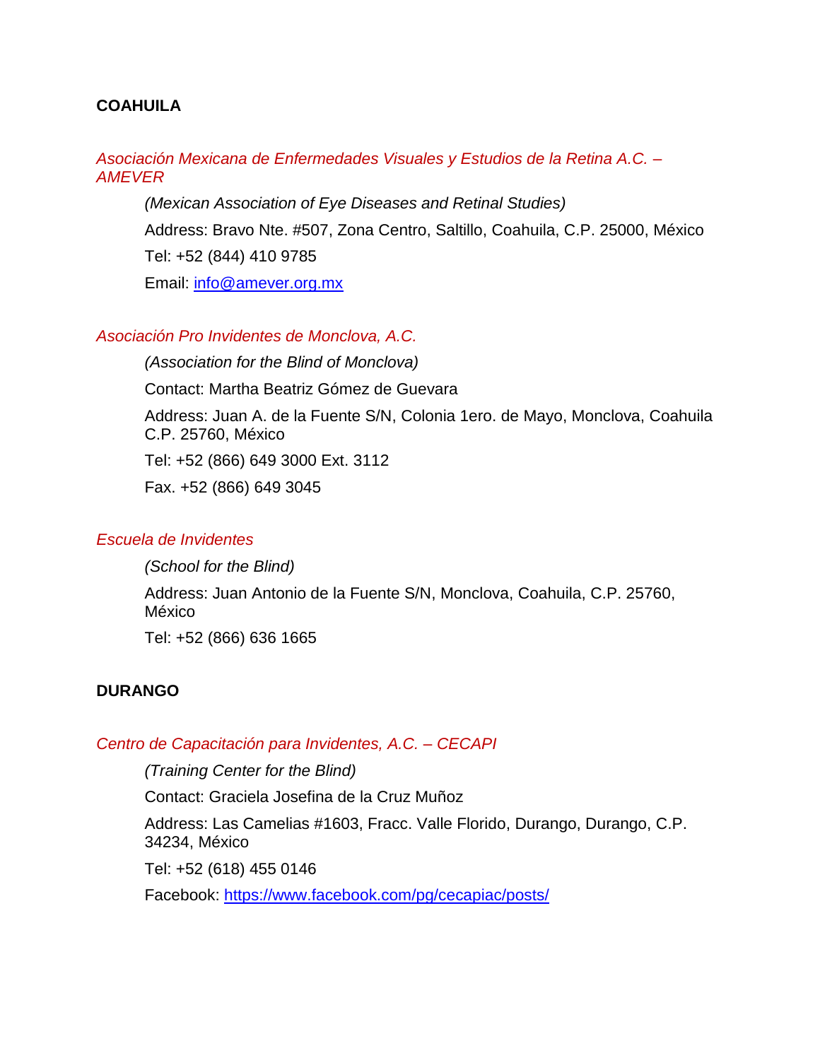## COAHUILA

### *Asociación Mexicana de Enfermedades Visuales y Estudios de la Retina A.C. – AMEVER*

*(Mexican Association of Eye Diseases and Retinal Studies)*

Address: Bravo Nte. #507, Zona Centro, Saltillo, Coahuila, C.P. 25000, México

Tel: +52 (844) 410 9785

Email: [info@amever.org.mx](mailto:info@amever.org.mx)

### *Asociación Pro Invidentes de Monclova, A.C.*

*(Association for the Blind of Monclova)*

Contact: Martha Beatriz Gómez de Guevara

Address: Juan A. de la Fuente S/N, Colonia 1ero. de Mayo, Monclova, Coahuila C.P. 25760, México

Tel: +52 (866) 649 3000 Ext. 3112

Fax. +52 (866) 649 3045

### *Escuela de Invidentes*

*(School for the Blind)*

Address: Juan Antonio de la Fuente S/N, Monclova, Coahuila, C.P. 25760, México

Tel: +52 (866) 636 1665

## DURANGO

### *Centro de Capacitación para Invidentes, A.C. – CECAPI*

*(Training Center for the Blind)*

Contact: Graciela Josefina de la Cruz Muñoz

Address: Las Camelias #1603, Fracc. Valle Florido, Durango, Durango, C.P. 34234, México

Tel: +52 (618) 455 0146

Facebook: [https://www.facebook.com/pg/cecapiac/posts/](https://www.facebook.com/pg/cecapiac/posts/)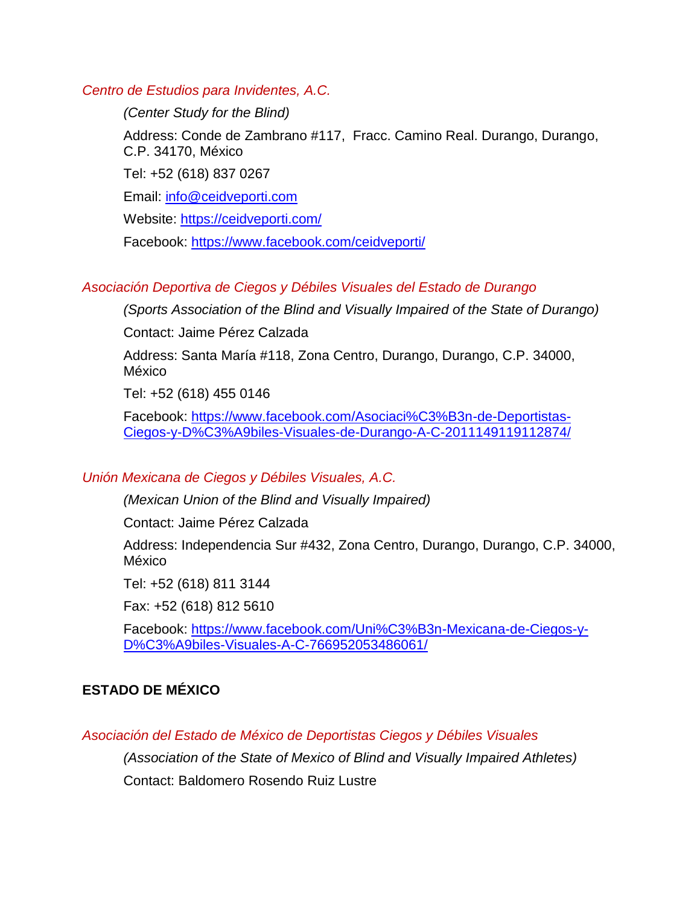*Centro de Estudios para Invidentes, A.C.*

*(Center Study for the Blind)*

Address: Conde de Zambrano #117, Fracc. Camino Real. Durango, Durango, C.P. 34170, México

Tel: +52 (618) 837 0267

Email: info@ceidveporti.com

Website: https://ceidveporti.com/

Facebook: https://www.facebook.com/ceidveporti/

*Asociación Deportiva de Ciegos y Débiles Visuales del Estado de Durango*

*(Sports Association of the Blind and Visually Impaired of the State of Durango)*

Contact: Jaime Pérez Calzada

Address: Santa María #118, Zona Centro, Durango, Durango, C.P. 34000, México

Tel: +52 (618) 455 0146

Facebook: https://www.facebook.com/Asociaci%C3%B3n-de-Deportistas-Ciegos-y-D%C3%A9biles-Visuales-de-Durango-A-C-2011149119112874/

*Unión Mexicana de Ciegos y Débiles Visuales, A.C.*

*(Mexican Union of the Blind and Visually Impaired)*

Contact: Jaime Pérez Calzada

Address: Independencia Sur #432, Zona Centro, Durango, Durango, C.P. 34000, México

Tel: +52 (618) 811 3144

Fax: +52 (618) 812 5610

Facebook: https://www.facebook.com/Uni%C3%B3n-Mexicana-de-Ciegos-y-D%C3%A9biles-Visuales-A-C-766952053486061/

## ESTADO DE MÉXICO

*Asociación del Estado de México de Deportistas Ciegos y Débiles Visuales*

*(Association of the State of Mexico of Blind and Visually Impaired Athletes)*

Contact: Baldomero Rosendo Ruiz Lustre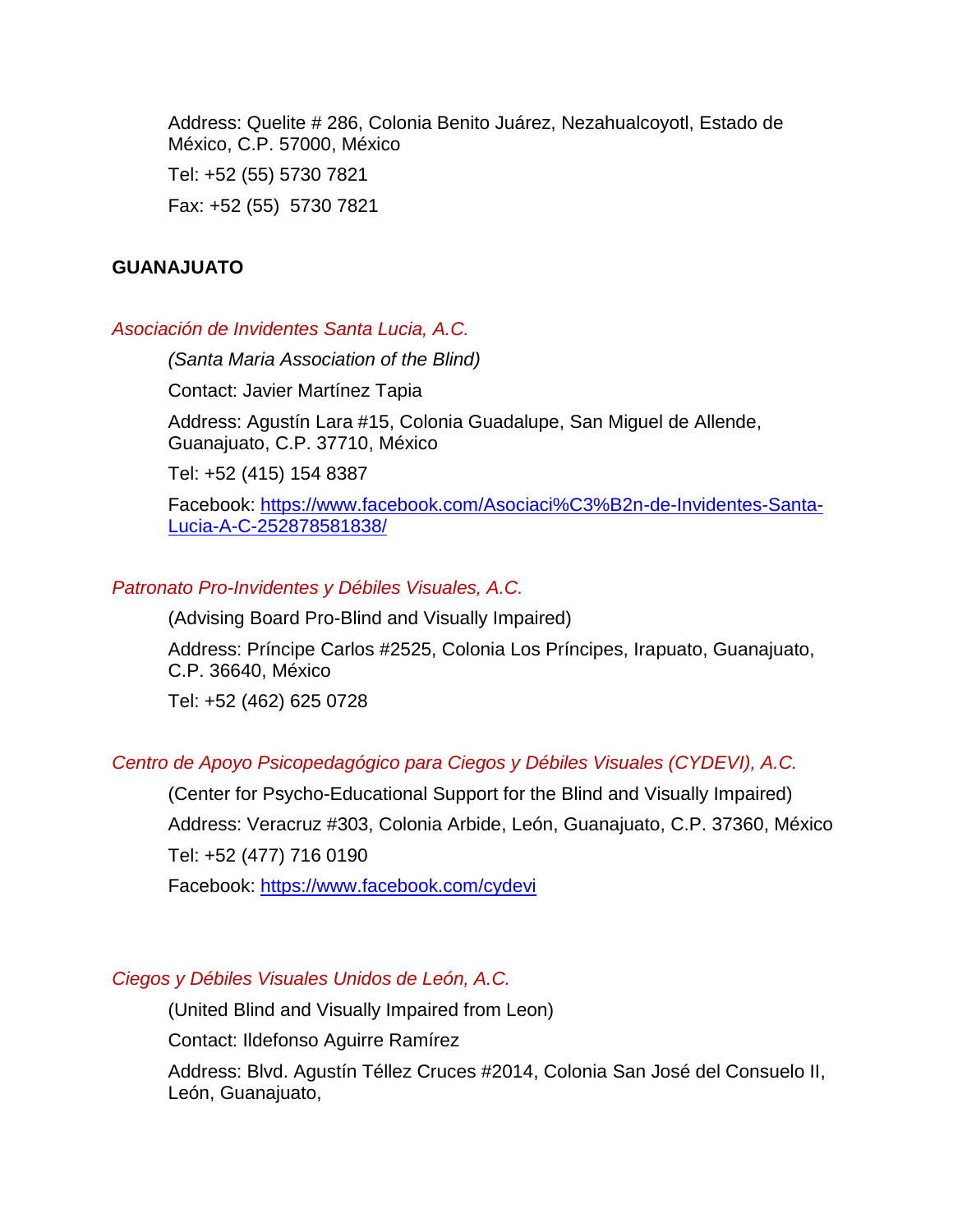Address: Quelite # 286, Colonia Benito Juárez, Nezahualcoyotl, Estado de México, C.P. 57000, México

Tel: +52 (55) 5730 7821

Fax: +52 (55)  5730 7821

**GUANAJUATO**

*Asociación de Invidentes Santa Lucia, A.C.*

*(Santa Maria Association of the Blind)*

Contact: Javier Martínez Tapia

Address: Agustín Lara #15, Colonia Guadalupe, San Miguel de Allende, Guanajuato, C.P. 37710, México

Tel: +52 (415) 154 8387

Facebook: [https://www.facebook.com/Asociaci%C3%B2n-de-Invidentes-Santa-Lucia-A-C-252878581838/](https://www.facebook.com/Asociaci%C3%B2n-de-Invidentes-Santa-Lucia-A-C-252878581838/)

*Patronato Pro-Invidentes y Débiles Visuales, A.C.*

(Advising Board Pro-Blind and Visually Impaired)

Address: Príncipe Carlos #2525, Colonia Los Príncipes, Irapuato, Guanajuato, C.P. 36640, México

Tel: +52 (462) 625 0728

*Centro de Apoyo Psicopedagógico para Ciegos y Débiles Visuales (CYDEVI), A.C.*

(Center for Psycho-Educational Support for the Blind and Visually Impaired)

Address: Veracruz #303, Colonia Arbide, León, Guanajuato, C.P. 37360, México

Tel: +52 (477) 716 0190

Facebook: [https://www.facebook.com/cydevi](https://www.facebook.com/cydevi)

*Ciegos y Débiles Visuales Unidos de León, A.C.*

(United Blind and Visually Impaired from Leon)

Contact: Ildefonso Aguirre Ramírez

Address: Blvd. Agustín Téllez Cruces #2014, Colonia San José del Consuelo II, León, Guanajuato,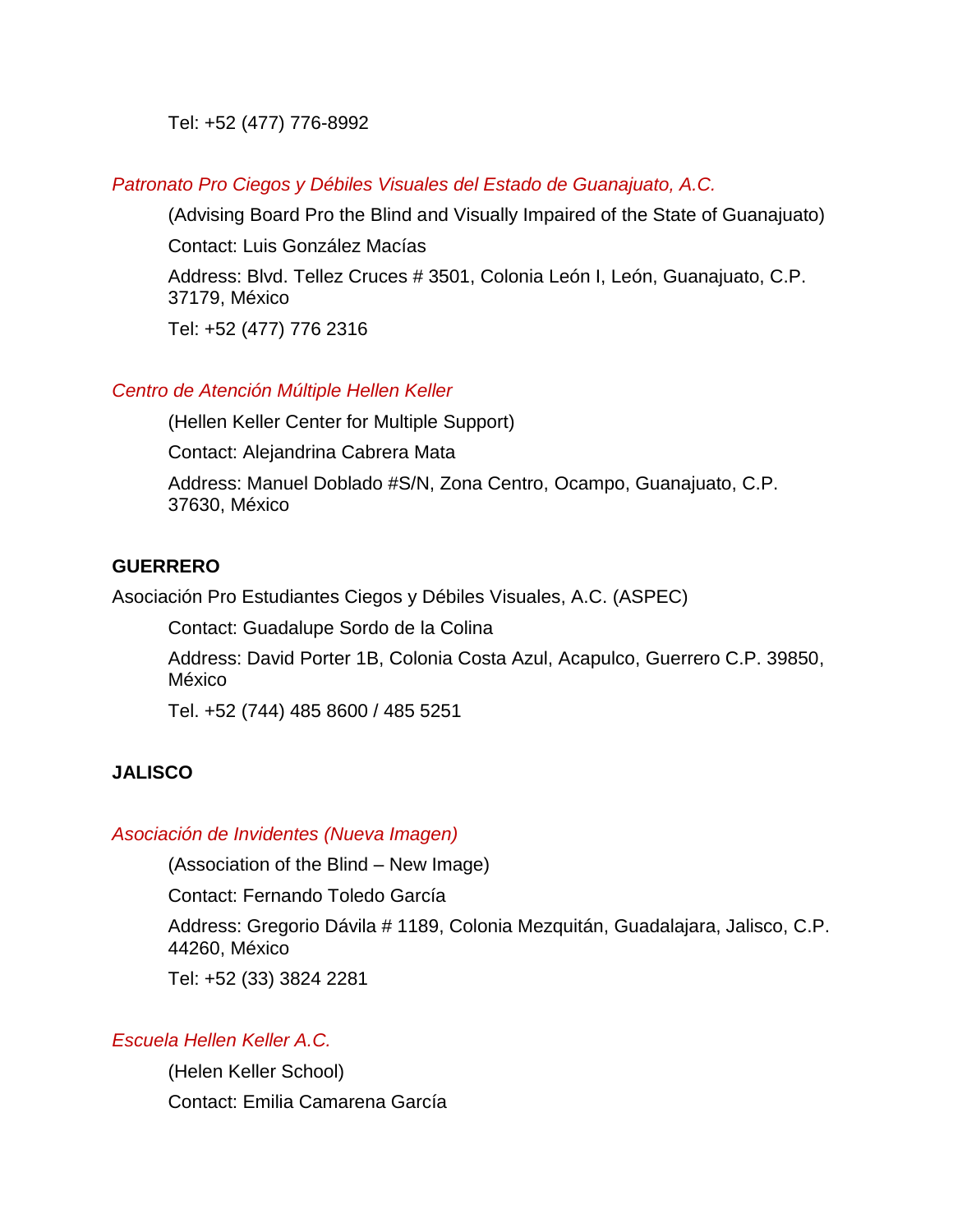Tel: +52 (477) 776-8992

*Patronato Pro Ciegos y Débiles Visuales del Estado de Guanajuato, A.C.*

(Advising Board Pro the Blind and Visually Impaired of the State of Guanajuato)

Contact: Luis González Macías

Address: Blvd. Tellez Cruces # 3501, Colonia León I, León, Guanajuato, C.P. 37179, México

Tel: +52 (477) 776 2316

*Centro de Atención Múltiple Hellen Keller*

(Hellen Keller Center for Multiple Support)

Contact: Alejandrina Cabrera Mata

Address: Manuel Doblado #S/N, Zona Centro, Ocampo, Guanajuato, C.P. 37630, México

**GUERRERO**

Asociación Pro Estudiantes Ciegos y Débiles Visuales, A.C. (ASPEC)

Contact: Guadalupe Sordo de la Colina

Address: David Porter 1B, Colonia Costa Azul, Acapulco, Guerrero C.P. 39850, México

Tel. +52 (744) 485 8600 / 485 5251

**JALISCO**

*Asociación de Invidentes (Nueva Imagen)*

(Association of the Blind – New Image)

Contact: Fernando Toledo García

Address: Gregorio Dávila # 1189, Colonia Mezquitán, Guadalajara, Jalisco, C.P. 44260, México

Tel: +52 (33) 3824 2281

*Escuela Hellen Keller A.C.*

(Helen Keller School)

Contact: Emilia Camarena García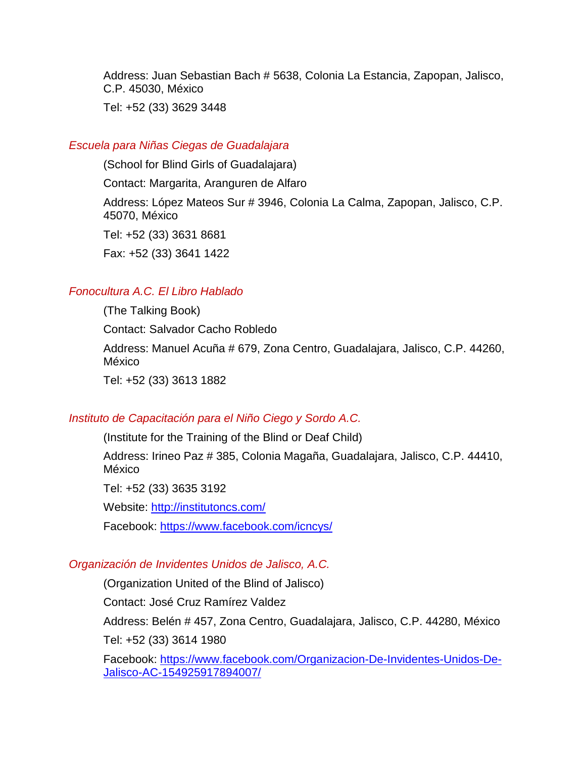Address: Juan Sebastian Bach # 5638, Colonia La Estancia, Zapopan, Jalisco, C.P. 45030, México

Tel: +52 (33) 3629 3448

*Escuela para Niñas Ciegas de Guadalajara*

(School for Blind Girls of Guadalajara)

Contact: Margarita, Aranguren de Alfaro

Address: López Mateos Sur # 3946, Colonia La Calma, Zapopan, Jalisco, C.P. 45070, México

Tel: +52 (33) 3631 8681

Fax: +52 (33) 3641 1422

*Fonocultura A.C. El Libro Hablado*

(The Talking Book)

Contact: Salvador Cacho Robledo

Address: Manuel Acuña # 679, Zona Centro, Guadalajara, Jalisco, C.P. 44260, México

Tel: +52 (33) 3613 1882

*Instituto de Capacitación para el Niño Ciego y Sordo A.C.*

(Institute for the Training of the Blind or Deaf Child)

Address: Irineo Paz # 385, Colonia Magaña, Guadalajara, Jalisco, C.P. 44410, México

Tel: +52 (33) 3635 3192

Website: [http://institutoncs.com/](http://institutoncs.com/)

Facebook: [https://www.facebook.com/icncys/](https://www.facebook.com/icncys/)

*Organización de Invidentes Unidos de Jalisco, A.C.*

(Organization United of the Blind of Jalisco)

Contact: José Cruz Ramírez Valdez

Address: Belén # 457, Zona Centro, Guadalajara, Jalisco, C.P. 44280, México

Tel: +52 (33) 3614 1980

Facebook: [https://www.facebook.com/Organizacion-De-Invidentes-Unidos-De-Jalisco-AC-154925917894007/](https://www.facebook.com/Organizacion-De-Invidentes-Unidos-De-Jalisco-AC-154925917894007/)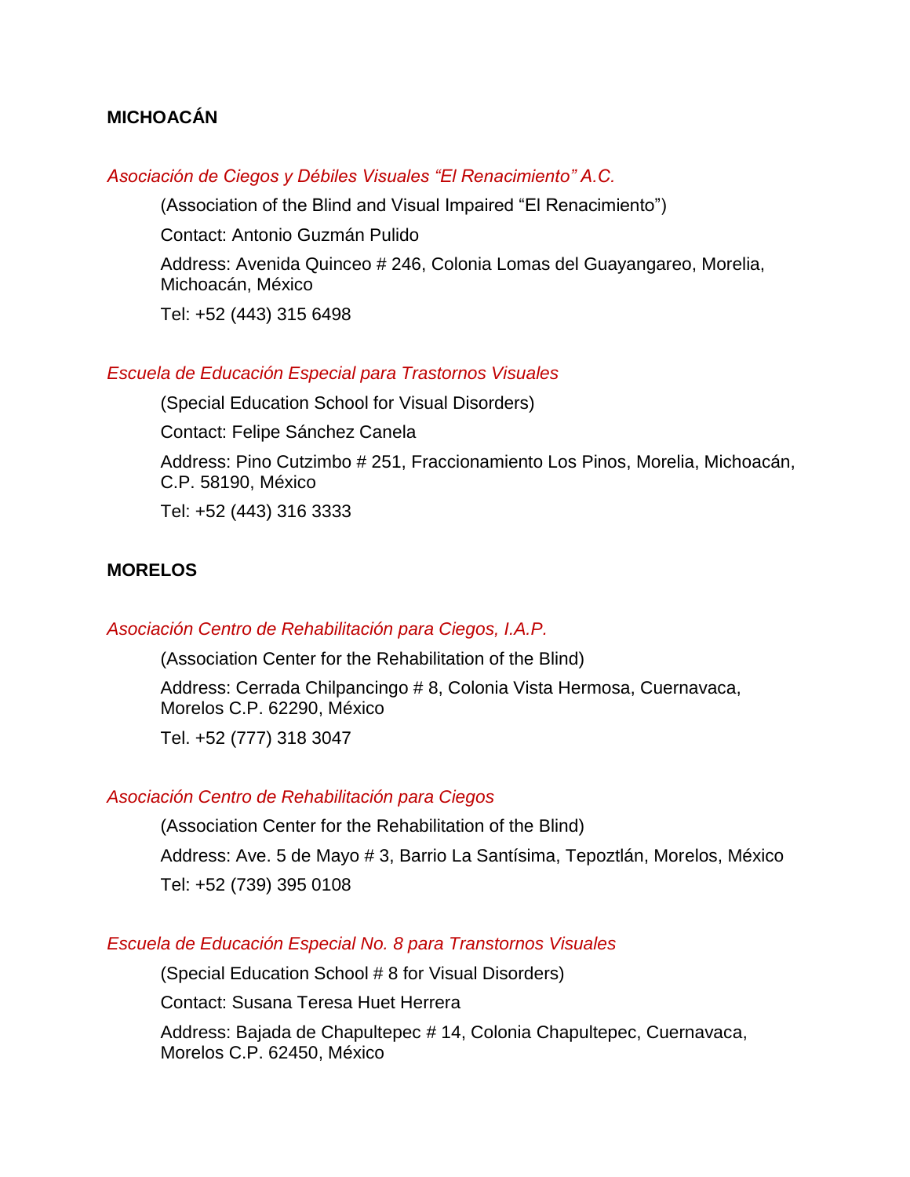**MICHOACÁN**

*Asociación de Ciegos y Débiles Visuales "El Renacimiento" A.C.*

(Association of the Blind and Visual Impaired "El Renacimiento")

Contact: Antonio Guzmán Pulido

Address: Avenida Quinceo # 246, Colonia Lomas del Guayangareo, Morelia, Michoacán, México

Tel: +52 (443) 315 6498

*Escuela de Educación Especial para Trastornos Visuales*

(Special Education School for Visual Disorders)

Contact: Felipe Sánchez Canela

Address: Pino Cutzimbo # 251, Fraccionamiento Los Pinos, Morelia, Michoacán, C.P. 58190, México

Tel: +52 (443) 316 3333

**MORELOS**

*Asociación Centro de Rehabilitación para Ciegos, I.A.P.*

(Association Center for the Rehabilitation of the Blind)

Address: Cerrada Chilpancingo # 8, Colonia Vista Hermosa, Cuernavaca, Morelos C.P. 62290, México

Tel. +52 (777) 318 3047

*Asociación Centro de Rehabilitación para Ciegos*

(Association Center for the Rehabilitation of the Blind)

Address: Ave. 5 de Mayo # 3, Barrio La Santísima, Tepoztlán, Morelos, México

Tel: +52 (739) 395 0108

*Escuela de Educación Especial No. 8 para Transtornos Visuales*

(Special Education School # 8 for Visual Disorders)

Contact: Susana Teresa Huet Herrera

Address: Bajada de Chapultepec # 14, Colonia Chapultepec, Cuernavaca, Morelos C.P. 62450, México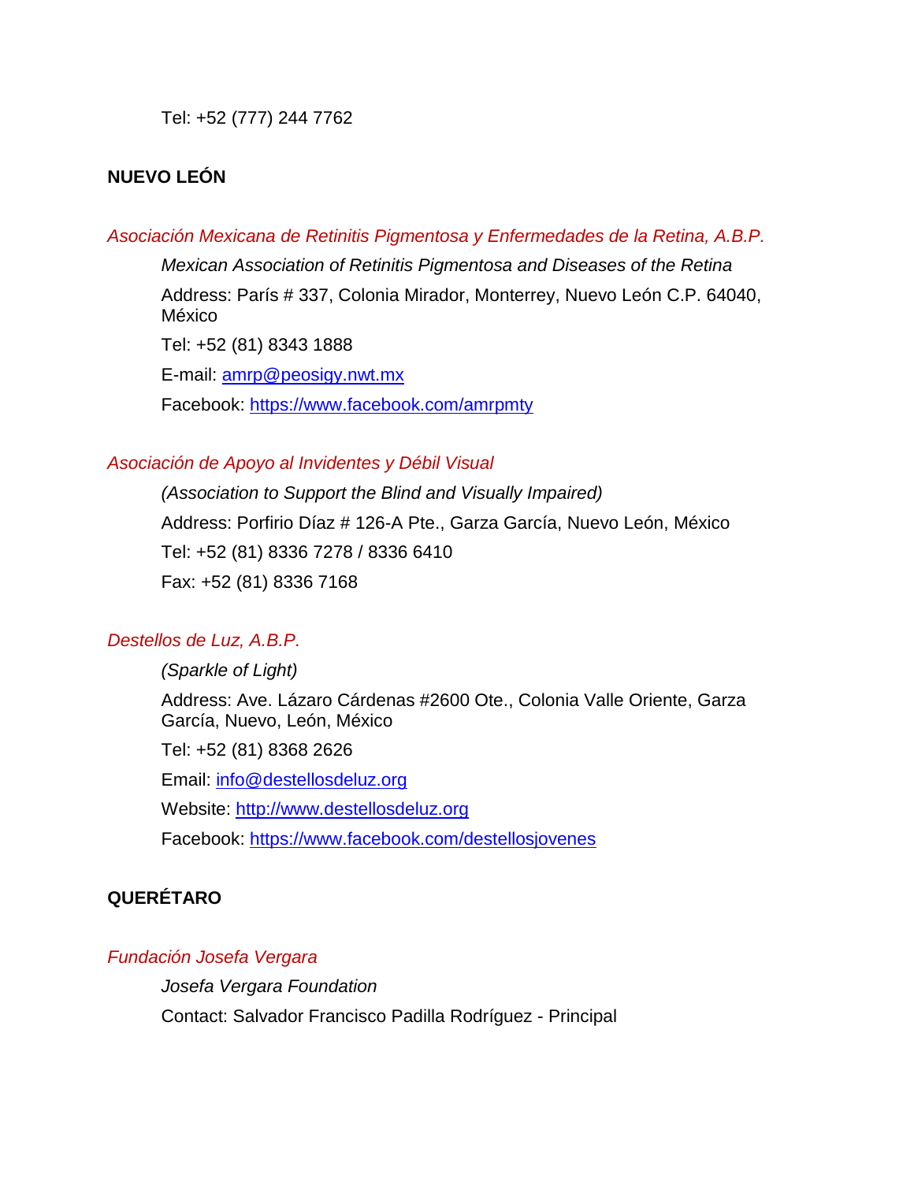Tel: +52 (777) 244 7762

## NUEVO LEÓN

*Asociación Mexicana de Retinitis Pigmentosa y Enfermedades de la Retina, A.B.P.*

*Mexican Association of Retinitis Pigmentosa and Diseases of the Retina*

Address: París # 337, Colonia Mirador, Monterrey, Nuevo León C.P. 64040, México

Tel: +52 (81) 8343 1888

E-mail: amrp@peosigy.nwt.mx

Facebook: https://www.facebook.com/amrpmty

*Asociación de Apoyo al Invidentes y Débil Visual*

*(Association to Support the Blind and Visually Impaired)*

Address: Porfirio Díaz # 126-A Pte., Garza García, Nuevo León, México

Tel: +52 (81) 8336 7278 / 8336 6410

Fax: +52 (81) 8336 7168

*Destellos de Luz, A.B.P.*

*(Sparkle of Light)*

Address: Ave. Lázaro Cárdenas #2600 Ote., Colonia Valle Oriente, Garza García, Nuevo, León, México

Tel: +52 (81) 8368 2626

Email: info@destellosdeluz.org

Website: http://www.destellosdeluz.org

Facebook: https://www.facebook.com/destellosjovenes

## QUERÉTARO

*Fundación Josefa Vergara*

*Josefa Vergara Foundation*

Contact: Salvador Francisco Padilla Rodríguez - Principal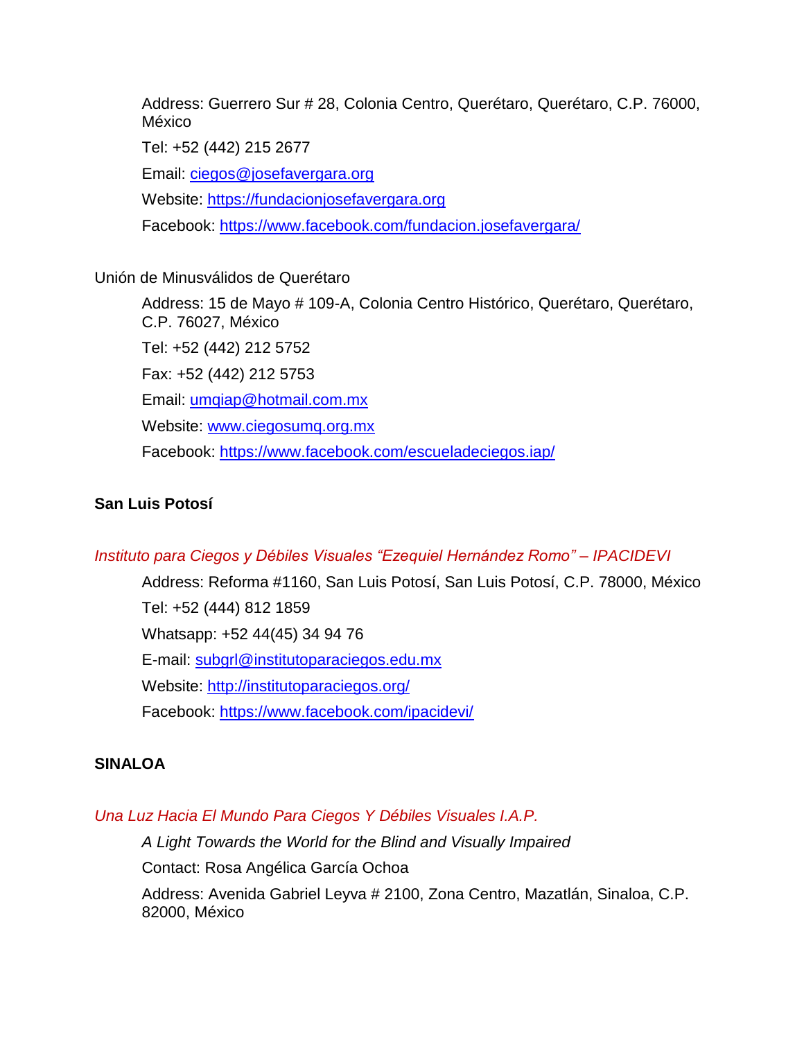Address: Guerrero Sur # 28, Colonia Centro, Querétaro, Querétaro, C.P. 76000, México

Tel: +52 (442) 215 2677

Email: [ciegos@josefavergara.org](mailto:ciegos@josefavergara.org)

Website: [https://fundacionjosefavergara.org](https://fundacionjosefavergara.org)

Facebook: [https://www.facebook.com/fundacion.josefavergara/](https://www.facebook.com/fundacion.josefavergara/)

Unión de Minusválidos de Querétaro

Address: 15 de Mayo # 109-A, Colonia Centro Histórico, Querétaro, Querétaro, C.P. 76027, México

Tel: +52 (442) 212 5752

Fax: +52 (442) 212 5753

Email: [umqiap@hotmail.com.mx](mailto:umqiap@hotmail.com.mx)

Website: [www.ciegosumq.org.mx](http://www.ciegosumq.org.mx)

Facebook: [https://www.facebook.com/escueladeciegos.iap/](https://www.facebook.com/escueladeciegos.iap/)

**San Luis Potosí**

*Instituto para Ciegos y Débiles Visuales "Ezequiel Hernández Romo" – IPACIDEVI*

Address: Reforma #1160, San Luis Potosí, San Luis Potosí, C.P. 78000, México

Tel: +52 (444) 812 1859

Whatsapp: +52 44(45) 34 94 76

E-mail: [subgrl@institutoparaciegos.edu.mx](mailto:subgrl@institutoparaciegos.edu.mx)

Website: [http://institutoparaciegos.org/](http://institutoparaciegos.org/)

Facebook: [https://www.facebook.com/ipacidevi/](https://www.facebook.com/ipacidevi/)

**SINALOA**

*Una Luz Hacia El Mundo Para Ciegos Y Débiles Visuales I.A.P.*

*A Light Towards the World for the Blind and Visually Impaired*

Contact: Rosa Angélica García Ochoa

Address: Avenida Gabriel Leyva # 2100, Zona Centro, Mazatlán, Sinaloa, C.P. 82000, México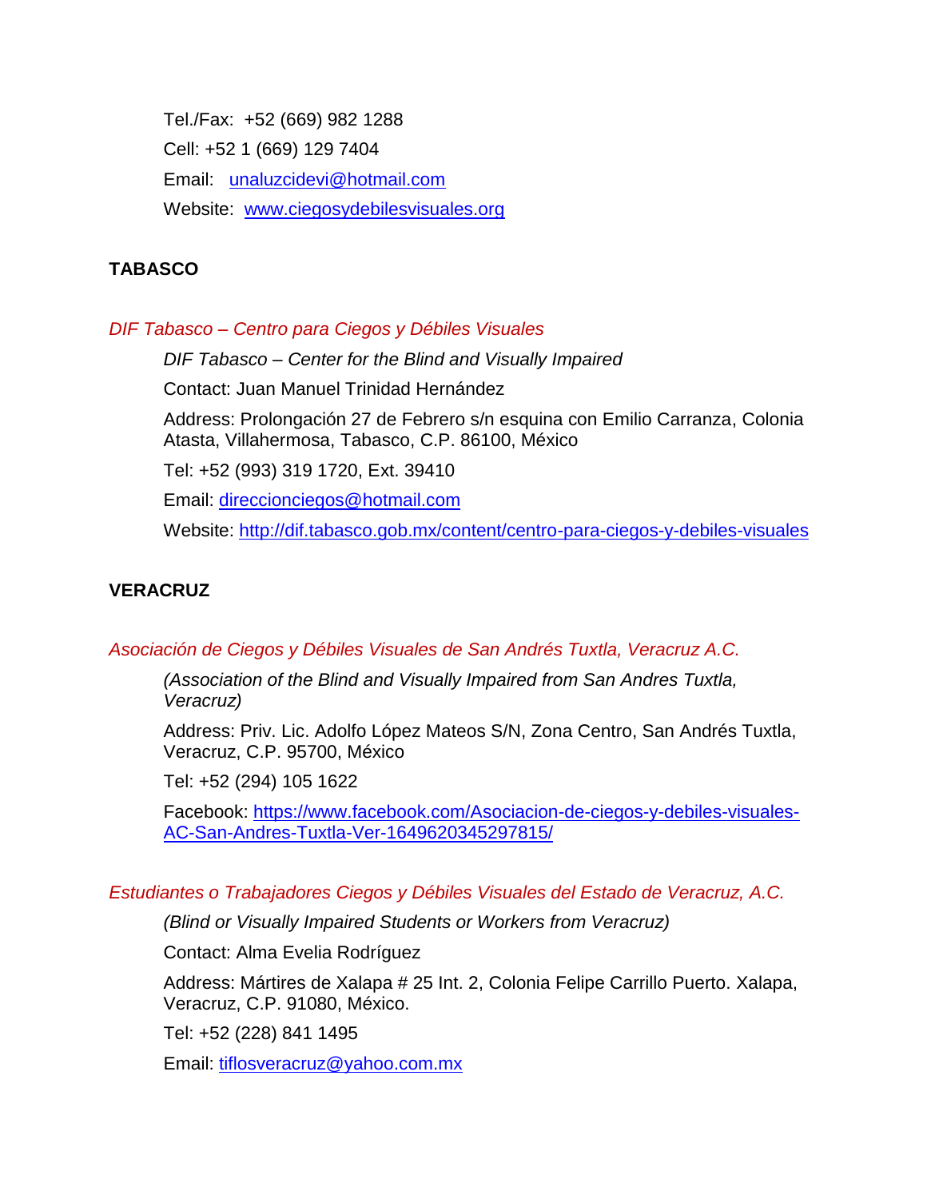Tel./Fax: +52 (669) 982 1288

Cell: +52 1 (669) 129 7404

Email: unaluzcidevi@hotmail.com

Website: www.ciegosydebilesvisuales.org

## TABASCO

*DIF Tabasco – Centro para Ciegos y Débiles Visuales*

*DIF Tabasco – Center for the Blind and Visually Impaired*

Contact: Juan Manuel Trinidad Hernández

Address: Prolongación 27 de Febrero s/n esquina con Emilio Carranza, Colonia Atasta, Villahermosa, Tabasco, C.P. 86100, México

Tel: +52 (993) 319 1720, Ext. 39410

Email: direccionciegos@hotmail.com

Website: http://dif.tabasco.gob.mx/content/centro-para-ciegos-y-debiles-visuales

## VERACRUZ

*Asociación de Ciegos y Débiles Visuales de San Andrés Tuxtla, Veracruz A.C.*

*(Association of the Blind and Visually Impaired from San Andres Tuxtla, Veracruz)*

Address: Priv. Lic. Adolfo López Mateos S/N, Zona Centro, San Andrés Tuxtla, Veracruz, C.P. 95700, México

Tel: +52 (294) 105 1622

Facebook: https://www.facebook.com/Asociacion-de-ciegos-y-debiles-visuales-AC-San-Andres-Tuxtla-Ver-1649620345297815/

*Estudiantes o Trabajadores Ciegos y Débiles Visuales del Estado de Veracruz, A.C.*

*(Blind or Visually Impaired Students or Workers from Veracruz)*

Contact: Alma Evelia Rodríguez

Address: Mártires de Xalapa # 25 Int. 2, Colonia Felipe Carrillo Puerto. Xalapa, Veracruz, C.P. 91080, México.

Tel: +52 (228) 841 1495

Email: tiflosveracruz@yahoo.com.mx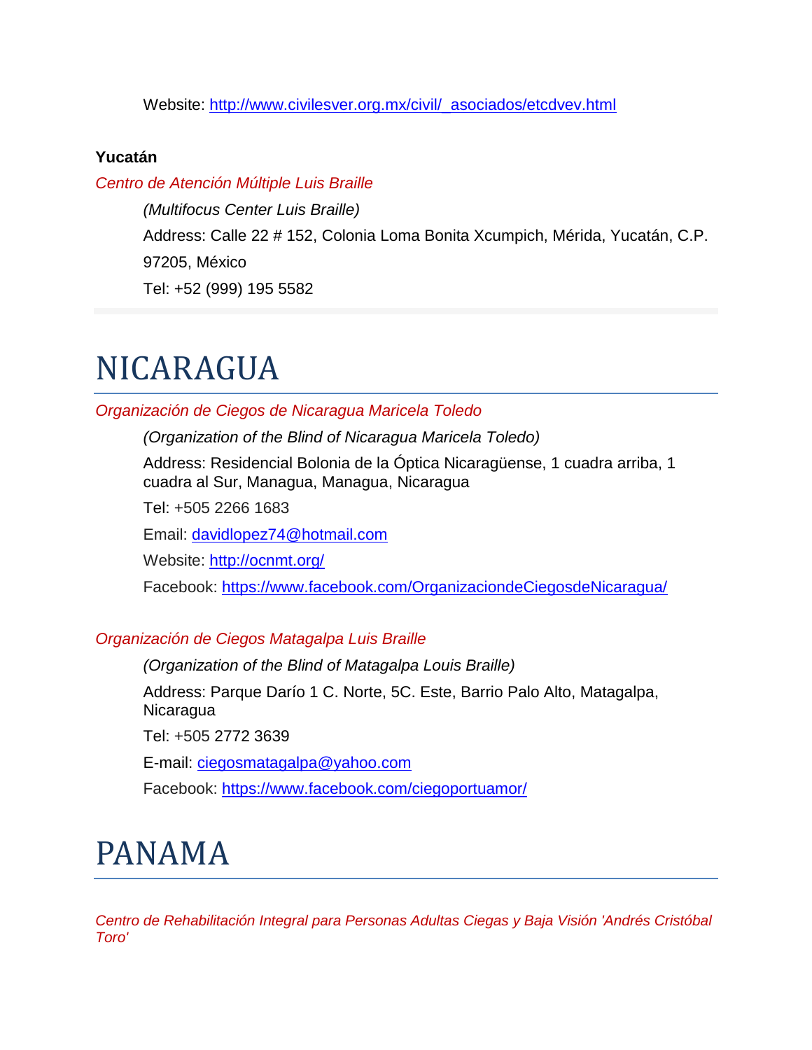Website: http://www.civilesver.org.mx/civil/_asociados/etcdvev.html

**Yucatán**

*Centro de Atención Múltiple Luis Braille*

*(Multifocus Center Luis Braille)*

Address: Calle 22 # 152, Colonia Loma Bonita Xcumpich, Mérida, Yucatán, C.P. 97205, México

Tel: +52 (999) 195 5582

# NICARAGUA

*Organización de Ciegos de Nicaragua Maricela Toledo*

*(Organization of the Blind of Nicaragua Maricela Toledo)*

Address: Residencial Bolonia de la Óptica Nicaragüense, 1 cuadra arriba, 1 cuadra al Sur, Managua, Managua, Nicaragua

Tel: +505 2266 1683

Email: davidlopez74@hotmail.com

Website: http://ocnmt.org/

Facebook: https://www.facebook.com/OrganizaciondeCiegosdeNicaragua/

*Organización de Ciegos Matagalpa Luis Braille*

*(Organization of the Blind of Matagalpa Louis Braille)*

Address: Parque Darío 1 C. Norte, 5C. Este, Barrio Palo Alto, Matagalpa, Nicaragua

Tel: +505 2772 3639

E-mail: ciegosmatagalpa@yahoo.com

Facebook: https://www.facebook.com/ciegoportuamor/

# PANAMA

*Centro de Rehabilitación Integral para Personas Adultas Ciegas y Baja Visión 'Andrés Cristóbal Toro'*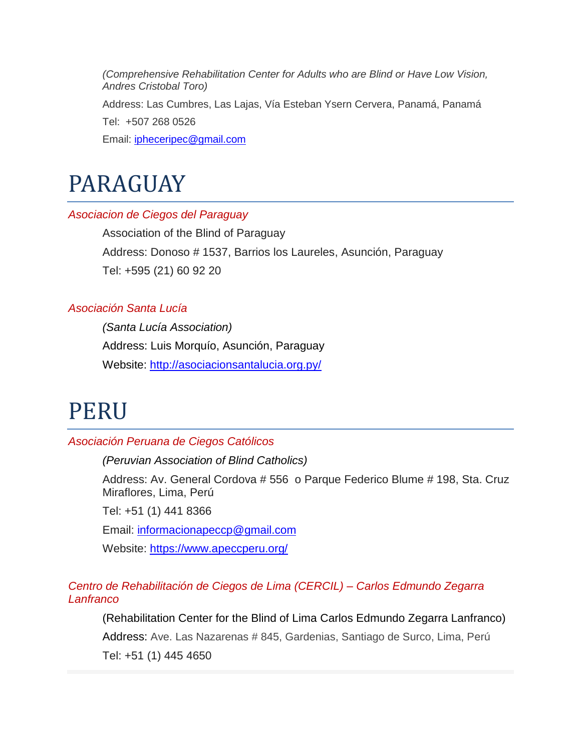*(Comprehensive Rehabilitation Center for Adults who are Blind or Have Low Vision, Andres Cristobal Toro)*

Address: Las Cumbres, Las Lajas, Vía Esteban Ysern Cervera, Panamá, Panamá

Tel: +507 268 0526

Email: [ipheceripec@gmail.com](mailto:ipheceripec@gmail.com)

# PARAGUAY

*Asociacion de Ciegos del Paraguay*

Association of the Blind of Paraguay

Address: Donoso # 1537, Barrios los Laureles, Asunción, Paraguay

Tel: +595 (21) 60 92 20

*Asociación Santa Lucía*

*(Santa Lucía Association)*

Address: Luis Morquío, Asunción, Paraguay

Website: [http://asociacionsantalucia.org.py/](http://asociacionsantalucia.org.py/)

# PERU

*Asociación Peruana de Ciegos Católicos*

*(Peruvian Association of Blind Catholics)*

Address: Av. General Cordova # 556 o Parque Federico Blume # 198, Sta. Cruz Miraflores, Lima, Perú

Tel: +51 (1) 441 8366

Email: [informacionapeccp@gmail.com](mailto:informacionapeccp@gmail.com)

Website: [https://www.apeccperu.org/](https://www.apeccperu.org/)

*Centro de Rehabilitación de Ciegos de Lima (CERCIL) – Carlos Edmundo Zegarra Lanfranco*

(Rehabilitation Center for the Blind of Lima Carlos Edmundo Zegarra Lanfranco)

Address: Ave. Las Nazarenas # 845, Gardenias, Santiago de Surco, Lima, Perú

Tel: +51 (1) 445 4650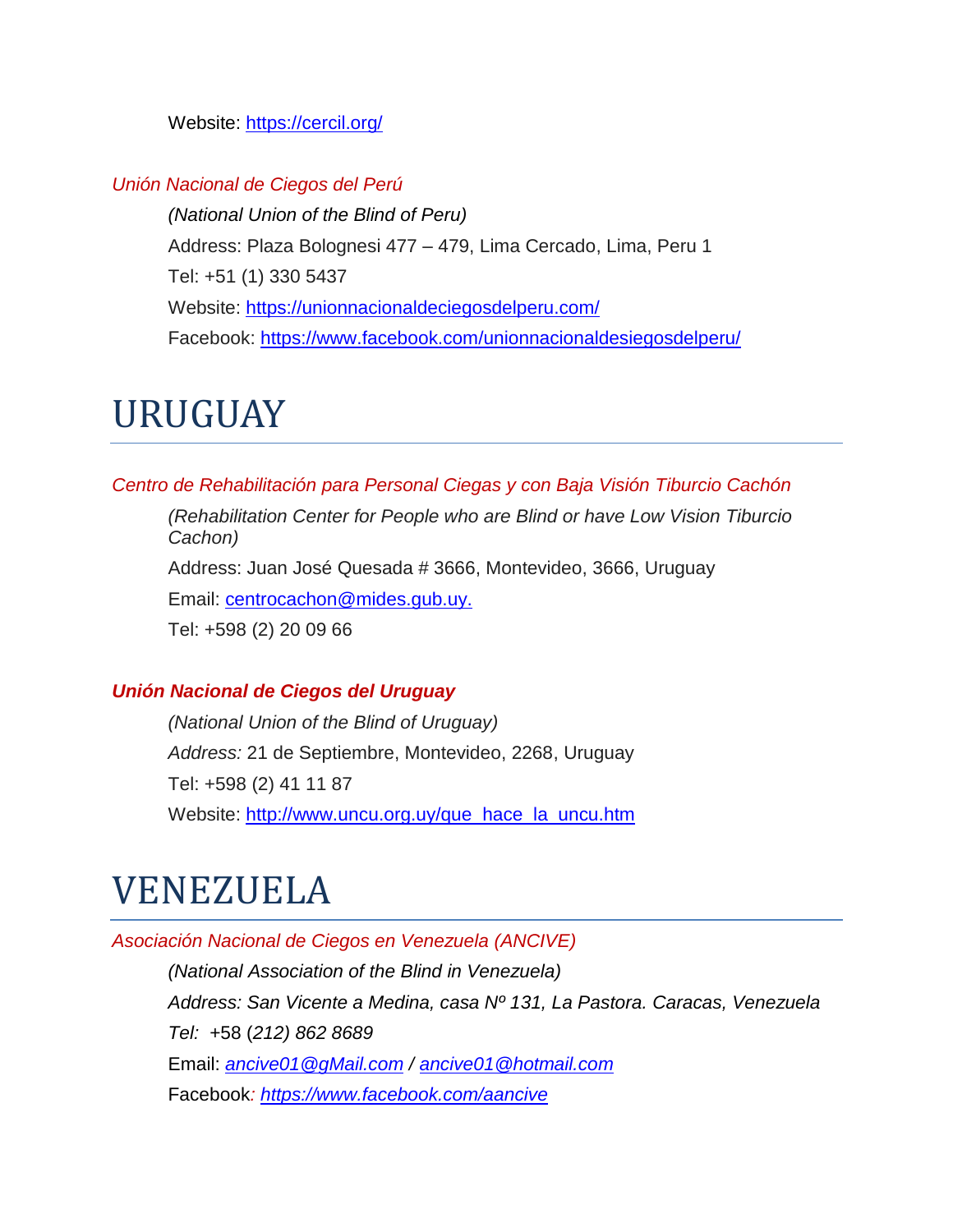Website: https://cercil.org/

*Unión Nacional de Ciegos del Perú*

*(National Union of the Blind of Peru)*

Address: Plaza Bolognesi 477 – 479, Lima Cercado, Lima, Peru 1

Tel: +51 (1) 330 5437

Website: https://unionnacionaldeciegosdelperu.com/

Facebook: https://www.facebook.com/unionnacionaldesiegosdelperu/

# URUGUAY

*Centro de Rehabilitación para Personal Ciegas y con Baja Visión Tiburcio Cachón*

*(Rehabilitation Center for People who are Blind or have Low Vision Tiburcio Cachon)*

Address: Juan José Quesada # 3666, Montevideo, 3666, Uruguay

Email: centrocachon@mides.gub.uy.

Tel: +598 (2) 20 09 66

***Unión Nacional de Ciegos del Uruguay***

*(National Union of the Blind of Uruguay)*

*Address:* 21 de Septiembre, Montevideo, 2268, Uruguay

Tel: +598 (2) 41 11 87

Website: http://www.uncu.org.uy/que_hace_la_uncu.htm

# VENEZUELA

*Asociación Nacional de Ciegos en Venezuela (ANCIVE)*

*(National Association of the Blind in Venezuela)*

*Address: San Vicente a Medina, casa Nº 131, La Pastora. Caracas, Venezuela*

*Tel:* +58 (*212) 862 8689*

Email: *ancive01@gMail.com / ancive01@hotmail.com*

Facebook*: https://www.facebook.com/aancive*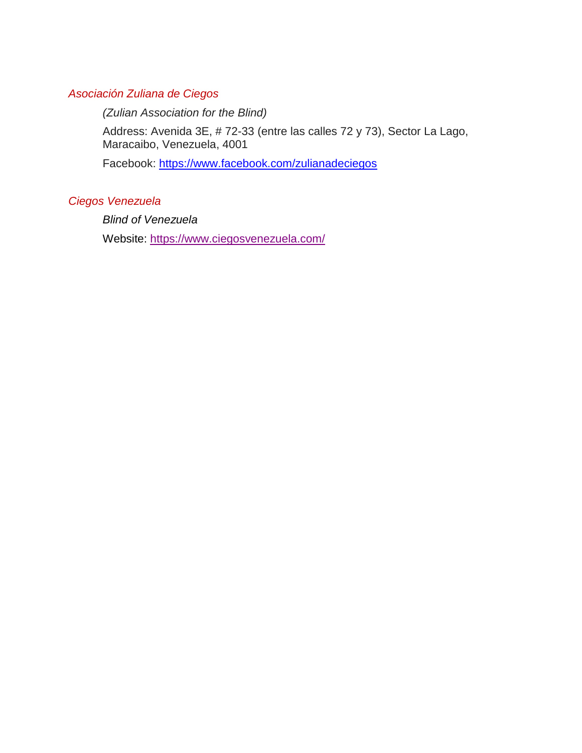### *Asociación Zuliana de Ciegos*

*(Zulian Association for the Blind)*

Address: Avenida 3E, # 72-33 (entre las calles 72 y 73), Sector La Lago, Maracaibo, Venezuela, 4001

Facebook: https://www.facebook.com/zulianadeciegos

### *Ciegos Venezuela*

*Blind of Venezuela*

Website: https://www.ciegosvenezuela.com/